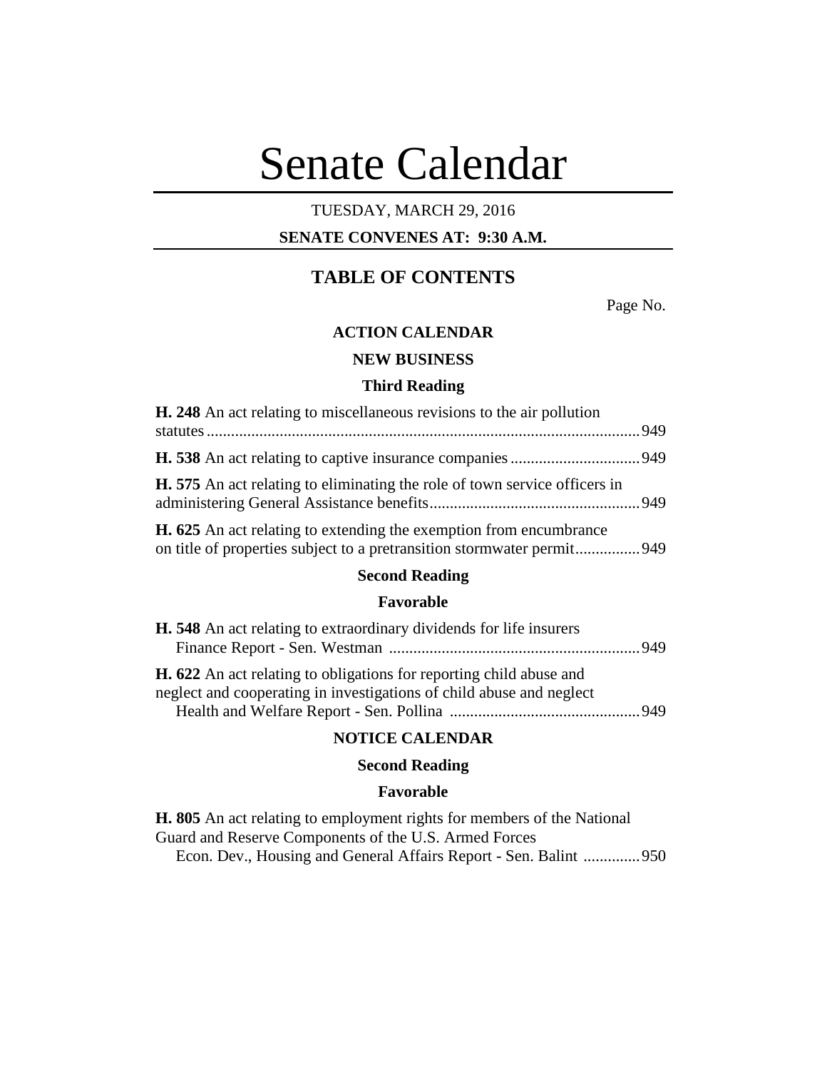# Senate Calendar

TUESDAY, MARCH 29, 2016

**SENATE CONVENES AT: 9:30 A.M.**

## TABLE OF CONTENTS

Page No.

### ACTION CALENDAR

### NEW BUSINESS

### Third Reading

**H. 248** An act relating to miscellaneous revisions to the air pollution statutes .......... 949

**H. 538** An act relating to captive insurance companies .......... 949

**H. 575** An act relating to eliminating the role of town service officers in administering General Assistance benefits .......... 949

**H. 625** An act relating to extending the exemption from encumbrance on title of properties subject to a pretransition stormwater permit .......... 949

### Second Reading

### Favorable

**H. 548** An act relating to extraordinary dividends for life insurers
Finance Report - Sen. Westman .......... 949

**H. 622** An act relating to obligations for reporting child abuse and neglect and cooperating in investigations of child abuse and neglect
Health and Welfare Report - Sen. Pollina .......... 949

### NOTICE CALENDAR

### Second Reading

### Favorable

**H. 805** An act relating to employment rights for members of the National Guard and Reserve Components of the U.S. Armed Forces
Econ. Dev., Housing and General Affairs Report - Sen. Balint .......... 950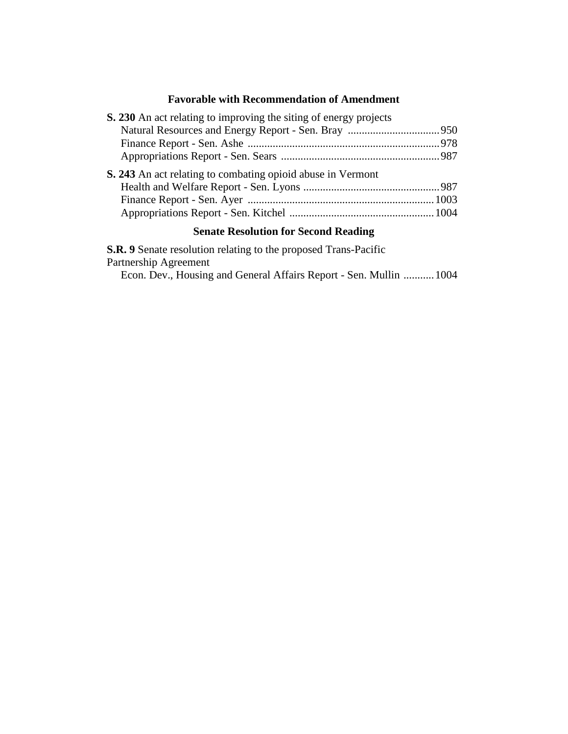### Favorable with Recommendation of Amendment

**S. 230** An act relating to improving the siting of energy projects

Natural Resources and Energy Report - Sen. Bray ................................. 950
Finance Report - Sen. Ashe ..................................................................... 978
Appropriations Report - Sen. Sears ......................................................... 987

**S. 243** An act relating to combating opioid abuse in Vermont

Health and Welfare Report - Sen. Lyons ................................................. 987
Finance Report - Sen. Ayer ................................................................... 1003
Appropriations Report - Sen. Kitchel .................................................... 1004

### Senate Resolution for Second Reading

**S.R. 9** Senate resolution relating to the proposed Trans-Pacific Partnership Agreement

Econ. Dev., Housing and General Affairs Report - Sen. Mullin ........... 1004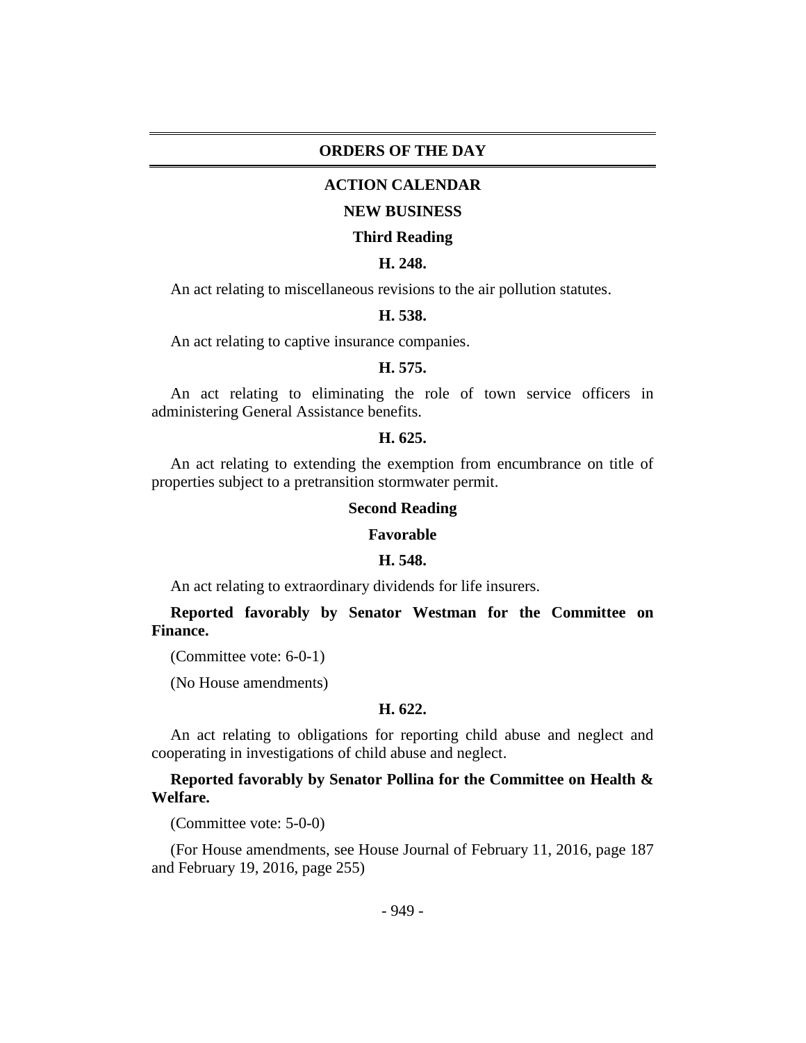# ORDERS OF THE DAY

## ACTION CALENDAR

### NEW BUSINESS

#### Third Reading

**H. 248.**

An act relating to miscellaneous revisions to the air pollution statutes.

**H. 538.**

An act relating to captive insurance companies.

**H. 575.**

An act relating to eliminating the role of town service officers in administering General Assistance benefits.

**H. 625.**

An act relating to extending the exemption from encumbrance on title of properties subject to a pretransition stormwater permit.

#### Second Reading

**Favorable**

**H. 548.**

An act relating to extraordinary dividends for life insurers.

**Reported favorably by Senator Westman for the Committee on Finance.**

(Committee vote: 6-0-1)

(No House amendments)

**H. 622.**

An act relating to obligations for reporting child abuse and neglect and cooperating in investigations of child abuse and neglect.

**Reported favorably by Senator Pollina for the Committee on Health & Welfare.**

(Committee vote: 5-0-0)

(For House amendments, see House Journal of February 11, 2016, page 187 and February 19, 2016, page 255)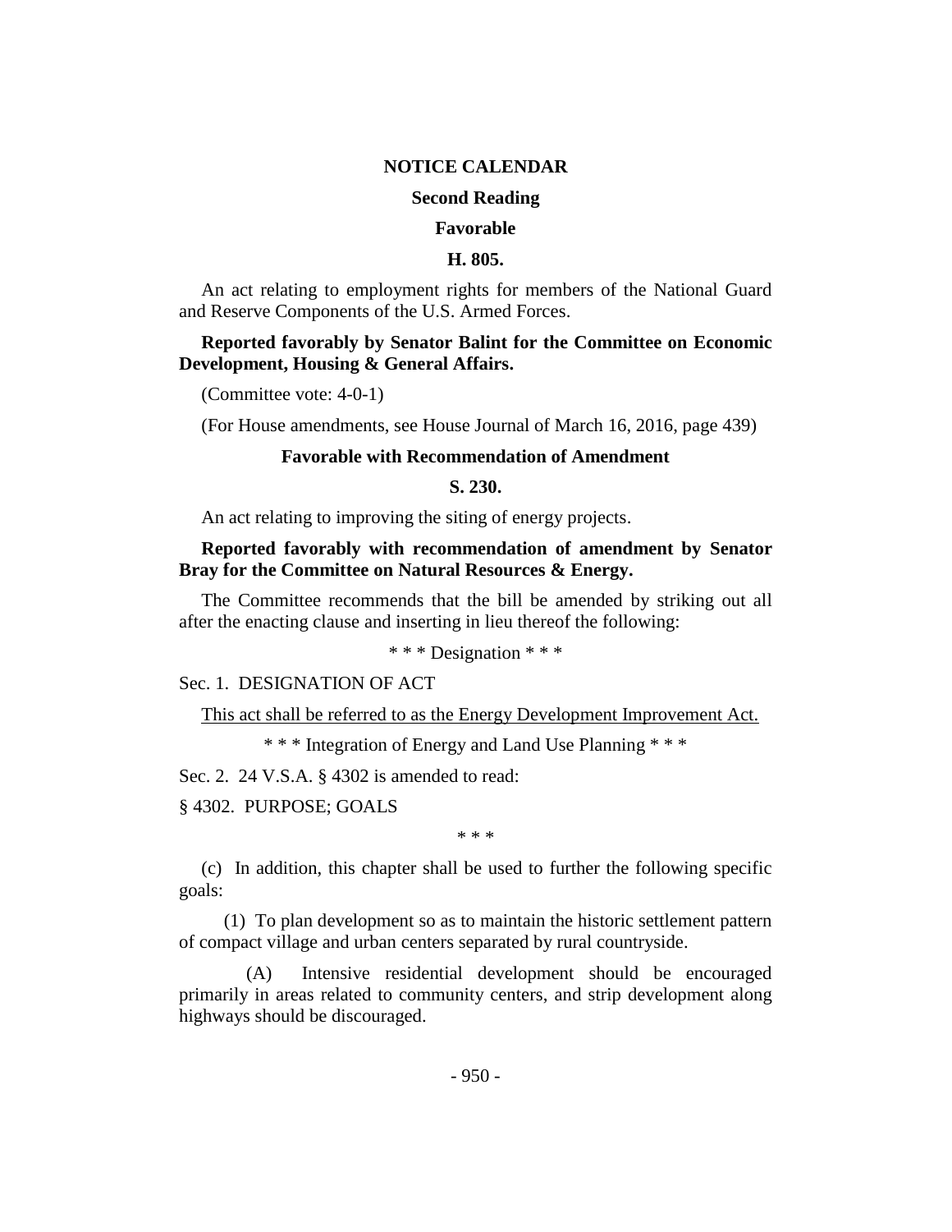**NOTICE CALENDAR**

**Second Reading**

**Favorable**

**H. 805.**

An act relating to employment rights for members of the National Guard and Reserve Components of the U.S. Armed Forces.

**Reported favorably by Senator Balint for the Committee on Economic Development, Housing & General Affairs.**

(Committee vote: 4-0-1)

(For House amendments, see House Journal of March 16, 2016, page 439)

**Favorable with Recommendation of Amendment**

**S. 230.**

An act relating to improving the siting of energy projects.

**Reported favorably with recommendation of amendment by Senator Bray for the Committee on Natural Resources & Energy.**

The Committee recommends that the bill be amended by striking out all after the enacting clause and inserting in lieu thereof the following:

\* \* \* Designation \* \* \*

Sec. 1. DESIGNATION OF ACT

<u>This act shall be referred to as the Energy Development Improvement Act.</u>

\* \* \* Integration of Energy and Land Use Planning \* \* \*

Sec. 2. 24 V.S.A. § 4302 is amended to read:

§ 4302. PURPOSE; GOALS

\* \* \*

(c) In addition, this chapter shall be used to further the following specific goals:

(1) To plan development so as to maintain the historic settlement pattern of compact village and urban centers separated by rural countryside.

(A) Intensive residential development should be encouraged primarily in areas related to community centers, and strip development along highways should be discouraged.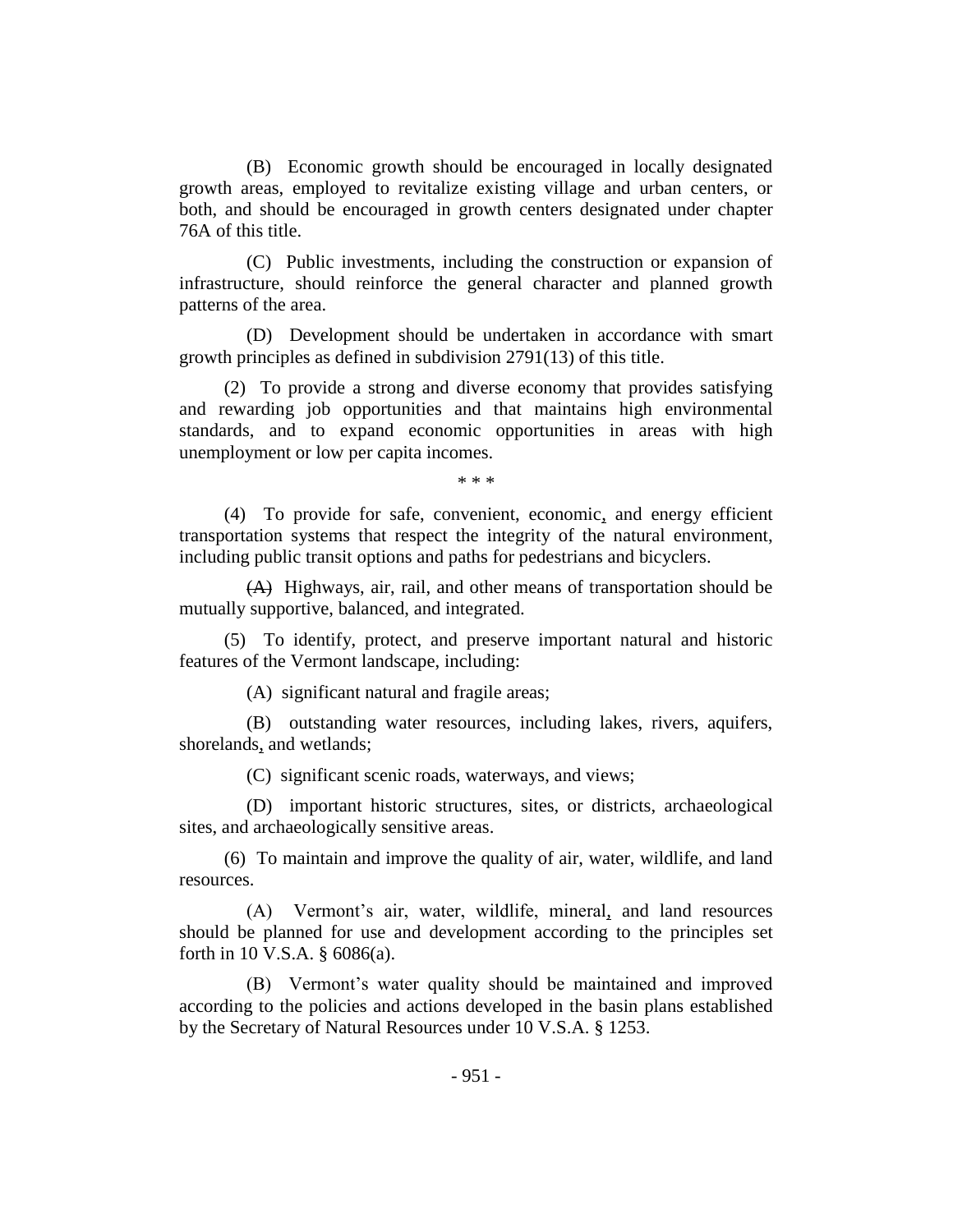(B) Economic growth should be encouraged in locally designated growth areas, employed to revitalize existing village and urban centers, or both, and should be encouraged in growth centers designated under chapter 76A of this title.

(C) Public investments, including the construction or expansion of infrastructure, should reinforce the general character and planned growth patterns of the area.

(D) Development should be undertaken in accordance with smart growth principles as defined in subdivision 2791(13) of this title.

(2) To provide a strong and diverse economy that provides satisfying and rewarding job opportunities and that maintains high environmental standards, and to expand economic opportunities in areas with high unemployment or low per capita incomes.

\* \* \*

(4) To provide for safe, convenient, economic, and energy efficient transportation systems that respect the integrity of the natural environment, including public transit options and paths for pedestrians and bicyclers.

~~(A)~~ Highways, air, rail, and other means of transportation should be mutually supportive, balanced, and integrated.

(5) To identify, protect, and preserve important natural and historic features of the Vermont landscape, including:

(A) significant natural and fragile areas;

(B) outstanding water resources, including lakes, rivers, aquifers, shorelands, and wetlands;

(C) significant scenic roads, waterways, and views;

(D) important historic structures, sites, or districts, archaeological sites, and archaeologically sensitive areas.

(6) To maintain and improve the quality of air, water, wildlife, and land resources.

(A) Vermont's air, water, wildlife, mineral, and land resources should be planned for use and development according to the principles set forth in 10 V.S.A. § 6086(a).

(B) Vermont's water quality should be maintained and improved according to the policies and actions developed in the basin plans established by the Secretary of Natural Resources under 10 V.S.A. § 1253.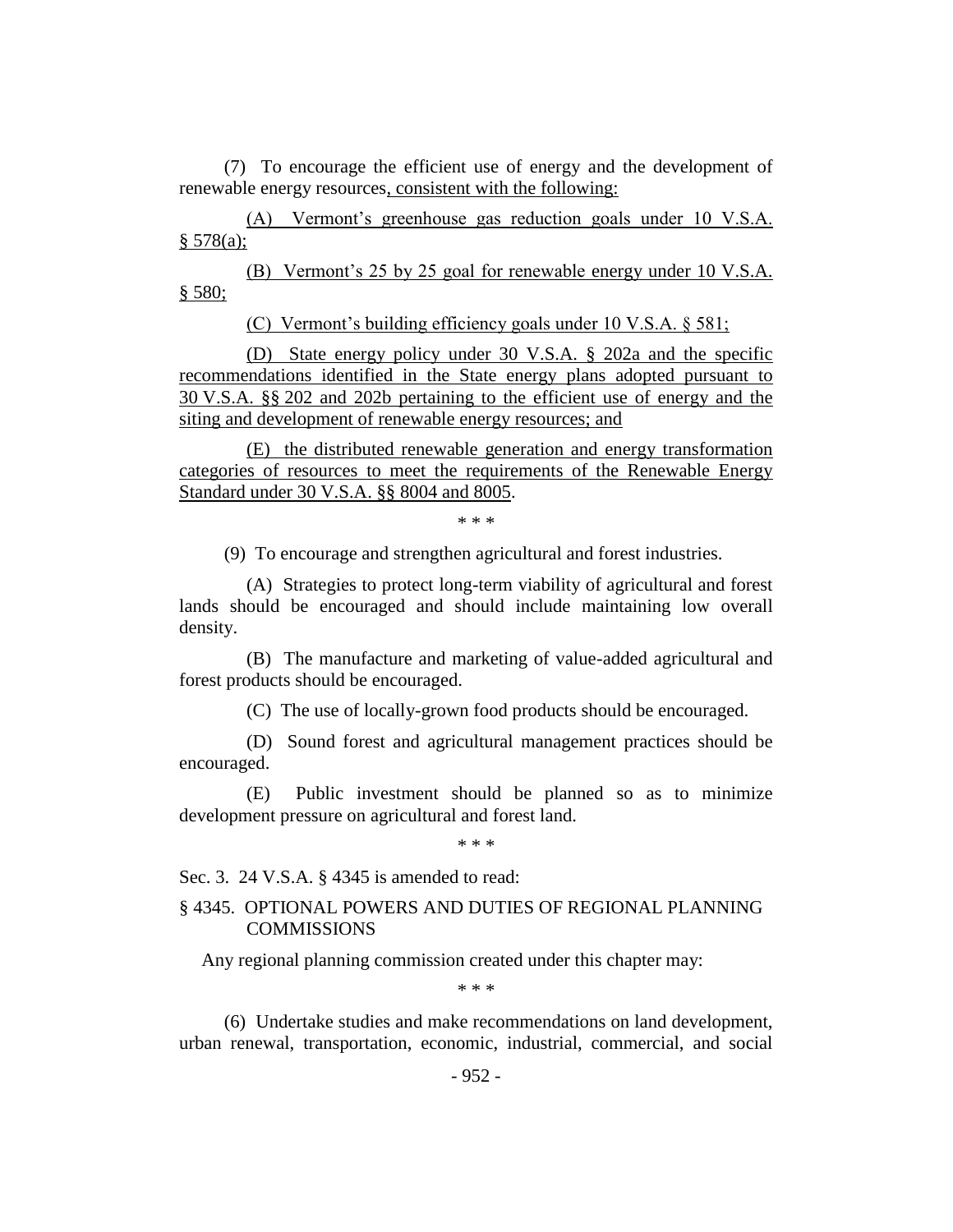(7) To encourage the efficient use of energy and the development of renewable energy resources, consistent with the following:

(A) Vermont's greenhouse gas reduction goals under 10 V.S.A. § 578(a);

(B) Vermont's 25 by 25 goal for renewable energy under 10 V.S.A. § 580;

(C) Vermont's building efficiency goals under 10 V.S.A. § 581;

(D) State energy policy under 30 V.S.A. § 202a and the specific recommendations identified in the State energy plans adopted pursuant to 30 V.S.A. §§ 202 and 202b pertaining to the efficient use of energy and the siting and development of renewable energy resources; and

(E) the distributed renewable generation and energy transformation categories of resources to meet the requirements of the Renewable Energy Standard under 30 V.S.A. §§ 8004 and 8005.

\* \* \*

(9) To encourage and strengthen agricultural and forest industries.

(A) Strategies to protect long-term viability of agricultural and forest lands should be encouraged and should include maintaining low overall density.

(B) The manufacture and marketing of value-added agricultural and forest products should be encouraged.

(C) The use of locally-grown food products should be encouraged.

(D) Sound forest and agricultural management practices should be encouraged.

(E) Public investment should be planned so as to minimize development pressure on agricultural and forest land.

\* \* \*

Sec. 3. 24 V.S.A. § 4345 is amended to read:

§ 4345. OPTIONAL POWERS AND DUTIES OF REGIONAL PLANNING COMMISSIONS

Any regional planning commission created under this chapter may:

\* \* \*

(6) Undertake studies and make recommendations on land development, urban renewal, transportation, economic, industrial, commercial, and social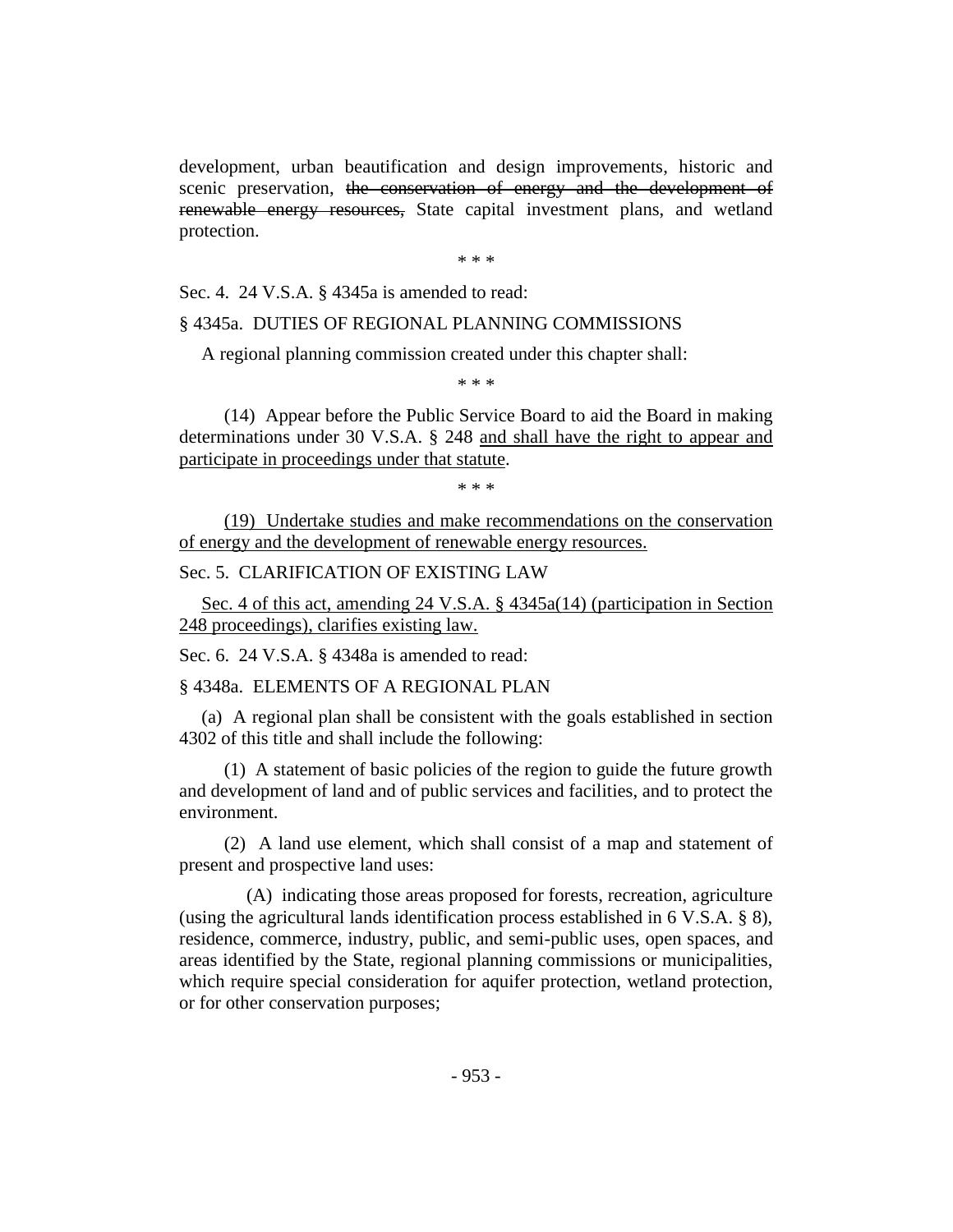development, urban beautification and design improvements, historic and scenic preservation, ~~the conservation of energy and the development of renewable energy resources,~~ State capital investment plans, and wetland protection.

\* \* \*

Sec. 4. 24 V.S.A. § 4345a is amended to read:

§ 4345a. DUTIES OF REGIONAL PLANNING COMMISSIONS

A regional planning commission created under this chapter shall:

\* \* \*

(14) Appear before the Public Service Board to aid the Board in making determinations under 30 V.S.A. § 248 <u>and shall have the right to appear and participate in proceedings under that statute</u>.

\* \* \*

<u>(19) Undertake studies and make recommendations on the conservation of energy and the development of renewable energy resources.</u>

Sec. 5. CLARIFICATION OF EXISTING LAW

<u>Sec. 4 of this act, amending 24 V.S.A. § 4345a(14) (participation in Section 248 proceedings), clarifies existing law.</u>

Sec. 6. 24 V.S.A. § 4348a is amended to read:

§ 4348a. ELEMENTS OF A REGIONAL PLAN

(a) A regional plan shall be consistent with the goals established in section 4302 of this title and shall include the following:

(1) A statement of basic policies of the region to guide the future growth and development of land and of public services and facilities, and to protect the environment.

(2) A land use element, which shall consist of a map and statement of present and prospective land uses:

(A) indicating those areas proposed for forests, recreation, agriculture (using the agricultural lands identification process established in 6 V.S.A. § 8), residence, commerce, industry, public, and semi-public uses, open spaces, and areas identified by the State, regional planning commissions or municipalities, which require special consideration for aquifer protection, wetland protection, or for other conservation purposes;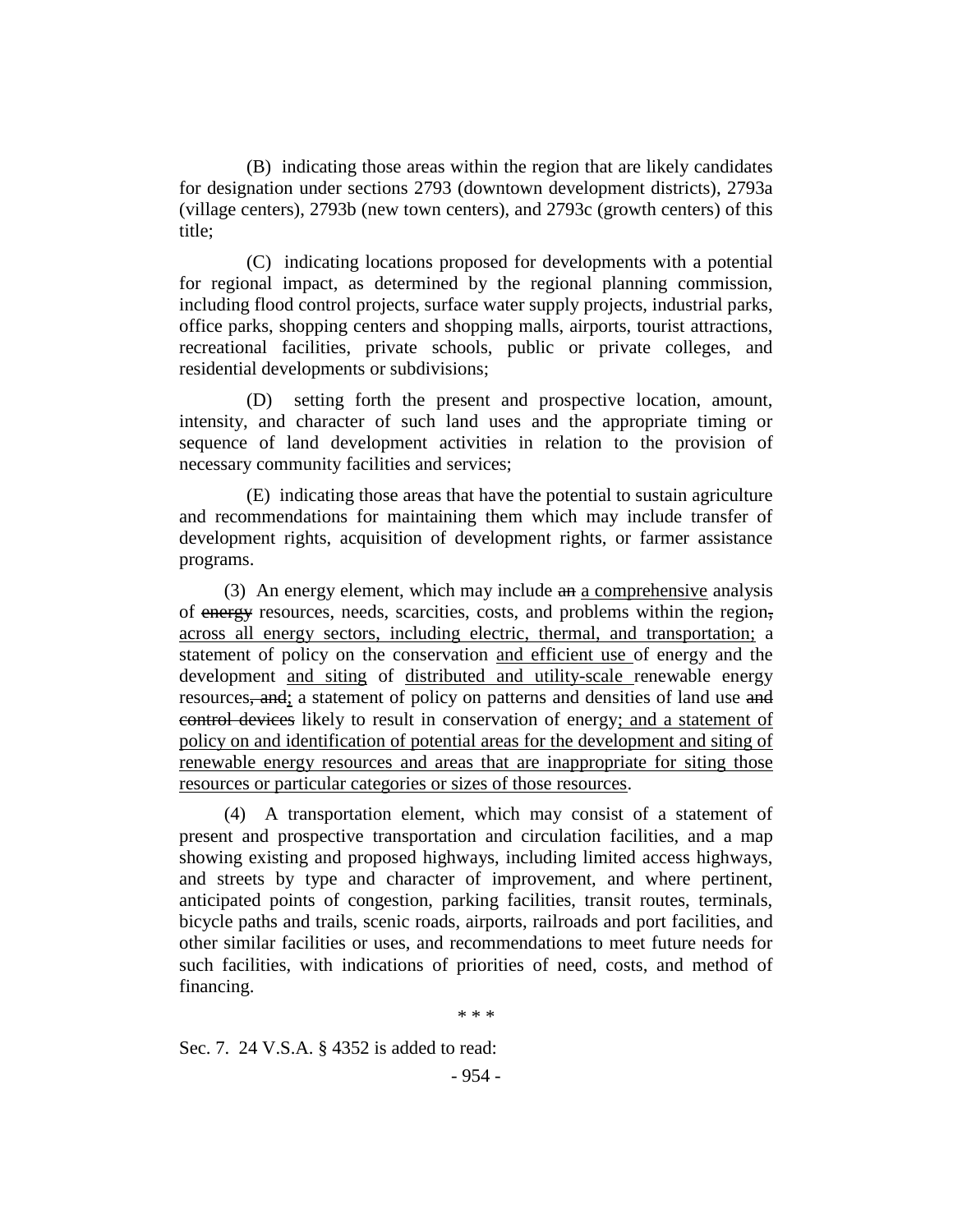(B) indicating those areas within the region that are likely candidates for designation under sections 2793 (downtown development districts), 2793a (village centers), 2793b (new town centers), and 2793c (growth centers) of this title;

(C) indicating locations proposed for developments with a potential for regional impact, as determined by the regional planning commission, including flood control projects, surface water supply projects, industrial parks, office parks, shopping centers and shopping malls, airports, tourist attractions, recreational facilities, private schools, public or private colleges, and residential developments or subdivisions;

(D) setting forth the present and prospective location, amount, intensity, and character of such land uses and the appropriate timing or sequence of land development activities in relation to the provision of necessary community facilities and services;

(E) indicating those areas that have the potential to sustain agriculture and recommendations for maintaining them which may include transfer of development rights, acquisition of development rights, or farmer assistance programs.

(3) An energy element, which may include ~~an~~ <u>a comprehensive</u> analysis of ~~energy~~ resources, needs, scarcities, costs, and problems within the region~~,~~ <u>across all energy sectors, including electric, thermal, and transportation;</u> a statement of policy on the conservation <u>and efficient use</u> of energy and the development <u>and siting</u> of <u>distributed and utility-scale</u> renewable energy resources~~, and~~<u>;</u> a statement of policy on patterns and densities of land use ~~and control devices~~ likely to result in conservation of energy<u>; and a statement of policy on and identification of potential areas for the development and siting of renewable energy resources and areas that are inappropriate for siting those resources or particular categories or sizes of those resources</u>.

(4) A transportation element, which may consist of a statement of present and prospective transportation and circulation facilities, and a map showing existing and proposed highways, including limited access highways, and streets by type and character of improvement, and where pertinent, anticipated points of congestion, parking facilities, transit routes, terminals, bicycle paths and trails, scenic roads, airports, railroads and port facilities, and other similar facilities or uses, and recommendations to meet future needs for such facilities, with indications of priorities of need, costs, and method of financing.

\* \* \*

Sec. 7. 24 V.S.A. § 4352 is added to read: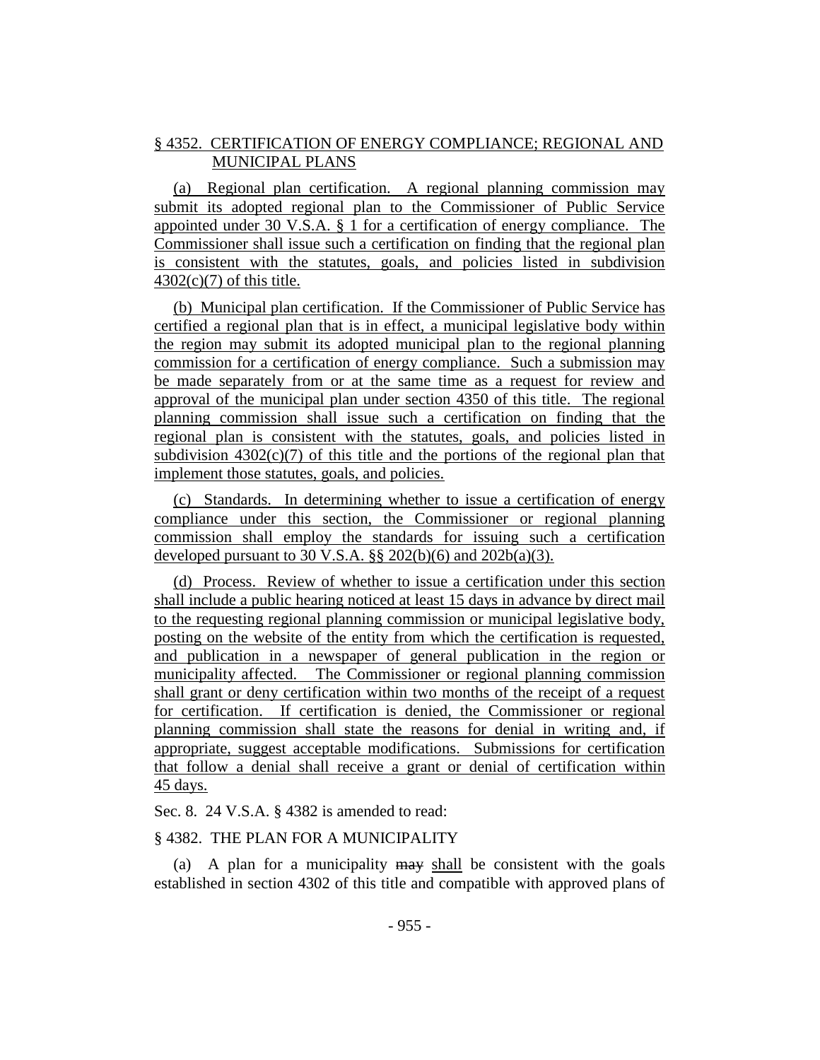§ 4352. CERTIFICATION OF ENERGY COMPLIANCE; REGIONAL AND MUNICIPAL PLANS

(a) Regional plan certification. A regional planning commission may submit its adopted regional plan to the Commissioner of Public Service appointed under 30 V.S.A. § 1 for a certification of energy compliance. The Commissioner shall issue such a certification on finding that the regional plan is consistent with the statutes, goals, and policies listed in subdivision 4302(c)(7) of this title.

(b) Municipal plan certification. If the Commissioner of Public Service has certified a regional plan that is in effect, a municipal legislative body within the region may submit its adopted municipal plan to the regional planning commission for a certification of energy compliance. Such a submission may be made separately from or at the same time as a request for review and approval of the municipal plan under section 4350 of this title. The regional planning commission shall issue such a certification on finding that the regional plan is consistent with the statutes, goals, and policies listed in subdivision 4302(c)(7) of this title and the portions of the regional plan that implement those statutes, goals, and policies.

(c) Standards. In determining whether to issue a certification of energy compliance under this section, the Commissioner or regional planning commission shall employ the standards for issuing such a certification developed pursuant to 30 V.S.A. §§ 202(b)(6) and 202b(a)(3).

(d) Process. Review of whether to issue a certification under this section shall include a public hearing noticed at least 15 days in advance by direct mail to the requesting regional planning commission or municipal legislative body, posting on the website of the entity from which the certification is requested, and publication in a newspaper of general publication in the region or municipality affected. The Commissioner or regional planning commission shall grant or deny certification within two months of the receipt of a request for certification. If certification is denied, the Commissioner or regional planning commission shall state the reasons for denial in writing and, if appropriate, suggest acceptable modifications. Submissions for certification that follow a denial shall receive a grant or denial of certification within 45 days.

Sec. 8. 24 V.S.A. § 4382 is amended to read:

§ 4382. THE PLAN FOR A MUNICIPALITY

(a) A plan for a municipality ~~may~~ shall be consistent with the goals established in section 4302 of this title and compatible with approved plans of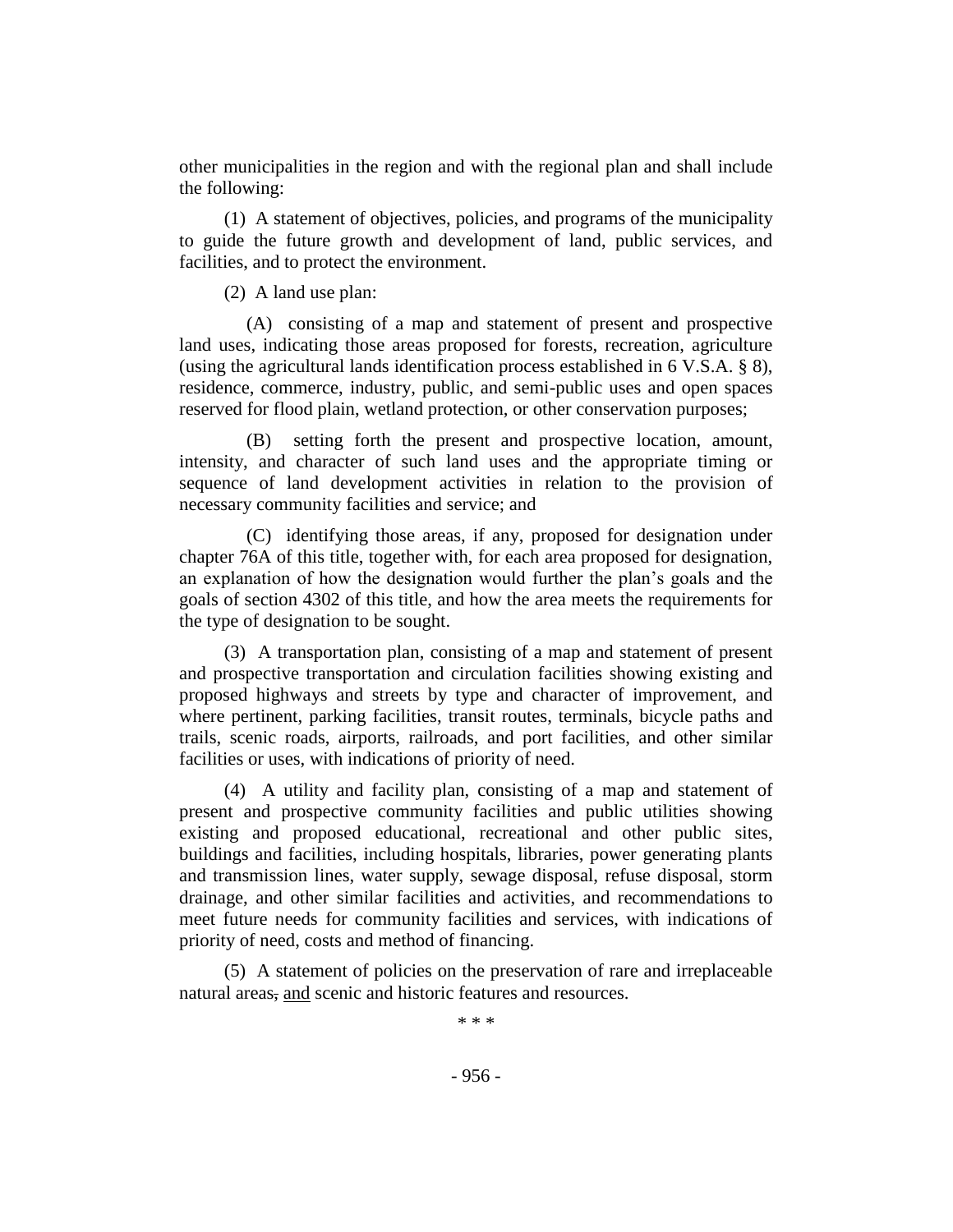other municipalities in the region and with the regional plan and shall include the following:

(1) A statement of objectives, policies, and programs of the municipality to guide the future growth and development of land, public services, and facilities, and to protect the environment.

(2) A land use plan:

(A) consisting of a map and statement of present and prospective land uses, indicating those areas proposed for forests, recreation, agriculture (using the agricultural lands identification process established in 6 V.S.A. § 8), residence, commerce, industry, public, and semi-public uses and open spaces reserved for flood plain, wetland protection, or other conservation purposes;

(B) setting forth the present and prospective location, amount, intensity, and character of such land uses and the appropriate timing or sequence of land development activities in relation to the provision of necessary community facilities and service; and

(C) identifying those areas, if any, proposed for designation under chapter 76A of this title, together with, for each area proposed for designation, an explanation of how the designation would further the plan's goals and the goals of section 4302 of this title, and how the area meets the requirements for the type of designation to be sought.

(3) A transportation plan, consisting of a map and statement of present and prospective transportation and circulation facilities showing existing and proposed highways and streets by type and character of improvement, and where pertinent, parking facilities, transit routes, terminals, bicycle paths and trails, scenic roads, airports, railroads, and port facilities, and other similar facilities or uses, with indications of priority of need.

(4) A utility and facility plan, consisting of a map and statement of present and prospective community facilities and public utilities showing existing and proposed educational, recreational and other public sites, buildings and facilities, including hospitals, libraries, power generating plants and transmission lines, water supply, sewage disposal, refuse disposal, storm drainage, and other similar facilities and activities, and recommendations to meet future needs for community facilities and services, with indications of priority of need, costs and method of financing.

(5) A statement of policies on the preservation of rare and irreplaceable natural areas~~,~~ <u>and</u> scenic and historic features and resources.

\* \* \*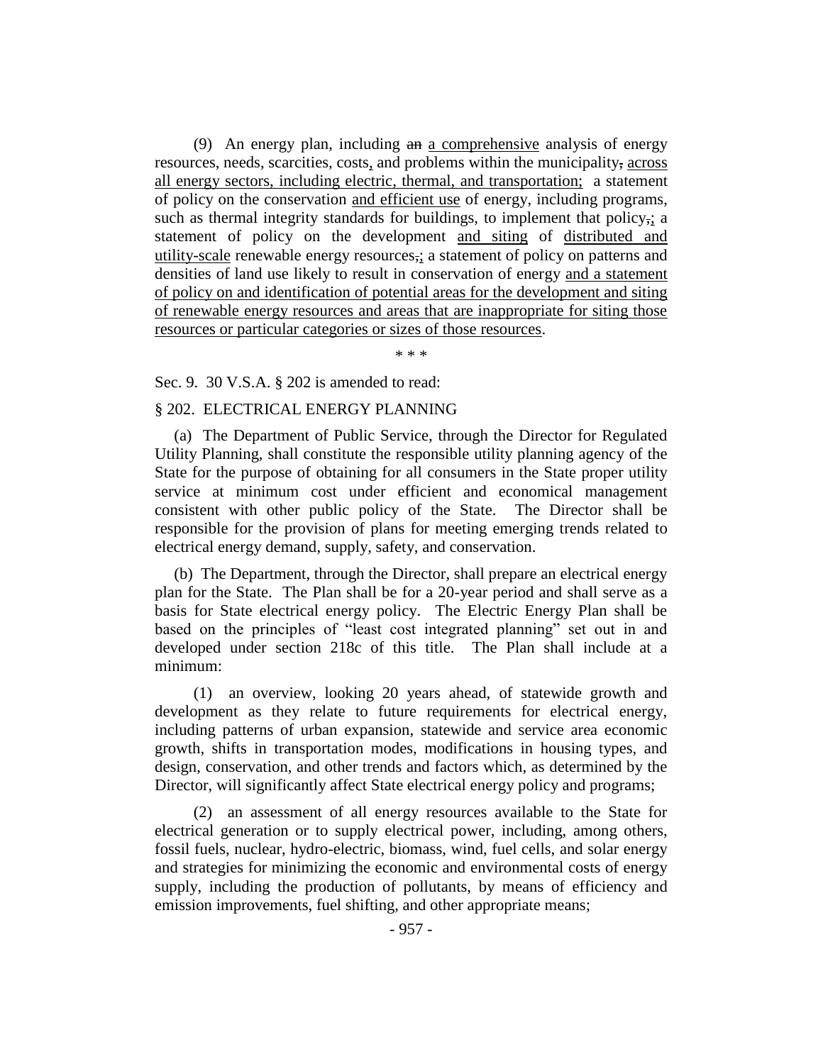(9) An energy plan, including ~~an~~ a comprehensive analysis of energy resources, needs, scarcities, costs, and problems within the municipality~~,~~ across all energy sectors, including electric, thermal, and transportation; a statement of policy on the conservation and efficient use of energy, including programs, such as thermal integrity standards for buildings, to implement that policy~~,~~; a statement of policy on the development and siting of distributed and utility-scale renewable energy resources~~,~~; a statement of policy on patterns and densities of land use likely to result in conservation of energy and a statement of policy on and identification of potential areas for the development and siting of renewable energy resources and areas that are inappropriate for siting those resources or particular categories or sizes of those resources.

\* \* \*

Sec. 9. 30 V.S.A. § 202 is amended to read:

§ 202. ELECTRICAL ENERGY PLANNING

(a) The Department of Public Service, through the Director for Regulated Utility Planning, shall constitute the responsible utility planning agency of the State for the purpose of obtaining for all consumers in the State proper utility service at minimum cost under efficient and economical management consistent with other public policy of the State. The Director shall be responsible for the provision of plans for meeting emerging trends related to electrical energy demand, supply, safety, and conservation.

(b) The Department, through the Director, shall prepare an electrical energy plan for the State. The Plan shall be for a 20-year period and shall serve as a basis for State electrical energy policy. The Electric Energy Plan shall be based on the principles of "least cost integrated planning" set out in and developed under section 218c of this title. The Plan shall include at a minimum:

(1) an overview, looking 20 years ahead, of statewide growth and development as they relate to future requirements for electrical energy, including patterns of urban expansion, statewide and service area economic growth, shifts in transportation modes, modifications in housing types, and design, conservation, and other trends and factors which, as determined by the Director, will significantly affect State electrical energy policy and programs;

(2) an assessment of all energy resources available to the State for electrical generation or to supply electrical power, including, among others, fossil fuels, nuclear, hydro-electric, biomass, wind, fuel cells, and solar energy and strategies for minimizing the economic and environmental costs of energy supply, including the production of pollutants, by means of efficiency and emission improvements, fuel shifting, and other appropriate means;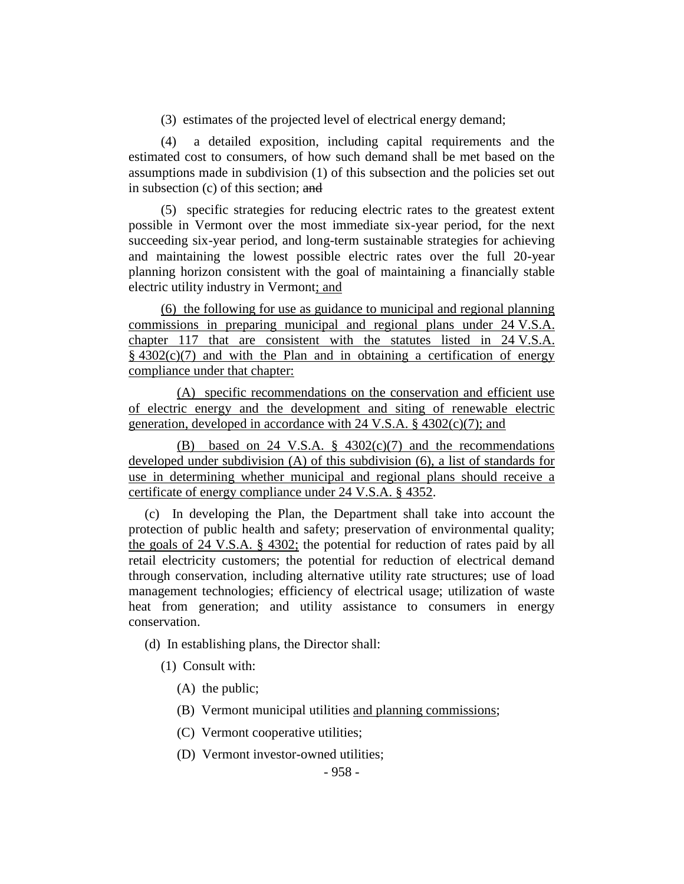(3) estimates of the projected level of electrical energy demand;

(4) a detailed exposition, including capital requirements and the estimated cost to consumers, of how such demand shall be met based on the assumptions made in subdivision (1) of this subsection and the policies set out in subsection (c) of this section; ~~and~~

(5) specific strategies for reducing electric rates to the greatest extent possible in Vermont over the most immediate six-year period, for the next succeeding six-year period, and long-term sustainable strategies for achieving and maintaining the lowest possible electric rates over the full 20-year planning horizon consistent with the goal of maintaining a financially stable electric utility industry in Vermont<u>; and</u>

<u>(6) the following for use as guidance to municipal and regional planning commissions in preparing municipal and regional plans under 24 V.S.A. chapter 117 that are consistent with the statutes listed in 24 V.S.A. § 4302(c)(7) and with the Plan and in obtaining a certification of energy compliance under that chapter:</u>

<u>(A) specific recommendations on the conservation and efficient use of electric energy and the development and siting of renewable electric generation, developed in accordance with 24 V.S.A. § 4302(c)(7); and</u>

<u>(B) based on 24 V.S.A. § 4302(c)(7) and the recommendations developed under subdivision (A) of this subdivision (6), a list of standards for use in determining whether municipal and regional plans should receive a certificate of energy compliance under 24 V.S.A. § 4352</u>.

(c) In developing the Plan, the Department shall take into account the protection of public health and safety; preservation of environmental quality; <u>the goals of 24 V.S.A. § 4302;</u> the potential for reduction of rates paid by all retail electricity customers; the potential for reduction of electrical demand through conservation, including alternative utility rate structures; use of load management technologies; efficiency of electrical usage; utilization of waste heat from generation; and utility assistance to consumers in energy conservation.

(d) In establishing plans, the Director shall:

(1) Consult with:

(A) the public;

(B) Vermont municipal utilities <u>and planning commissions</u>;

(C) Vermont cooperative utilities;

(D) Vermont investor-owned utilities;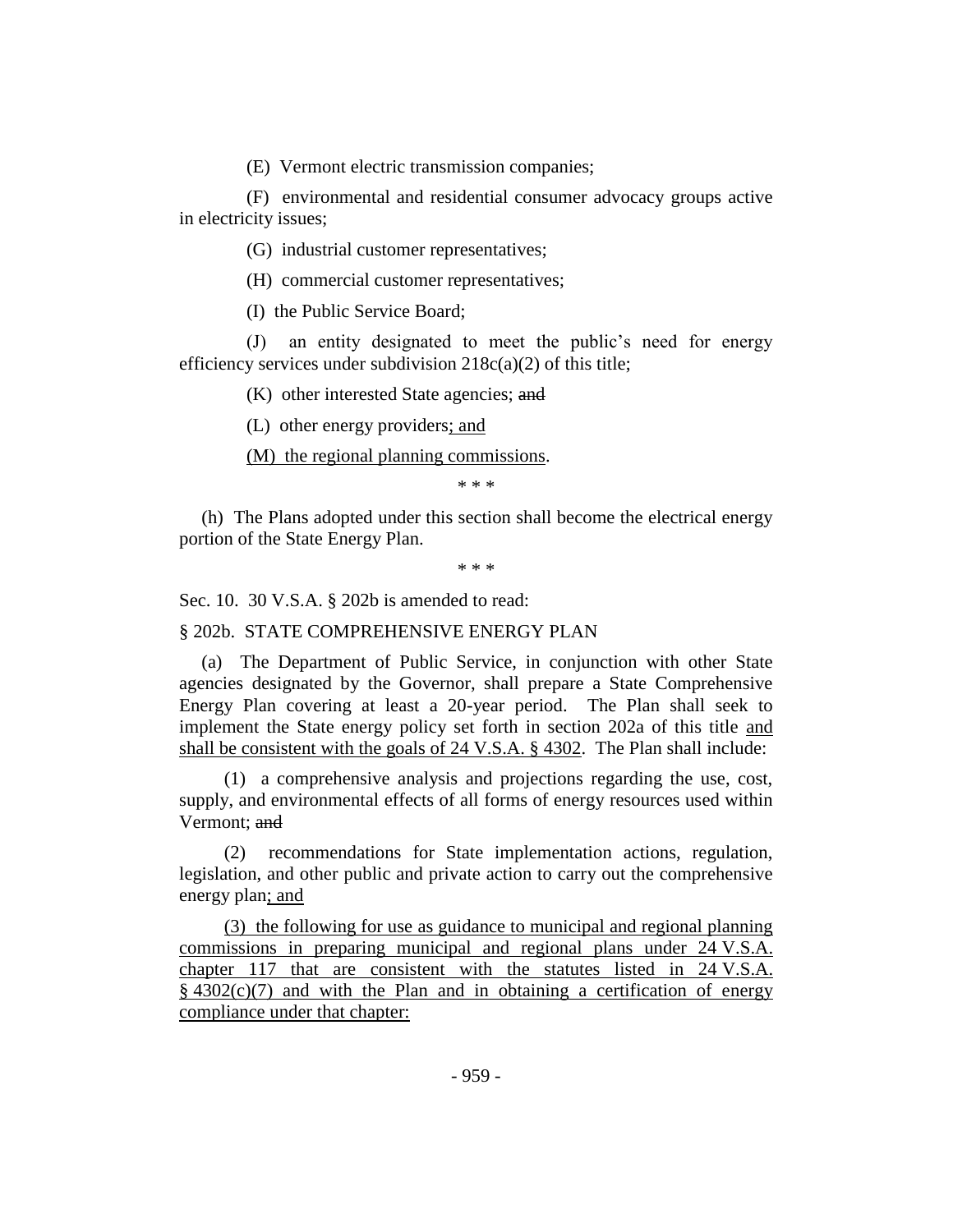(E) Vermont electric transmission companies;

(F) environmental and residential consumer advocacy groups active in electricity issues;

(G) industrial customer representatives;

(H) commercial customer representatives;

(I) the Public Service Board;

(J) an entity designated to meet the public's need for energy efficiency services under subdivision 218c(a)(2) of this title;

(K) other interested State agencies; ~~and~~

(L) other energy providers<u>; and</u>

<u>(M) the regional planning commissions</u>.

\* \* \*

(h) The Plans adopted under this section shall become the electrical energy portion of the State Energy Plan.

\* \* \*

Sec. 10. 30 V.S.A. § 202b is amended to read:

§ 202b. STATE COMPREHENSIVE ENERGY PLAN

(a) The Department of Public Service, in conjunction with other State agencies designated by the Governor, shall prepare a State Comprehensive Energy Plan covering at least a 20-year period. The Plan shall seek to implement the State energy policy set forth in section 202a of this title <u>and shall be consistent with the goals of 24 V.S.A. § 4302</u>. The Plan shall include:

(1) a comprehensive analysis and projections regarding the use, cost, supply, and environmental effects of all forms of energy resources used within Vermont; ~~and~~

(2) recommendations for State implementation actions, regulation, legislation, and other public and private action to carry out the comprehensive energy plan<u>; and</u>

<u>(3) the following for use as guidance to municipal and regional planning commissions in preparing municipal and regional plans under 24 V.S.A. chapter 117 that are consistent with the statutes listed in 24 V.S.A. § 4302(c)(7) and with the Plan and in obtaining a certification of energy compliance under that chapter:</u>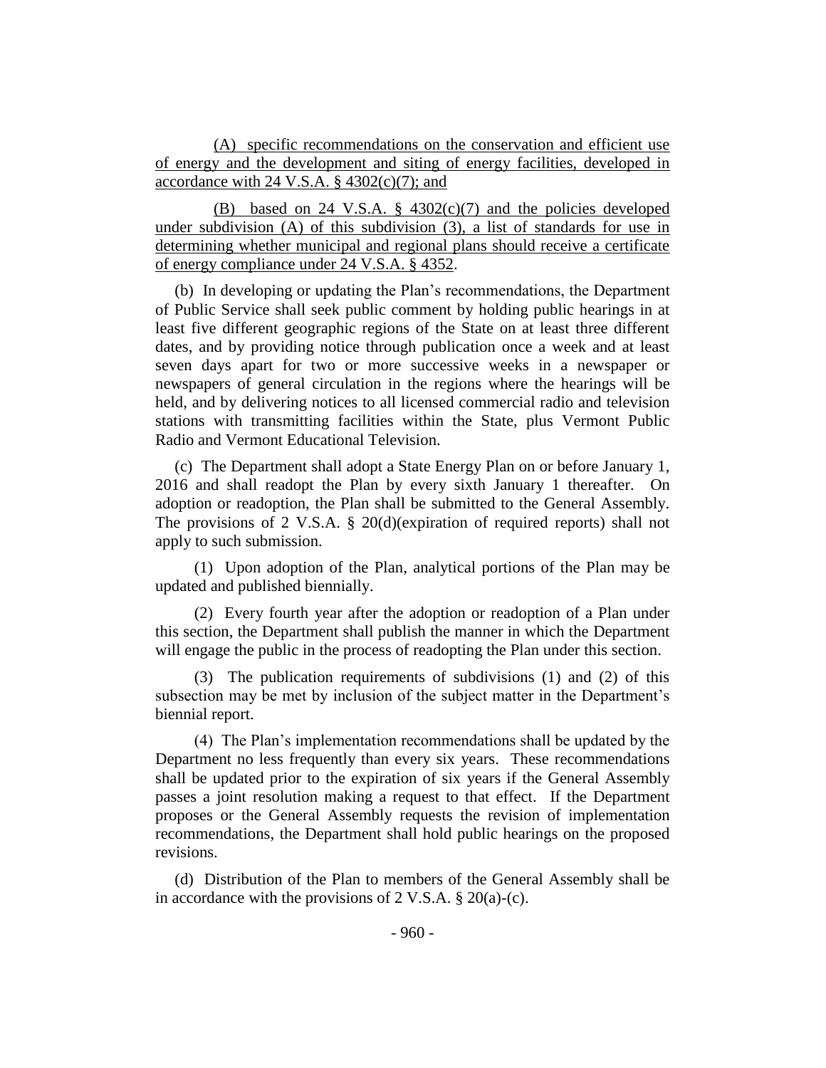(A) specific recommendations on the conservation and efficient use of energy and the development and siting of energy facilities, developed in accordance with 24 V.S.A. § 4302(c)(7); and

(B) based on 24 V.S.A. § 4302(c)(7) and the policies developed under subdivision (A) of this subdivision (3), a list of standards for use in determining whether municipal and regional plans should receive a certificate of energy compliance under 24 V.S.A. § 4352.

(b) In developing or updating the Plan's recommendations, the Department of Public Service shall seek public comment by holding public hearings in at least five different geographic regions of the State on at least three different dates, and by providing notice through publication once a week and at least seven days apart for two or more successive weeks in a newspaper or newspapers of general circulation in the regions where the hearings will be held, and by delivering notices to all licensed commercial radio and television stations with transmitting facilities within the State, plus Vermont Public Radio and Vermont Educational Television.

(c) The Department shall adopt a State Energy Plan on or before January 1, 2016 and shall readopt the Plan by every sixth January 1 thereafter. On adoption or readoption, the Plan shall be submitted to the General Assembly. The provisions of 2 V.S.A. § 20(d)(expiration of required reports) shall not apply to such submission.

(1) Upon adoption of the Plan, analytical portions of the Plan may be updated and published biennially.

(2) Every fourth year after the adoption or readoption of a Plan under this section, the Department shall publish the manner in which the Department will engage the public in the process of readopting the Plan under this section.

(3) The publication requirements of subdivisions (1) and (2) of this subsection may be met by inclusion of the subject matter in the Department's biennial report.

(4) The Plan's implementation recommendations shall be updated by the Department no less frequently than every six years. These recommendations shall be updated prior to the expiration of six years if the General Assembly passes a joint resolution making a request to that effect. If the Department proposes or the General Assembly requests the revision of implementation recommendations, the Department shall hold public hearings on the proposed revisions.

(d) Distribution of the Plan to members of the General Assembly shall be in accordance with the provisions of 2 V.S.A. § 20(a)-(c).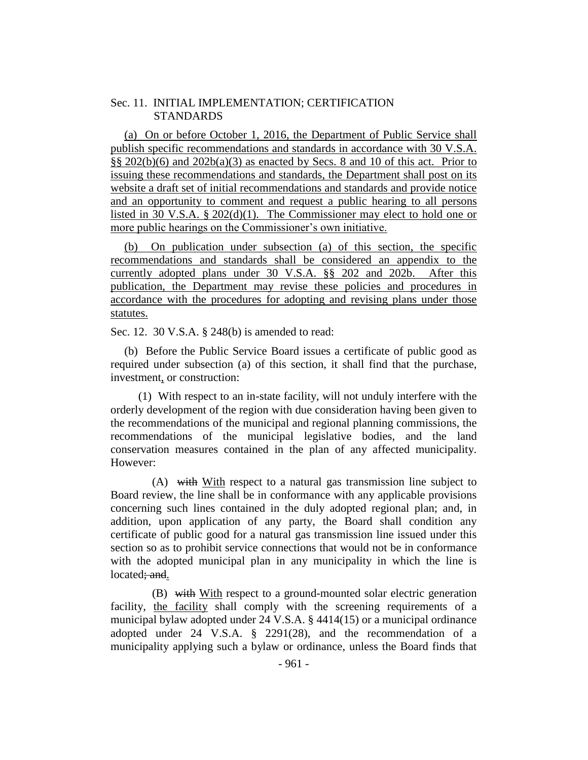Sec. 11. INITIAL IMPLEMENTATION; CERTIFICATION STANDARDS

(a) On or before October 1, 2016, the Department of Public Service shall publish specific recommendations and standards in accordance with 30 V.S.A. §§ 202(b)(6) and 202b(a)(3) as enacted by Secs. 8 and 10 of this act. Prior to issuing these recommendations and standards, the Department shall post on its website a draft set of initial recommendations and standards and provide notice and an opportunity to comment and request a public hearing to all persons listed in 30 V.S.A. § 202(d)(1). The Commissioner may elect to hold one or more public hearings on the Commissioner's own initiative.

(b) On publication under subsection (a) of this section, the specific recommendations and standards shall be considered an appendix to the currently adopted plans under 30 V.S.A. §§ 202 and 202b. After this publication, the Department may revise these policies and procedures in accordance with the procedures for adopting and revising plans under those statutes.

Sec. 12. 30 V.S.A. § 248(b) is amended to read:

(b) Before the Public Service Board issues a certificate of public good as required under subsection (a) of this section, it shall find that the purchase, investment, or construction:

(1) With respect to an in-state facility, will not unduly interfere with the orderly development of the region with due consideration having been given to the recommendations of the municipal and regional planning commissions, the recommendations of the municipal legislative bodies, and the land conservation measures contained in the plan of any affected municipality. However:

(A) ~~with~~ With respect to a natural gas transmission line subject to Board review, the line shall be in conformance with any applicable provisions concerning such lines contained in the duly adopted regional plan; and, in addition, upon application of any party, the Board shall condition any certificate of public good for a natural gas transmission line issued under this section so as to prohibit service connections that would not be in conformance with the adopted municipal plan in any municipality in which the line is located~~; and~~.

(B) ~~with~~ With respect to a ground-mounted solar electric generation facility, the facility shall comply with the screening requirements of a municipal bylaw adopted under 24 V.S.A. § 4414(15) or a municipal ordinance adopted under 24 V.S.A. § 2291(28), and the recommendation of a municipality applying such a bylaw or ordinance, unless the Board finds that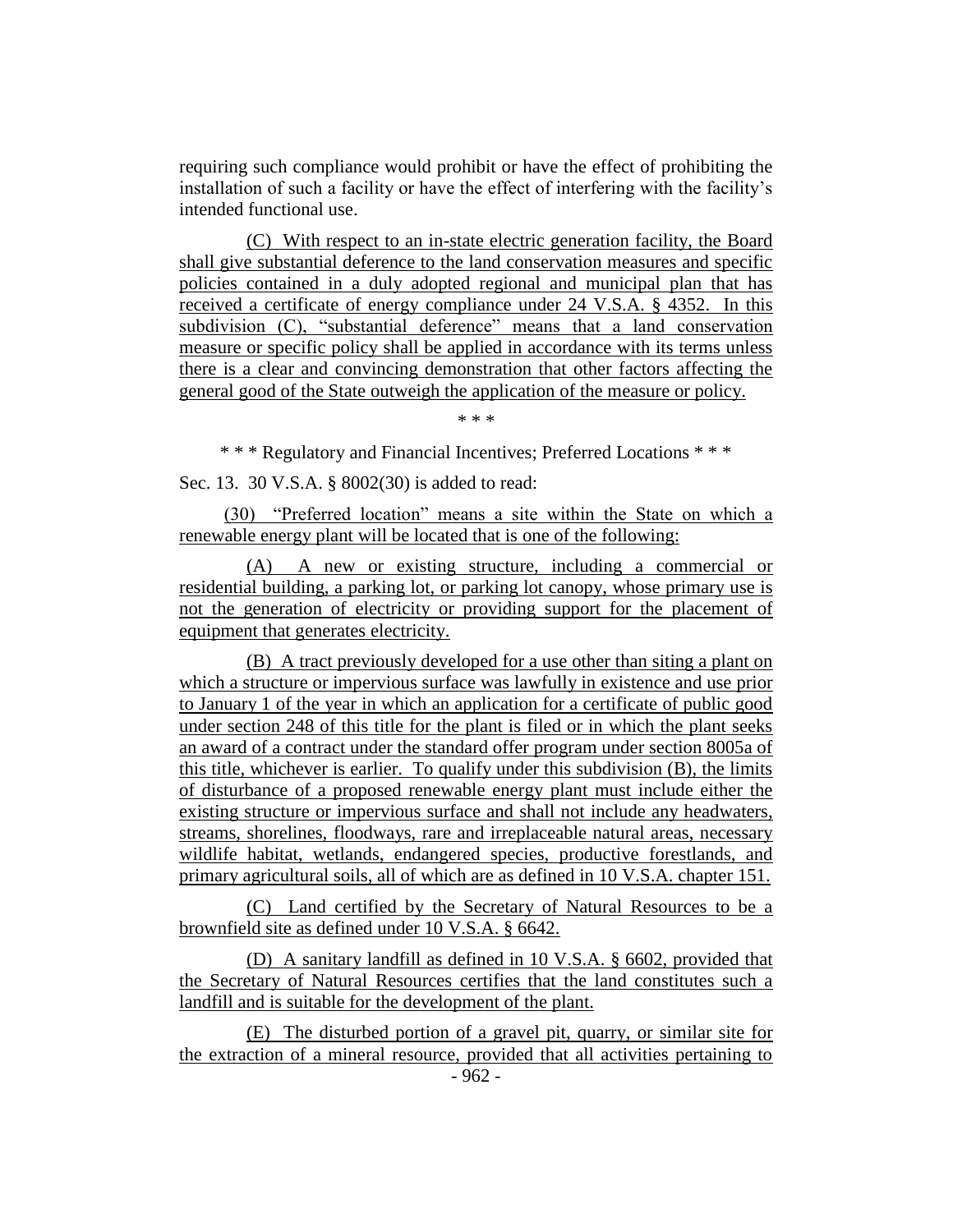requiring such compliance would prohibit or have the effect of prohibiting the installation of such a facility or have the effect of interfering with the facility's intended functional use.

(C) With respect to an in-state electric generation facility, the Board shall give substantial deference to the land conservation measures and specific policies contained in a duly adopted regional and municipal plan that has received a certificate of energy compliance under 24 V.S.A. § 4352. In this subdivision (C), "substantial deference" means that a land conservation measure or specific policy shall be applied in accordance with its terms unless there is a clear and convincing demonstration that other factors affecting the general good of the State outweigh the application of the measure or policy.

\* \* \*

\* \* \* Regulatory and Financial Incentives; Preferred Locations \* \* \*

Sec. 13. 30 V.S.A. § 8002(30) is added to read:

(30) "Preferred location" means a site within the State on which a renewable energy plant will be located that is one of the following:

(A) A new or existing structure, including a commercial or residential building, a parking lot, or parking lot canopy, whose primary use is not the generation of electricity or providing support for the placement of equipment that generates electricity.

(B) A tract previously developed for a use other than siting a plant on which a structure or impervious surface was lawfully in existence and use prior to January 1 of the year in which an application for a certificate of public good under section 248 of this title for the plant is filed or in which the plant seeks an award of a contract under the standard offer program under section 8005a of this title, whichever is earlier. To qualify under this subdivision (B), the limits of disturbance of a proposed renewable energy plant must include either the existing structure or impervious surface and shall not include any headwaters, streams, shorelines, floodways, rare and irreplaceable natural areas, necessary wildlife habitat, wetlands, endangered species, productive forestlands, and primary agricultural soils, all of which are as defined in 10 V.S.A. chapter 151.

(C) Land certified by the Secretary of Natural Resources to be a brownfield site as defined under 10 V.S.A. § 6642.

(D) A sanitary landfill as defined in 10 V.S.A. § 6602, provided that the Secretary of Natural Resources certifies that the land constitutes such a landfill and is suitable for the development of the plant.

(E) The disturbed portion of a gravel pit, quarry, or similar site for the extraction of a mineral resource, provided that all activities pertaining to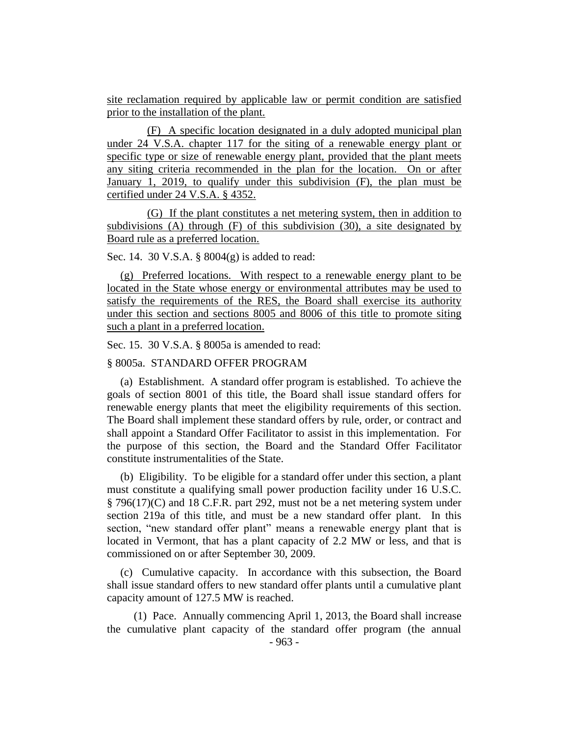site reclamation required by applicable law or permit condition are satisfied prior to the installation of the plant.

(F) A specific location designated in a duly adopted municipal plan under 24 V.S.A. chapter 117 for the siting of a renewable energy plant or specific type or size of renewable energy plant, provided that the plant meets any siting criteria recommended in the plan for the location. On or after January 1, 2019, to qualify under this subdivision (F), the plan must be certified under 24 V.S.A. § 4352.

(G) If the plant constitutes a net metering system, then in addition to subdivisions (A) through (F) of this subdivision (30), a site designated by Board rule as a preferred location.

Sec. 14. 30 V.S.A. § 8004(g) is added to read:

(g) Preferred locations. With respect to a renewable energy plant to be located in the State whose energy or environmental attributes may be used to satisfy the requirements of the RES, the Board shall exercise its authority under this section and sections 8005 and 8006 of this title to promote siting such a plant in a preferred location.

Sec. 15. 30 V.S.A. § 8005a is amended to read:

§ 8005a. STANDARD OFFER PROGRAM

(a) Establishment. A standard offer program is established. To achieve the goals of section 8001 of this title, the Board shall issue standard offers for renewable energy plants that meet the eligibility requirements of this section. The Board shall implement these standard offers by rule, order, or contract and shall appoint a Standard Offer Facilitator to assist in this implementation. For the purpose of this section, the Board and the Standard Offer Facilitator constitute instrumentalities of the State.

(b) Eligibility. To be eligible for a standard offer under this section, a plant must constitute a qualifying small power production facility under 16 U.S.C. § 796(17)(C) and 18 C.F.R. part 292, must not be a net metering system under section 219a of this title, and must be a new standard offer plant. In this section, "new standard offer plant" means a renewable energy plant that is located in Vermont, that has a plant capacity of 2.2 MW or less, and that is commissioned on or after September 30, 2009.

(c) Cumulative capacity. In accordance with this subsection, the Board shall issue standard offers to new standard offer plants until a cumulative plant capacity amount of 127.5 MW is reached.

(1) Pace. Annually commencing April 1, 2013, the Board shall increase the cumulative plant capacity of the standard offer program (the annual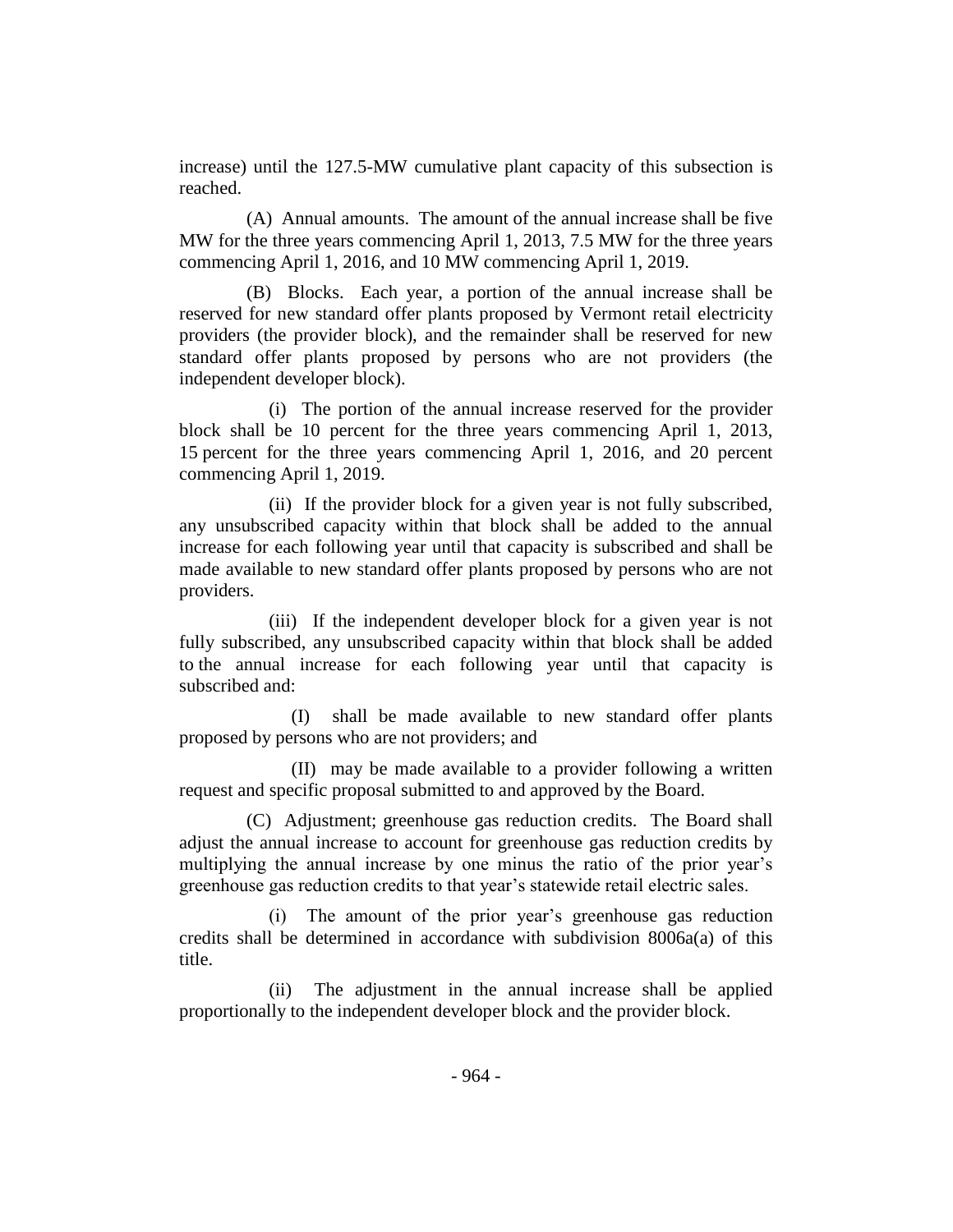increase) until the 127.5-MW cumulative plant capacity of this subsection is reached.

(A) Annual amounts. The amount of the annual increase shall be five MW for the three years commencing April 1, 2013, 7.5 MW for the three years commencing April 1, 2016, and 10 MW commencing April 1, 2019.

(B) Blocks. Each year, a portion of the annual increase shall be reserved for new standard offer plants proposed by Vermont retail electricity providers (the provider block), and the remainder shall be reserved for new standard offer plants proposed by persons who are not providers (the independent developer block).

(i) The portion of the annual increase reserved for the provider block shall be 10 percent for the three years commencing April 1, 2013, 15 percent for the three years commencing April 1, 2016, and 20 percent commencing April 1, 2019.

(ii) If the provider block for a given year is not fully subscribed, any unsubscribed capacity within that block shall be added to the annual increase for each following year until that capacity is subscribed and shall be made available to new standard offer plants proposed by persons who are not providers.

(iii) If the independent developer block for a given year is not fully subscribed, any unsubscribed capacity within that block shall be added to the annual increase for each following year until that capacity is subscribed and:

(I) shall be made available to new standard offer plants proposed by persons who are not providers; and

(II) may be made available to a provider following a written request and specific proposal submitted to and approved by the Board.

(C) Adjustment; greenhouse gas reduction credits. The Board shall adjust the annual increase to account for greenhouse gas reduction credits by multiplying the annual increase by one minus the ratio of the prior year's greenhouse gas reduction credits to that year's statewide retail electric sales.

(i) The amount of the prior year's greenhouse gas reduction credits shall be determined in accordance with subdivision 8006a(a) of this title.

(ii) The adjustment in the annual increase shall be applied proportionally to the independent developer block and the provider block.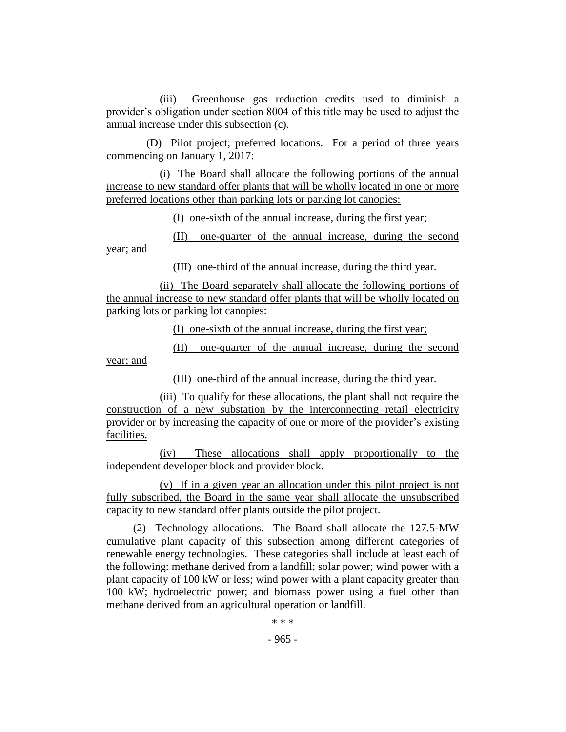(iii) Greenhouse gas reduction credits used to diminish a provider's obligation under section 8004 of this title may be used to adjust the annual increase under this subsection (c).

(D) Pilot project; preferred locations. For a period of three years commencing on January 1, 2017:

(i) The Board shall allocate the following portions of the annual increase to new standard offer plants that will be wholly located in one or more preferred locations other than parking lots or parking lot canopies:

(I) one-sixth of the annual increase, during the first year;

(II) one-quarter of the annual increase, during the second year; and

(III) one-third of the annual increase, during the third year.

(ii) The Board separately shall allocate the following portions of the annual increase to new standard offer plants that will be wholly located on parking lots or parking lot canopies:

(I) one-sixth of the annual increase, during the first year;

(II) one-quarter of the annual increase, during the second year; and

(III) one-third of the annual increase, during the third year.

(iii) To qualify for these allocations, the plant shall not require the construction of a new substation by the interconnecting retail electricity provider or by increasing the capacity of one or more of the provider's existing facilities.

(iv) These allocations shall apply proportionally to the independent developer block and provider block.

(v) If in a given year an allocation under this pilot project is not fully subscribed, the Board in the same year shall allocate the unsubscribed capacity to new standard offer plants outside the pilot project.

(2) Technology allocations. The Board shall allocate the 127.5-MW cumulative plant capacity of this subsection among different categories of renewable energy technologies. These categories shall include at least each of the following: methane derived from a landfill; solar power; wind power with a plant capacity of 100 kW or less; wind power with a plant capacity greater than 100 kW; hydroelectric power; and biomass power using a fuel other than methane derived from an agricultural operation or landfill.

\* \* \*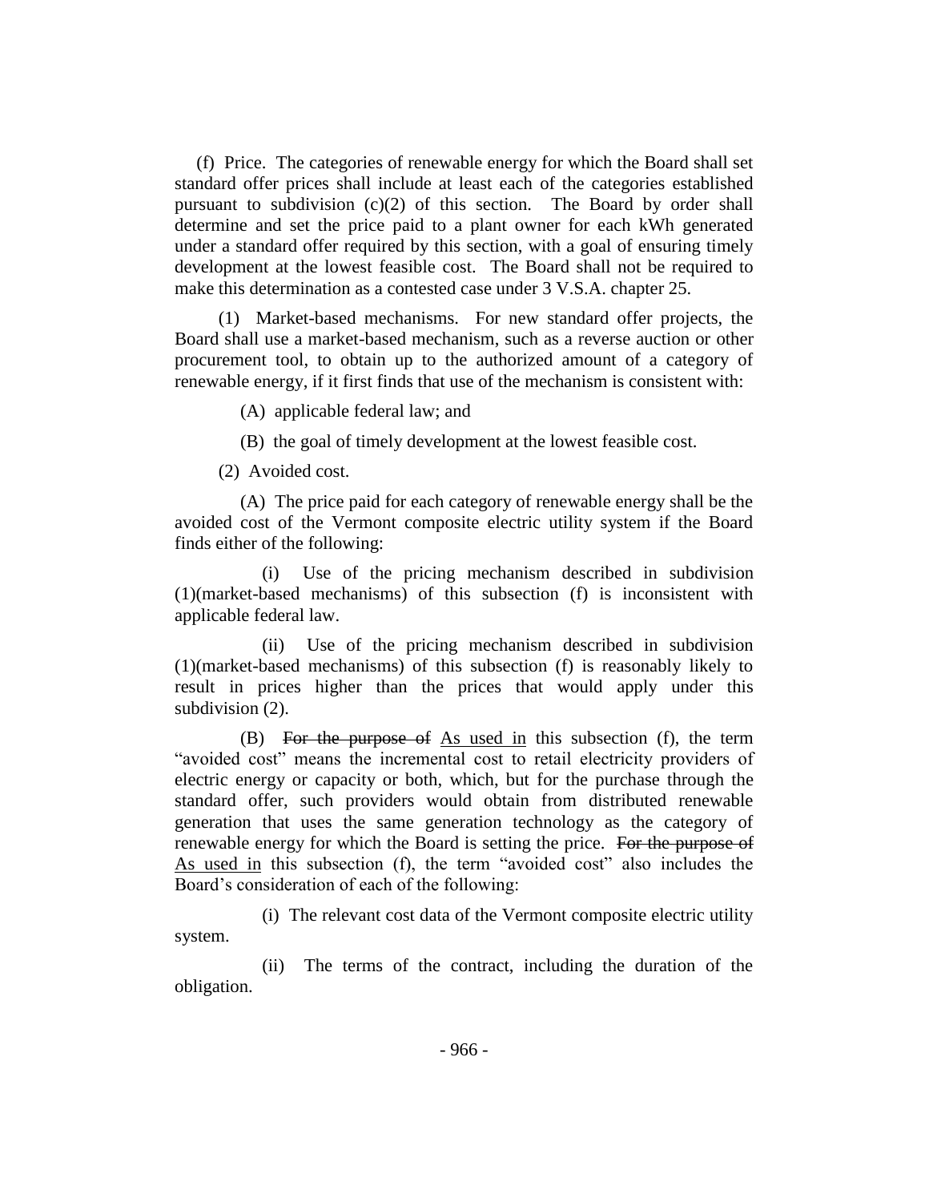(f) Price. The categories of renewable energy for which the Board shall set standard offer prices shall include at least each of the categories established pursuant to subdivision (c)(2) of this section. The Board by order shall determine and set the price paid to a plant owner for each kWh generated under a standard offer required by this section, with a goal of ensuring timely development at the lowest feasible cost. The Board shall not be required to make this determination as a contested case under 3 V.S.A. chapter 25.

(1) Market-based mechanisms. For new standard offer projects, the Board shall use a market-based mechanism, such as a reverse auction or other procurement tool, to obtain up to the authorized amount of a category of renewable energy, if it first finds that use of the mechanism is consistent with:

(A) applicable federal law; and

(B) the goal of timely development at the lowest feasible cost.

(2) Avoided cost.

(A) The price paid for each category of renewable energy shall be the avoided cost of the Vermont composite electric utility system if the Board finds either of the following:

(i) Use of the pricing mechanism described in subdivision (1)(market-based mechanisms) of this subsection (f) is inconsistent with applicable federal law.

(ii) Use of the pricing mechanism described in subdivision (1)(market-based mechanisms) of this subsection (f) is reasonably likely to result in prices higher than the prices that would apply under this subdivision (2).

(B) ~~For the purpose of~~ <u>As used in</u> this subsection (f), the term "avoided cost" means the incremental cost to retail electricity providers of electric energy or capacity or both, which, but for the purchase through the standard offer, such providers would obtain from distributed renewable generation that uses the same generation technology as the category of renewable energy for which the Board is setting the price. ~~For the purpose of~~ <u>As used in</u> this subsection (f), the term "avoided cost" also includes the Board's consideration of each of the following:

(i) The relevant cost data of the Vermont composite electric utility system.

(ii) The terms of the contract, including the duration of the obligation.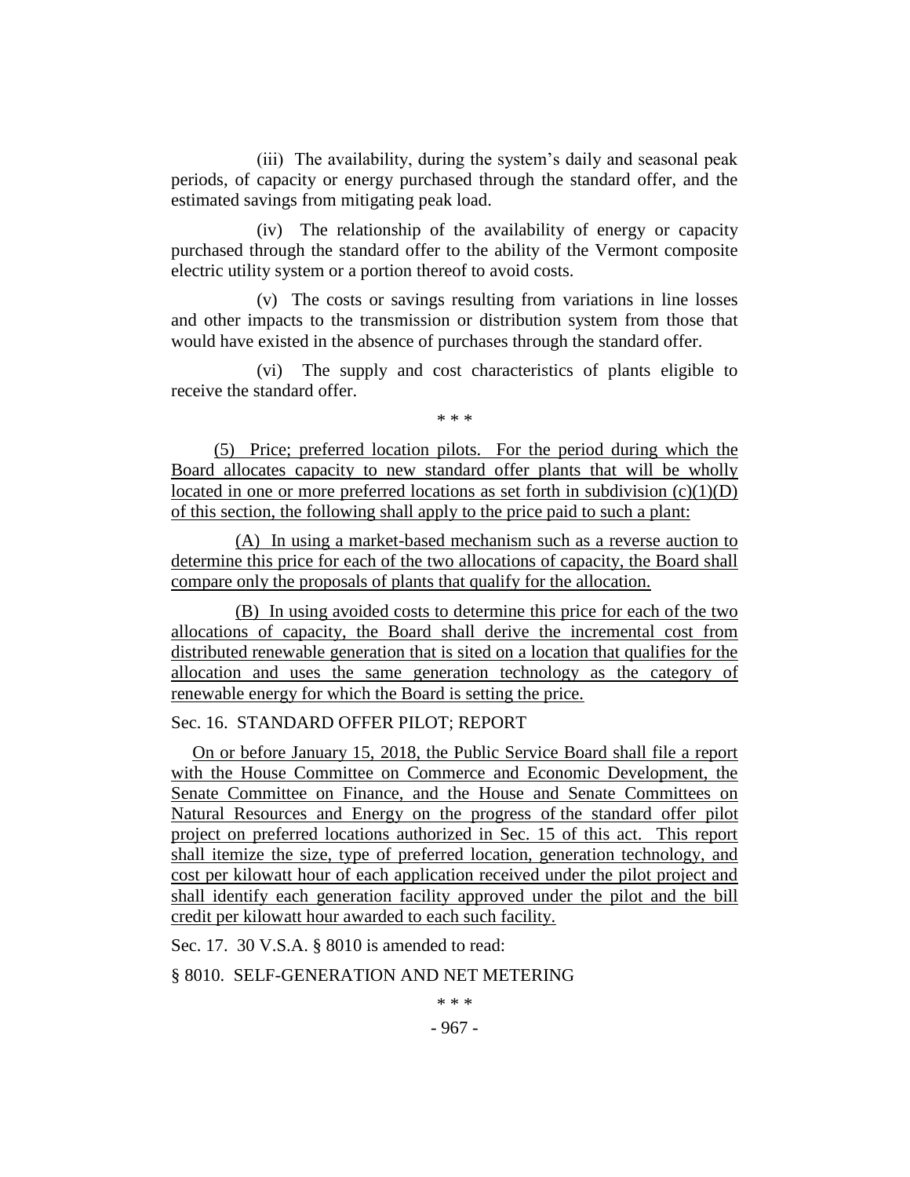(iii) The availability, during the system's daily and seasonal peak periods, of capacity or energy purchased through the standard offer, and the estimated savings from mitigating peak load.

(iv) The relationship of the availability of energy or capacity purchased through the standard offer to the ability of the Vermont composite electric utility system or a portion thereof to avoid costs.

(v) The costs or savings resulting from variations in line losses and other impacts to the transmission or distribution system from those that would have existed in the absence of purchases through the standard offer.

(vi) The supply and cost characteristics of plants eligible to receive the standard offer.

\* \* \*

(5) Price; preferred location pilots. For the period during which the Board allocates capacity to new standard offer plants that will be wholly located in one or more preferred locations as set forth in subdivision (c)(1)(D) of this section, the following shall apply to the price paid to such a plant:

(A) In using a market-based mechanism such as a reverse auction to determine this price for each of the two allocations of capacity, the Board shall compare only the proposals of plants that qualify for the allocation.

(B) In using avoided costs to determine this price for each of the two allocations of capacity, the Board shall derive the incremental cost from distributed renewable generation that is sited on a location that qualifies for the allocation and uses the same generation technology as the category of renewable energy for which the Board is setting the price.

Sec. 16. STANDARD OFFER PILOT; REPORT

On or before January 15, 2018, the Public Service Board shall file a report with the House Committee on Commerce and Economic Development, the Senate Committee on Finance, and the House and Senate Committees on Natural Resources and Energy on the progress of the standard offer pilot project on preferred locations authorized in Sec. 15 of this act. This report shall itemize the size, type of preferred location, generation technology, and cost per kilowatt hour of each application received under the pilot project and shall identify each generation facility approved under the pilot and the bill credit per kilowatt hour awarded to each such facility.

Sec. 17. 30 V.S.A. § 8010 is amended to read:

§ 8010. SELF-GENERATION AND NET METERING

\* \* \*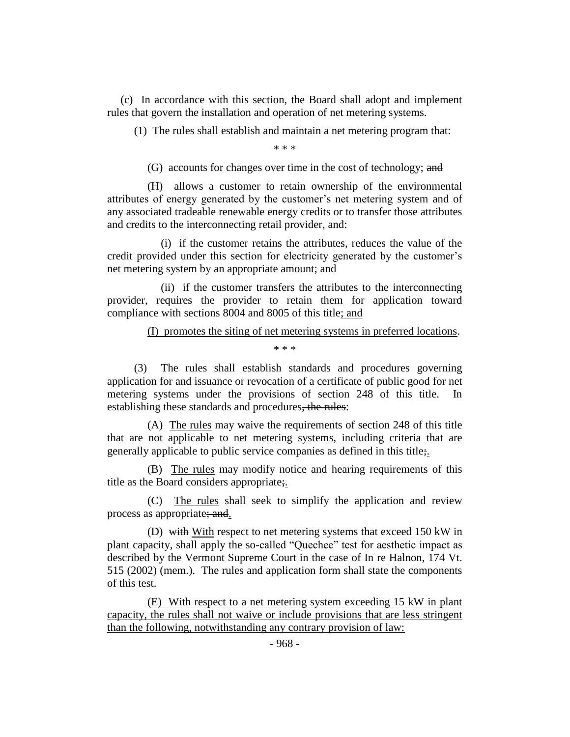(c) In accordance with this section, the Board shall adopt and implement rules that govern the installation and operation of net metering systems.

(1) The rules shall establish and maintain a net metering program that:

\* \* \*

(G) accounts for changes over time in the cost of technology; ~~and~~

(H) allows a customer to retain ownership of the environmental attributes of energy generated by the customer's net metering system and of any associated tradeable renewable energy credits or to transfer those attributes and credits to the interconnecting retail provider, and:

(i) if the customer retains the attributes, reduces the value of the credit provided under this section for electricity generated by the customer's net metering system by an appropriate amount; and

(ii) if the customer transfers the attributes to the interconnecting provider, requires the provider to retain them for application toward compliance with sections 8004 and 8005 of this title<u>; and</u>

<u>(I) promotes the siting of net metering systems in preferred locations</u>.

\* \* \*

(3) The rules shall establish standards and procedures governing application for and issuance or revocation of a certificate of public good for net metering systems under the provisions of section 248 of this title. In establishing these standards and procedures~~, the rules~~:

(A) <u>The rules</u> may waive the requirements of section 248 of this title that are not applicable to net metering systems, including criteria that are generally applicable to public service companies as defined in this title~~;~~<u>.</u>

(B) <u>The rules</u> may modify notice and hearing requirements of this title as the Board considers appropriate~~;~~<u>.</u>

(C) <u>The rules</u> shall seek to simplify the application and review process as appropriate~~; and~~<u>.</u>

(D) ~~with~~ <u>With</u> respect to net metering systems that exceed 150 kW in plant capacity, shall apply the so-called "Quechee" test for aesthetic impact as described by the Vermont Supreme Court in the case of In re Halnon, 174 Vt. 515 (2002) (mem.). The rules and application form shall state the components of this test.

<u>(E) With respect to a net metering system exceeding 15 kW in plant capacity, the rules shall not waive or include provisions that are less stringent than the following, notwithstanding any contrary provision of law:</u>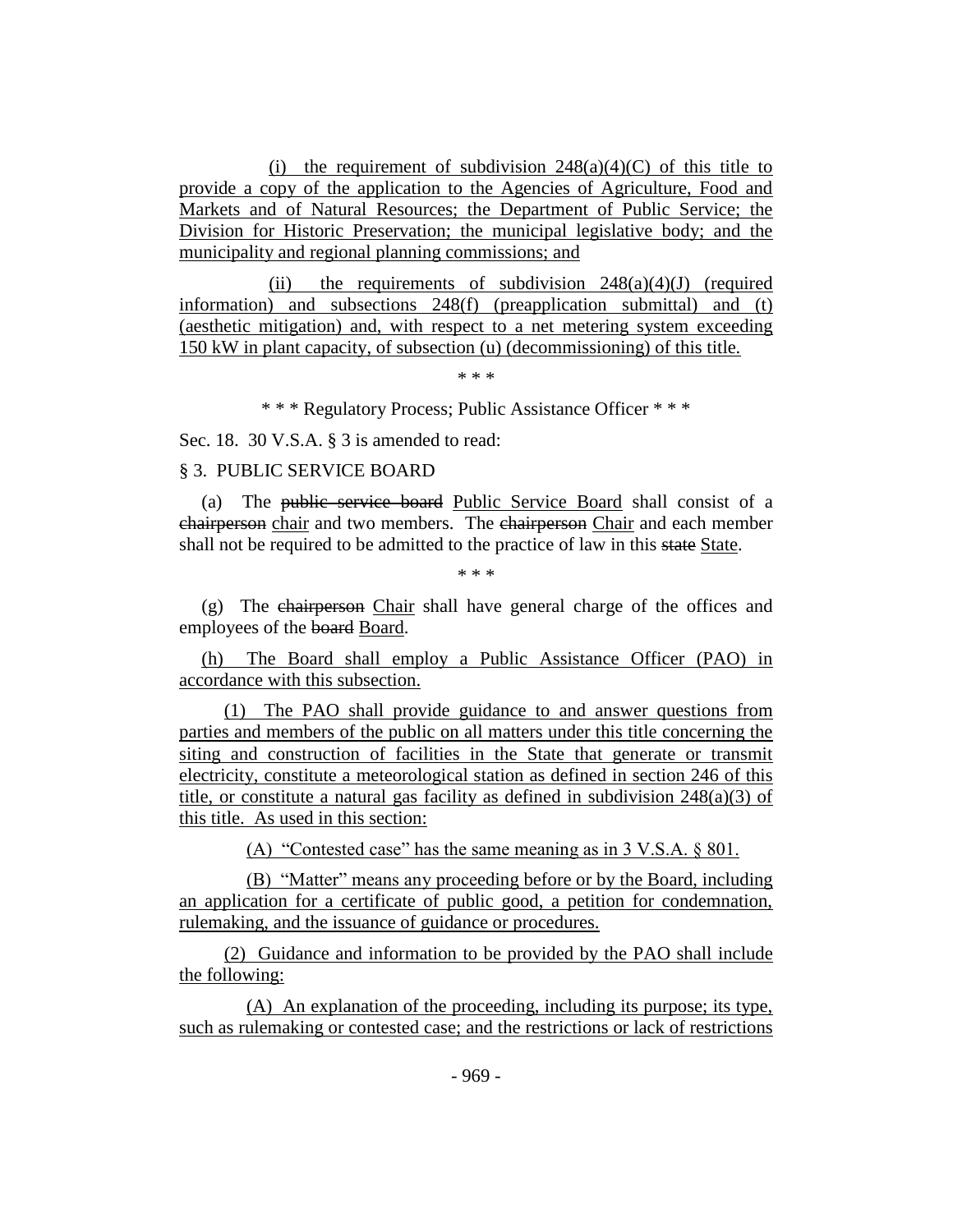(i) the requirement of subdivision 248(a)(4)(C) of this title to provide a copy of the application to the Agencies of Agriculture, Food and Markets and of Natural Resources; the Department of Public Service; the Division for Historic Preservation; the municipal legislative body; and the municipality and regional planning commissions; and

(ii) the requirements of subdivision 248(a)(4)(J) (required information) and subsections 248(f) (preapplication submittal) and (t) (aesthetic mitigation) and, with respect to a net metering system exceeding 150 kW in plant capacity, of subsection (u) (decommissioning) of this title.

\* \* \*

\* \* \* Regulatory Process; Public Assistance Officer \* \* \*

Sec. 18. 30 V.S.A. § 3 is amended to read:

§ 3. PUBLIC SERVICE BOARD

(a) The ~~public service board~~ Public Service Board shall consist of a ~~chairperson~~ chair and two members. The ~~chairperson~~ Chair and each member shall not be required to be admitted to the practice of law in this ~~state~~ State.

\* \* \*

(g) The ~~chairperson~~ Chair shall have general charge of the offices and employees of the ~~board~~ Board.

(h) The Board shall employ a Public Assistance Officer (PAO) in accordance with this subsection.

(1) The PAO shall provide guidance to and answer questions from parties and members of the public on all matters under this title concerning the siting and construction of facilities in the State that generate or transmit electricity, constitute a meteorological station as defined in section 246 of this title, or constitute a natural gas facility as defined in subdivision 248(a)(3) of this title. As used in this section:

(A) "Contested case" has the same meaning as in 3 V.S.A. § 801.

(B) "Matter" means any proceeding before or by the Board, including an application for a certificate of public good, a petition for condemnation, rulemaking, and the issuance of guidance or procedures.

(2) Guidance and information to be provided by the PAO shall include the following:

(A) An explanation of the proceeding, including its purpose; its type, such as rulemaking or contested case; and the restrictions or lack of restrictions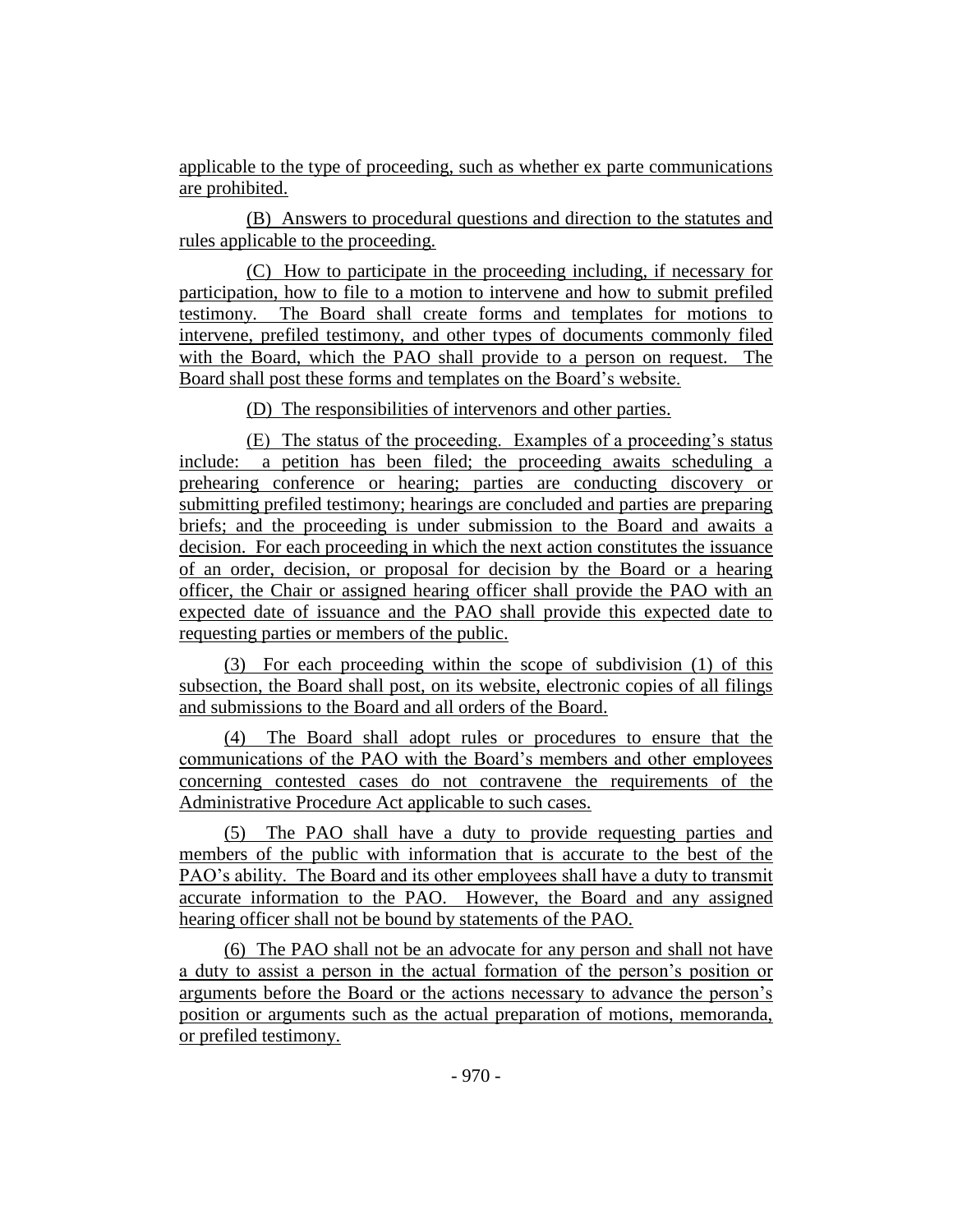applicable to the type of proceeding, such as whether ex parte communications are prohibited.

(B) Answers to procedural questions and direction to the statutes and rules applicable to the proceeding.

(C) How to participate in the proceeding including, if necessary for participation, how to file to a motion to intervene and how to submit prefiled testimony. The Board shall create forms and templates for motions to intervene, prefiled testimony, and other types of documents commonly filed with the Board, which the PAO shall provide to a person on request. The Board shall post these forms and templates on the Board's website.

(D) The responsibilities of intervenors and other parties.

(E) The status of the proceeding. Examples of a proceeding's status include: a petition has been filed; the proceeding awaits scheduling a prehearing conference or hearing; parties are conducting discovery or submitting prefiled testimony; hearings are concluded and parties are preparing briefs; and the proceeding is under submission to the Board and awaits a decision. For each proceeding in which the next action constitutes the issuance of an order, decision, or proposal for decision by the Board or a hearing officer, the Chair or assigned hearing officer shall provide the PAO with an expected date of issuance and the PAO shall provide this expected date to requesting parties or members of the public.

(3) For each proceeding within the scope of subdivision (1) of this subsection, the Board shall post, on its website, electronic copies of all filings and submissions to the Board and all orders of the Board.

(4) The Board shall adopt rules or procedures to ensure that the communications of the PAO with the Board's members and other employees concerning contested cases do not contravene the requirements of the Administrative Procedure Act applicable to such cases.

(5) The PAO shall have a duty to provide requesting parties and members of the public with information that is accurate to the best of the PAO's ability. The Board and its other employees shall have a duty to transmit accurate information to the PAO. However, the Board and any assigned hearing officer shall not be bound by statements of the PAO.

(6) The PAO shall not be an advocate for any person and shall not have a duty to assist a person in the actual formation of the person's position or arguments before the Board or the actions necessary to advance the person's position or arguments such as the actual preparation of motions, memoranda, or prefiled testimony.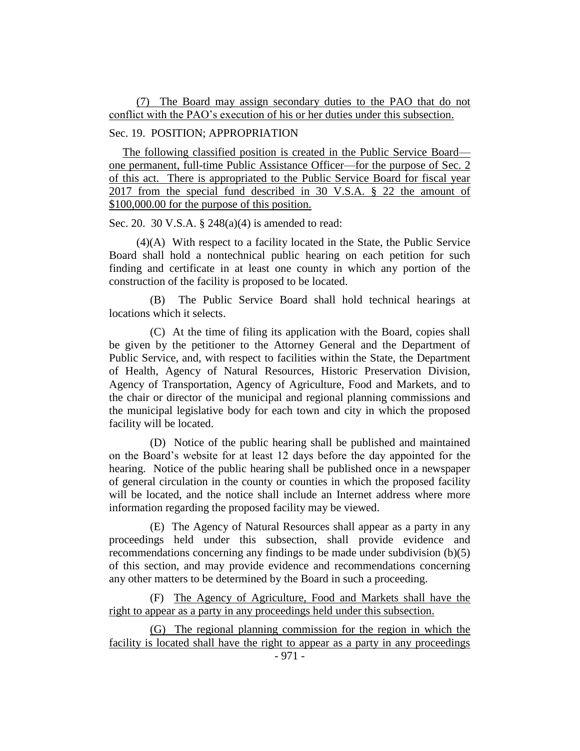(7) The Board may assign secondary duties to the PAO that do not conflict with the PAO's execution of his or her duties under this subsection.

Sec. 19. POSITION; APPROPRIATION

The following classified position is created in the Public Service Board—one permanent, full-time Public Assistance Officer—for the purpose of Sec. 2 of this act. There is appropriated to the Public Service Board for fiscal year 2017 from the special fund described in 30 V.S.A. § 22 the amount of $100,000.00 for the purpose of this position.

Sec. 20. 30 V.S.A. § 248(a)(4) is amended to read:

(4)(A) With respect to a facility located in the State, the Public Service Board shall hold a nontechnical public hearing on each petition for such finding and certificate in at least one county in which any portion of the construction of the facility is proposed to be located.

(B) The Public Service Board shall hold technical hearings at locations which it selects.

(C) At the time of filing its application with the Board, copies shall be given by the petitioner to the Attorney General and the Department of Public Service, and, with respect to facilities within the State, the Department of Health, Agency of Natural Resources, Historic Preservation Division, Agency of Transportation, Agency of Agriculture, Food and Markets, and to the chair or director of the municipal and regional planning commissions and the municipal legislative body for each town and city in which the proposed facility will be located.

(D) Notice of the public hearing shall be published and maintained on the Board's website for at least 12 days before the day appointed for the hearing. Notice of the public hearing shall be published once in a newspaper of general circulation in the county or counties in which the proposed facility will be located, and the notice shall include an Internet address where more information regarding the proposed facility may be viewed.

(E) The Agency of Natural Resources shall appear as a party in any proceedings held under this subsection, shall provide evidence and recommendations concerning any findings to be made under subdivision (b)(5) of this section, and may provide evidence and recommendations concerning any other matters to be determined by the Board in such a proceeding.

(F) The Agency of Agriculture, Food and Markets shall have the right to appear as a party in any proceedings held under this subsection.

(G) The regional planning commission for the region in which the facility is located shall have the right to appear as a party in any proceedings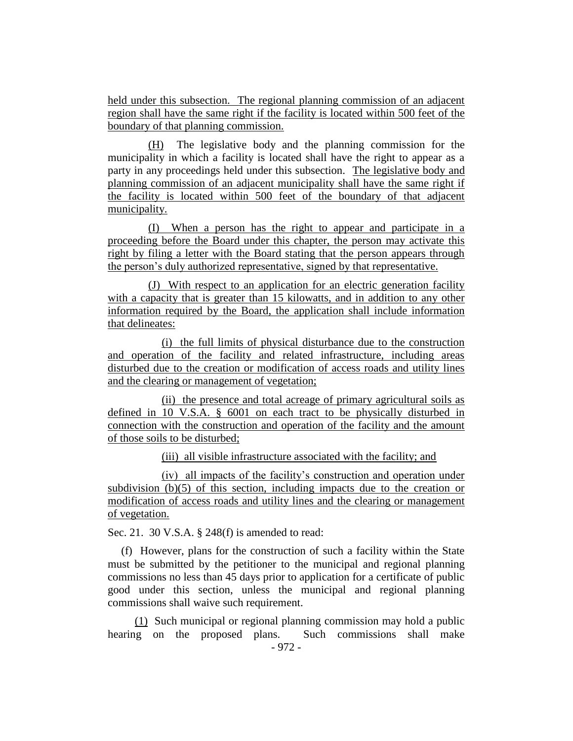held under this subsection. The regional planning commission of an adjacent region shall have the same right if the facility is located within 500 feet of the boundary of that planning commission.

(H) The legislative body and the planning commission for the municipality in which a facility is located shall have the right to appear as a party in any proceedings held under this subsection. The legislative body and planning commission of an adjacent municipality shall have the same right if the facility is located within 500 feet of the boundary of that adjacent municipality.

(I) When a person has the right to appear and participate in a proceeding before the Board under this chapter, the person may activate this right by filing a letter with the Board stating that the person appears through the person's duly authorized representative, signed by that representative.

(J) With respect to an application for an electric generation facility with a capacity that is greater than 15 kilowatts, and in addition to any other information required by the Board, the application shall include information that delineates:

(i) the full limits of physical disturbance due to the construction and operation of the facility and related infrastructure, including areas disturbed due to the creation or modification of access roads and utility lines and the clearing or management of vegetation;

(ii) the presence and total acreage of primary agricultural soils as defined in 10 V.S.A. § 6001 on each tract to be physically disturbed in connection with the construction and operation of the facility and the amount of those soils to be disturbed;

(iii) all visible infrastructure associated with the facility; and

(iv) all impacts of the facility's construction and operation under subdivision (b)(5) of this section, including impacts due to the creation or modification of access roads and utility lines and the clearing or management of vegetation.

Sec. 21. 30 V.S.A. § 248(f) is amended to read:

(f) However, plans for the construction of such a facility within the State must be submitted by the petitioner to the municipal and regional planning commissions no less than 45 days prior to application for a certificate of public good under this section, unless the municipal and regional planning commissions shall waive such requirement.

(1) Such municipal or regional planning commission may hold a public hearing on the proposed plans. Such commissions shall make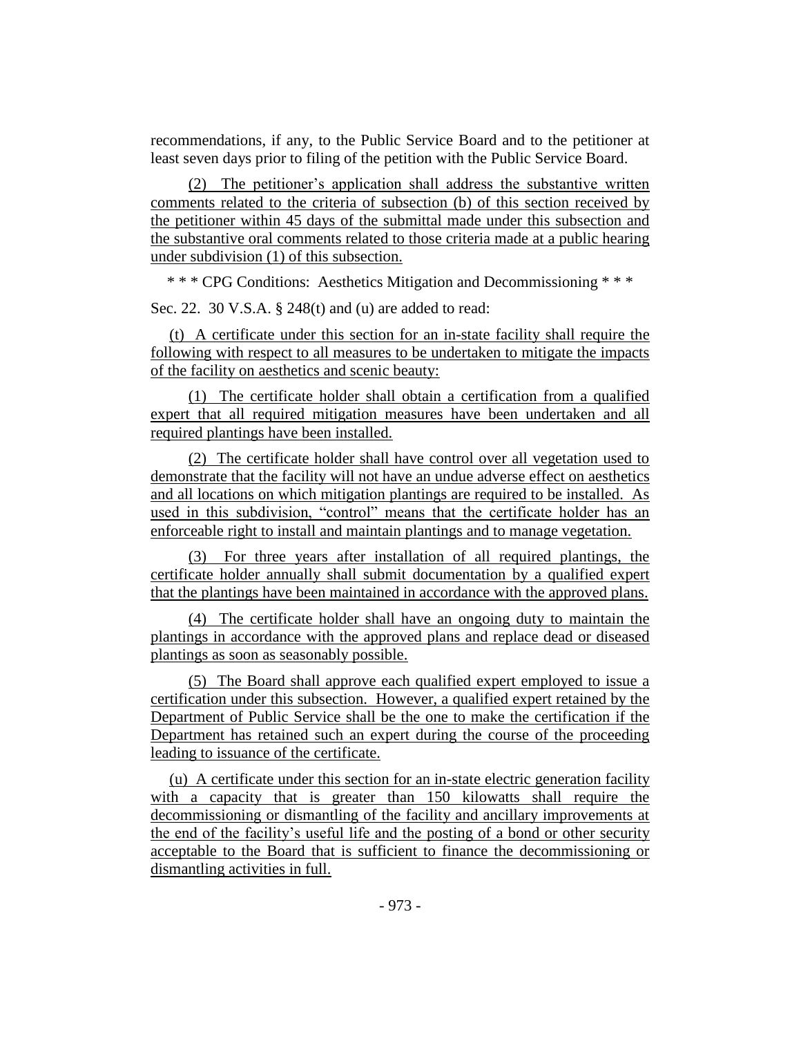recommendations, if any, to the Public Service Board and to the petitioner at least seven days prior to filing of the petition with the Public Service Board.

(2) The petitioner's application shall address the substantive written comments related to the criteria of subsection (b) of this section received by the petitioner within 45 days of the submittal made under this subsection and the substantive oral comments related to those criteria made at a public hearing under subdivision (1) of this subsection.

\* \* \* CPG Conditions: Aesthetics Mitigation and Decommissioning \* \* \*

Sec. 22. 30 V.S.A. § 248(t) and (u) are added to read:

(t) A certificate under this section for an in-state facility shall require the following with respect to all measures to be undertaken to mitigate the impacts of the facility on aesthetics and scenic beauty:

(1) The certificate holder shall obtain a certification from a qualified expert that all required mitigation measures have been undertaken and all required plantings have been installed.

(2) The certificate holder shall have control over all vegetation used to demonstrate that the facility will not have an undue adverse effect on aesthetics and all locations on which mitigation plantings are required to be installed. As used in this subdivision, "control" means that the certificate holder has an enforceable right to install and maintain plantings and to manage vegetation.

(3) For three years after installation of all required plantings, the certificate holder annually shall submit documentation by a qualified expert that the plantings have been maintained in accordance with the approved plans.

(4) The certificate holder shall have an ongoing duty to maintain the plantings in accordance with the approved plans and replace dead or diseased plantings as soon as seasonably possible.

(5) The Board shall approve each qualified expert employed to issue a certification under this subsection. However, a qualified expert retained by the Department of Public Service shall be the one to make the certification if the Department has retained such an expert during the course of the proceeding leading to issuance of the certificate.

(u) A certificate under this section for an in-state electric generation facility with a capacity that is greater than 150 kilowatts shall require the decommissioning or dismantling of the facility and ancillary improvements at the end of the facility's useful life and the posting of a bond or other security acceptable to the Board that is sufficient to finance the decommissioning or dismantling activities in full.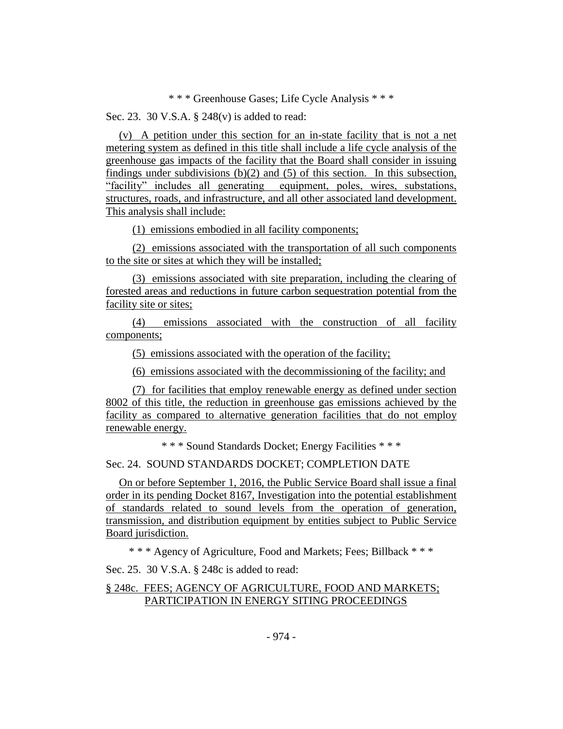\* \* \* Greenhouse Gases; Life Cycle Analysis \* \* \*

Sec. 23. 30 V.S.A. § 248(v) is added to read:

(v) A petition under this section for an in-state facility that is not a net metering system as defined in this title shall include a life cycle analysis of the greenhouse gas impacts of the facility that the Board shall consider in issuing findings under subdivisions (b)(2) and (5) of this section. In this subsection, "facility" includes all generating equipment, poles, wires, substations, structures, roads, and infrastructure, and all other associated land development. This analysis shall include:

(1) emissions embodied in all facility components;

(2) emissions associated with the transportation of all such components to the site or sites at which they will be installed;

(3) emissions associated with site preparation, including the clearing of forested areas and reductions in future carbon sequestration potential from the facility site or sites;

(4) emissions associated with the construction of all facility components;

(5) emissions associated with the operation of the facility;

(6) emissions associated with the decommissioning of the facility; and

(7) for facilities that employ renewable energy as defined under section 8002 of this title, the reduction in greenhouse gas emissions achieved by the facility as compared to alternative generation facilities that do not employ renewable energy.

\* \* \* Sound Standards Docket; Energy Facilities \* \* \*

Sec. 24. SOUND STANDARDS DOCKET; COMPLETION DATE

On or before September 1, 2016, the Public Service Board shall issue a final order in its pending Docket 8167, Investigation into the potential establishment of standards related to sound levels from the operation of generation, transmission, and distribution equipment by entities subject to Public Service Board jurisdiction.

\* \* \* Agency of Agriculture, Food and Markets; Fees; Billback \* \* \*

Sec. 25. 30 V.S.A. § 248c is added to read:

§ 248c. FEES; AGENCY OF AGRICULTURE, FOOD AND MARKETS; PARTICIPATION IN ENERGY SITING PROCEEDINGS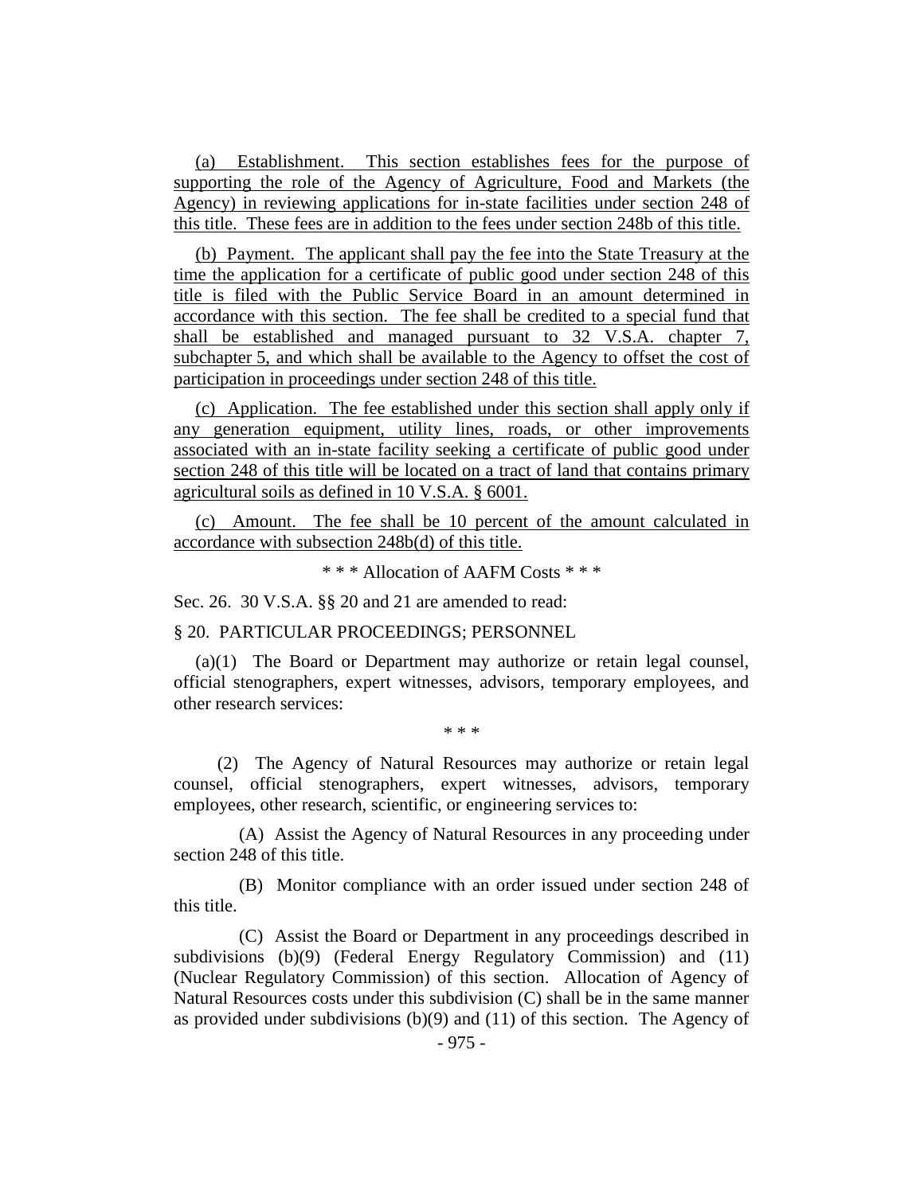(a) Establishment. This section establishes fees for the purpose of supporting the role of the Agency of Agriculture, Food and Markets (the Agency) in reviewing applications for in-state facilities under section 248 of this title. These fees are in addition to the fees under section 248b of this title.

(b) Payment. The applicant shall pay the fee into the State Treasury at the time the application for a certificate of public good under section 248 of this title is filed with the Public Service Board in an amount determined in accordance with this section. The fee shall be credited to a special fund that shall be established and managed pursuant to 32 V.S.A. chapter 7, subchapter 5, and which shall be available to the Agency to offset the cost of participation in proceedings under section 248 of this title.

(c) Application. The fee established under this section shall apply only if any generation equipment, utility lines, roads, or other improvements associated with an in-state facility seeking a certificate of public good under section 248 of this title will be located on a tract of land that contains primary agricultural soils as defined in 10 V.S.A. § 6001.

(c) Amount. The fee shall be 10 percent of the amount calculated in accordance with subsection 248b(d) of this title.

\* \* \* Allocation of AAFM Costs \* \* \*

Sec. 26. 30 V.S.A. §§ 20 and 21 are amended to read:

§ 20. PARTICULAR PROCEEDINGS; PERSONNEL

(a)(1) The Board or Department may authorize or retain legal counsel, official stenographers, expert witnesses, advisors, temporary employees, and other research services:

\* \* \*

(2) The Agency of Natural Resources may authorize or retain legal counsel, official stenographers, expert witnesses, advisors, temporary employees, other research, scientific, or engineering services to:

(A) Assist the Agency of Natural Resources in any proceeding under section 248 of this title.

(B) Monitor compliance with an order issued under section 248 of this title.

(C) Assist the Board or Department in any proceedings described in subdivisions (b)(9) (Federal Energy Regulatory Commission) and (11) (Nuclear Regulatory Commission) of this section. Allocation of Agency of Natural Resources costs under this subdivision (C) shall be in the same manner as provided under subdivisions (b)(9) and (11) of this section. The Agency of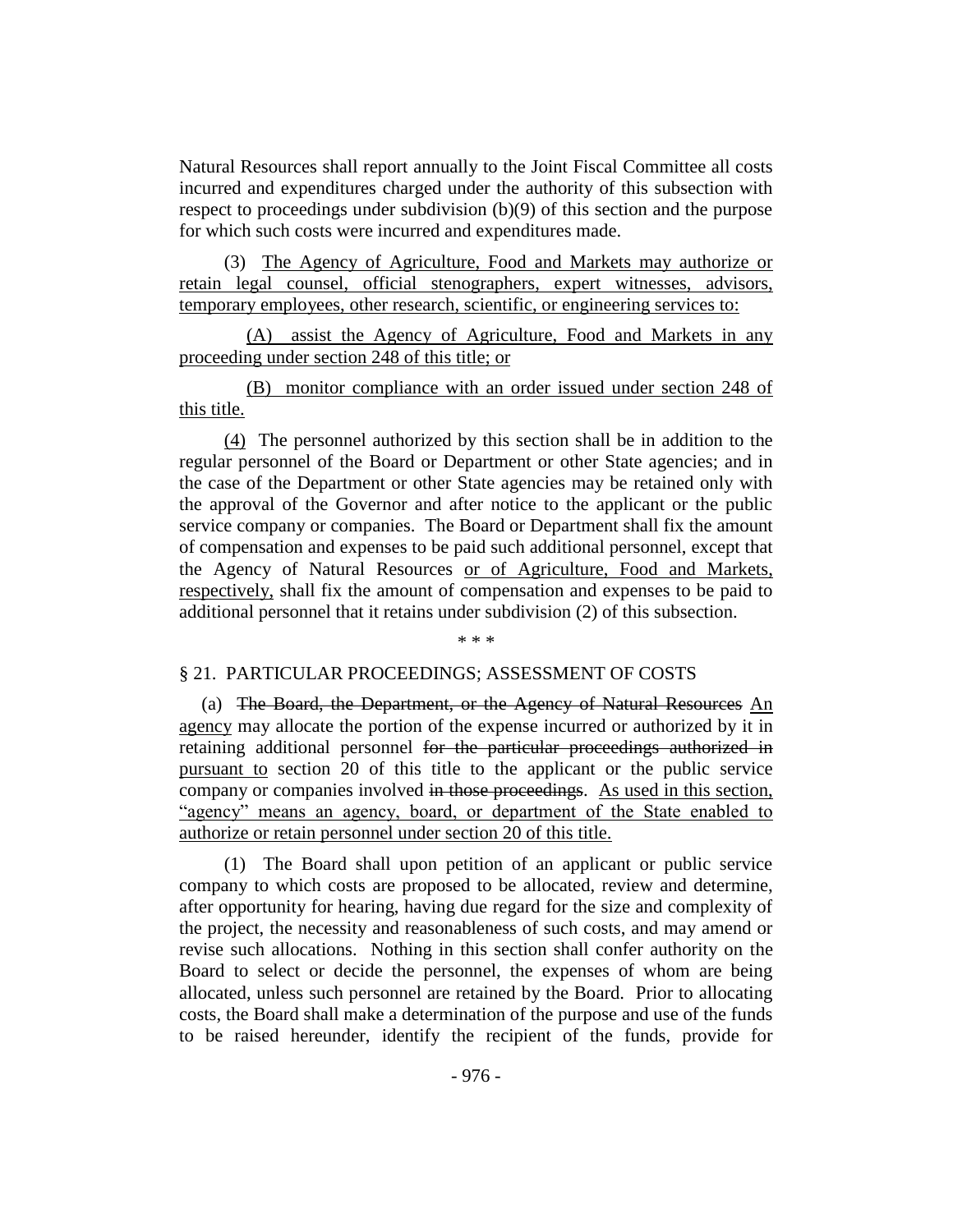Natural Resources shall report annually to the Joint Fiscal Committee all costs incurred and expenditures charged under the authority of this subsection with respect to proceedings under subdivision (b)(9) of this section and the purpose for which such costs were incurred and expenditures made.

(3) <u>The Agency of Agriculture, Food and Markets may authorize or retain legal counsel, official stenographers, expert witnesses, advisors, temporary employees, other research, scientific, or engineering services to:</u>

(A) <u>assist the Agency of Agriculture, Food and Markets in any proceeding under section 248 of this title; or</u>

(B) <u>monitor compliance with an order issued under section 248 of this title.</u>

<u>(4)</u> The personnel authorized by this section shall be in addition to the regular personnel of the Board or Department or other State agencies; and in the case of the Department or other State agencies may be retained only with the approval of the Governor and after notice to the applicant or the public service company or companies. The Board or Department shall fix the amount of compensation and expenses to be paid such additional personnel, except that the Agency of Natural Resources <u>or of Agriculture, Food and Markets, respectively,</u> shall fix the amount of compensation and expenses to be paid to additional personnel that it retains under subdivision (2) of this subsection.

\* \* \*

§ 21. PARTICULAR PROCEEDINGS; ASSESSMENT OF COSTS

(a) ~~The Board, the Department, or the Agency of Natural Resources~~ <u>An agency</u> may allocate the portion of the expense incurred or authorized by it in retaining additional personnel ~~for the particular proceedings authorized in~~ <u>pursuant to</u> section 20 of this title to the applicant or the public service company or companies involved ~~in those proceedings~~. <u>As used in this section, "agency" means an agency, board, or department of the State enabled to authorize or retain personnel under section 20 of this title.</u>

(1) The Board shall upon petition of an applicant or public service company to which costs are proposed to be allocated, review and determine, after opportunity for hearing, having due regard for the size and complexity of the project, the necessity and reasonableness of such costs, and may amend or revise such allocations. Nothing in this section shall confer authority on the Board to select or decide the personnel, the expenses of whom are being allocated, unless such personnel are retained by the Board. Prior to allocating costs, the Board shall make a determination of the purpose and use of the funds to be raised hereunder, identify the recipient of the funds, provide for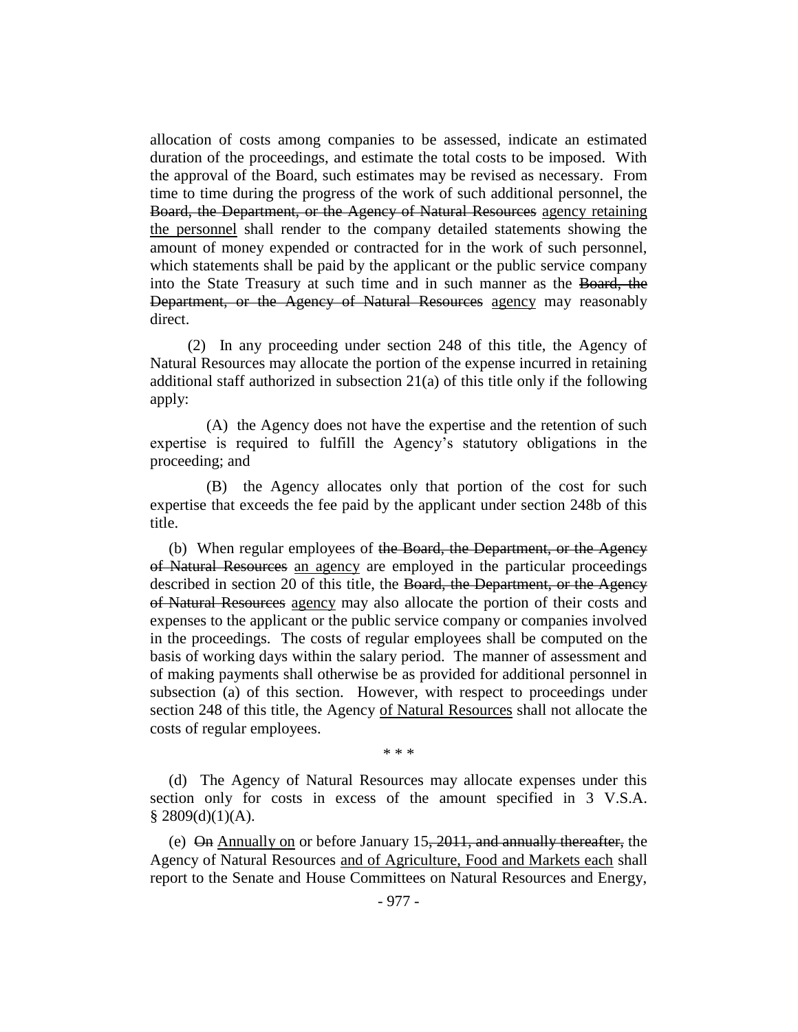allocation of costs among companies to be assessed, indicate an estimated duration of the proceedings, and estimate the total costs to be imposed. With the approval of the Board, such estimates may be revised as necessary. From time to time during the progress of the work of such additional personnel, the ~~Board, the Department, or the Agency of Natural Resources~~ agency retaining the personnel shall render to the company detailed statements showing the amount of money expended or contracted for in the work of such personnel, which statements shall be paid by the applicant or the public service company into the State Treasury at such time and in such manner as the ~~Board, the Department, or the Agency of Natural Resources~~ agency may reasonably direct.

(2) In any proceeding under section 248 of this title, the Agency of Natural Resources may allocate the portion of the expense incurred in retaining additional staff authorized in subsection 21(a) of this title only if the following apply:

(A) the Agency does not have the expertise and the retention of such expertise is required to fulfill the Agency's statutory obligations in the proceeding; and

(B) the Agency allocates only that portion of the cost for such expertise that exceeds the fee paid by the applicant under section 248b of this title.

(b) When regular employees of ~~the Board, the Department, or the Agency of Natural Resources~~ an agency are employed in the particular proceedings described in section 20 of this title, the ~~Board, the Department, or the Agency of Natural Resources~~ agency may also allocate the portion of their costs and expenses to the applicant or the public service company or companies involved in the proceedings. The costs of regular employees shall be computed on the basis of working days within the salary period. The manner of assessment and of making payments shall otherwise be as provided for additional personnel in subsection (a) of this section. However, with respect to proceedings under section 248 of this title, the Agency of Natural Resources shall not allocate the costs of regular employees.

\* \* \*

(d) The Agency of Natural Resources may allocate expenses under this section only for costs in excess of the amount specified in 3 V.S.A. § 2809(d)(1)(A).

(e) ~~On~~ Annually on or before January 15~~, 2011, and annually thereafter,~~ the Agency of Natural Resources and of Agriculture, Food and Markets each shall report to the Senate and House Committees on Natural Resources and Energy,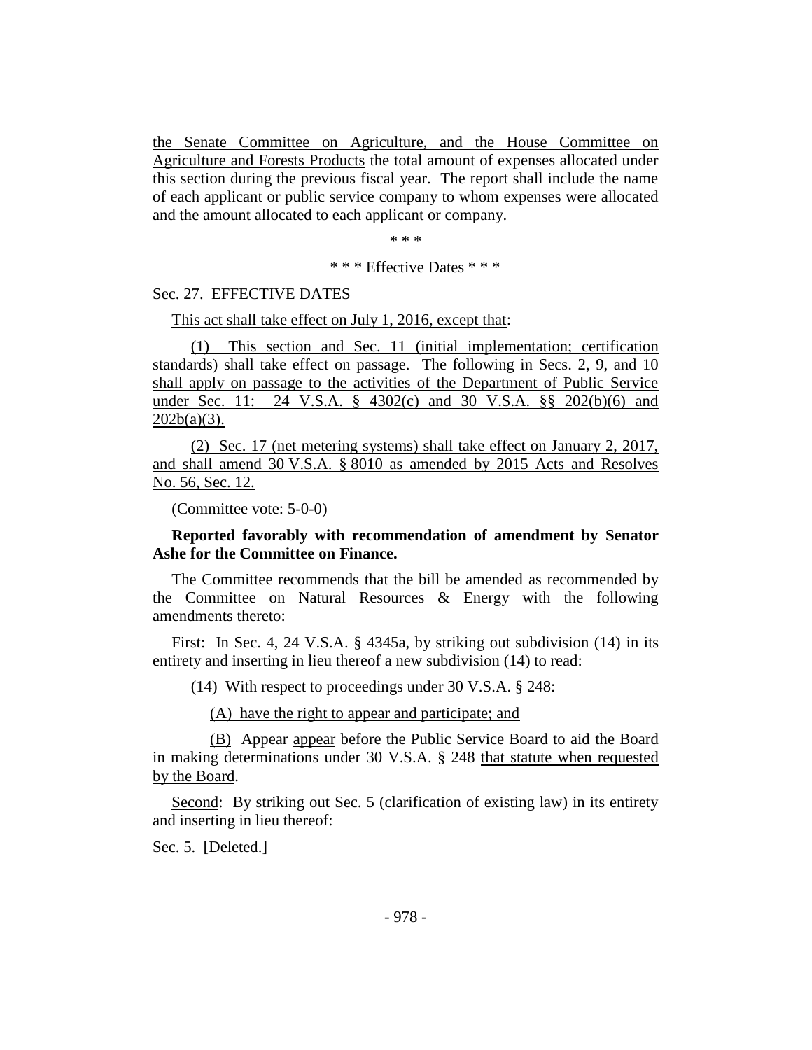<u>the Senate Committee on Agriculture, and the House Committee on Agriculture and Forests Products</u> the total amount of expenses allocated under this section during the previous fiscal year. The report shall include the name of each applicant or public service company to whom expenses were allocated and the amount allocated to each applicant or company.

\* \* \*

\* \* \* Effective Dates \* \* \*

Sec. 27. EFFECTIVE DATES

<u>This act shall take effect on July 1, 2016, except that</u>:

(1) <u>This section and Sec. 11 (initial implementation; certification standards) shall take effect on passage. The following in Secs. 2, 9, and 10 shall apply on passage to the activities of the Department of Public Service under Sec. 11: 24 V.S.A. § 4302(c) and 30 V.S.A. §§ 202(b)(6) and 202b(a)(3).</u>

(2) <u>Sec. 17 (net metering systems) shall take effect on January 2, 2017, and shall amend 30 V.S.A. § 8010 as amended by 2015 Acts and Resolves No. 56, Sec. 12.</u>

(Committee vote: 5-0-0)

**Reported favorably with recommendation of amendment by Senator Ashe for the Committee on Finance.**

The Committee recommends that the bill be amended as recommended by the Committee on Natural Resources & Energy with the following amendments thereto:

<u>First</u>: In Sec. 4, 24 V.S.A. § 4345a, by striking out subdivision (14) in its entirety and inserting in lieu thereof a new subdivision (14) to read:

(14) <u>With respect to proceedings under 30 V.S.A. § 248:</u>

<u>(A) have the right to appear and participate; and</u>

<u>(B)</u> ~~Appear~~ <u>appear</u> before the Public Service Board to aid ~~the Board~~ in making determinations under ~~30 V.S.A. § 248~~ <u>that statute when requested by the Board</u>.

<u>Second</u>: By striking out Sec. 5 (clarification of existing law) in its entirety and inserting in lieu thereof:

Sec. 5. [Deleted.]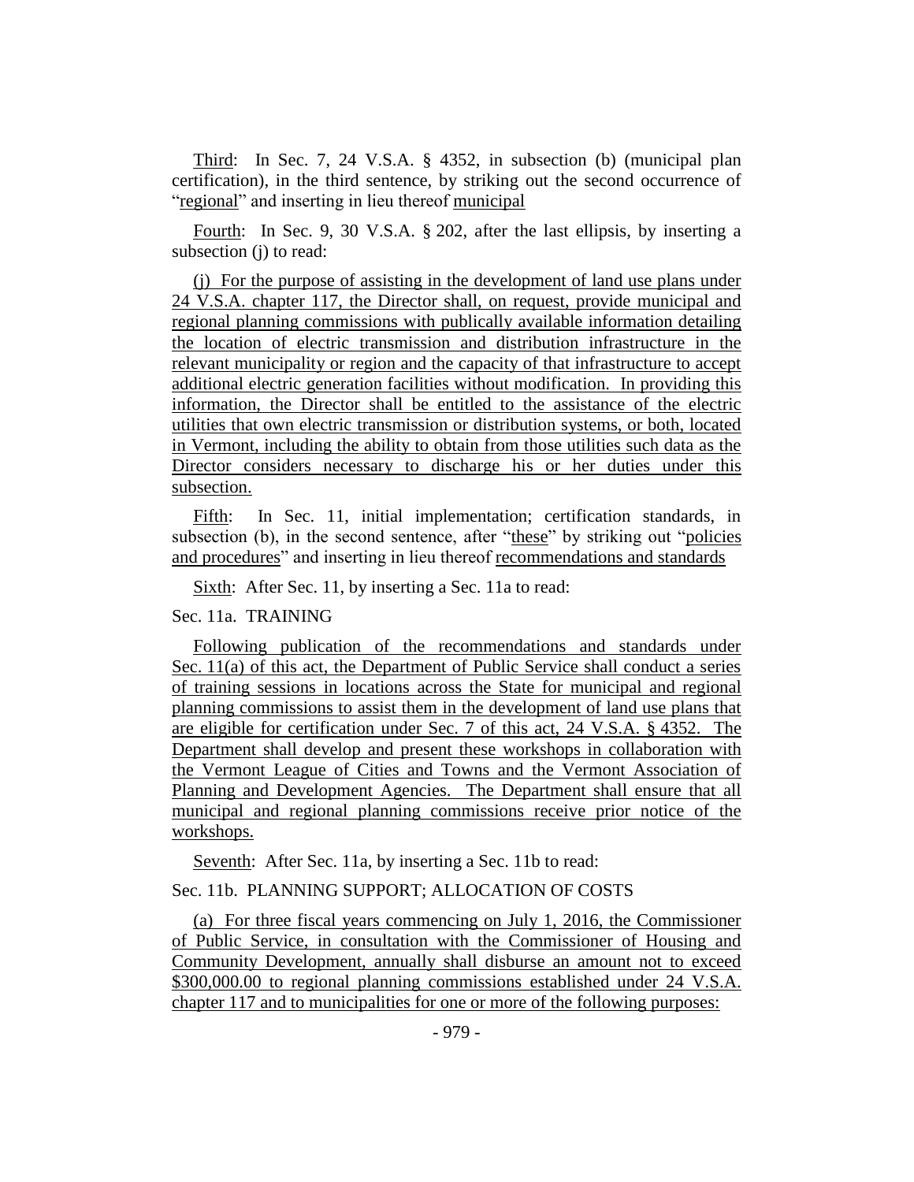Third: In Sec. 7, 24 V.S.A. § 4352, in subsection (b) (municipal plan certification), in the third sentence, by striking out the second occurrence of "regional" and inserting in lieu thereof municipal

Fourth: In Sec. 9, 30 V.S.A. § 202, after the last ellipsis, by inserting a subsection (j) to read:

(j) For the purpose of assisting in the development of land use plans under 24 V.S.A. chapter 117, the Director shall, on request, provide municipal and regional planning commissions with publically available information detailing the location of electric transmission and distribution infrastructure in the relevant municipality or region and the capacity of that infrastructure to accept additional electric generation facilities without modification. In providing this information, the Director shall be entitled to the assistance of the electric utilities that own electric transmission or distribution systems, or both, located in Vermont, including the ability to obtain from those utilities such data as the Director considers necessary to discharge his or her duties under this subsection.

Fifth: In Sec. 11, initial implementation; certification standards, in subsection (b), in the second sentence, after "these" by striking out "policies and procedures" and inserting in lieu thereof recommendations and standards

Sixth: After Sec. 11, by inserting a Sec. 11a to read:

Sec. 11a. TRAINING

Following publication of the recommendations and standards under Sec. 11(a) of this act, the Department of Public Service shall conduct a series of training sessions in locations across the State for municipal and regional planning commissions to assist them in the development of land use plans that are eligible for certification under Sec. 7 of this act, 24 V.S.A. § 4352. The Department shall develop and present these workshops in collaboration with the Vermont League of Cities and Towns and the Vermont Association of Planning and Development Agencies. The Department shall ensure that all municipal and regional planning commissions receive prior notice of the workshops.

Seventh: After Sec. 11a, by inserting a Sec. 11b to read:

Sec. 11b. PLANNING SUPPORT; ALLOCATION OF COSTS

(a) For three fiscal years commencing on July 1, 2016, the Commissioner of Public Service, in consultation with the Commissioner of Housing and Community Development, annually shall disburse an amount not to exceed $300,000.00 to regional planning commissions established under 24 V.S.A. chapter 117 and to municipalities for one or more of the following purposes: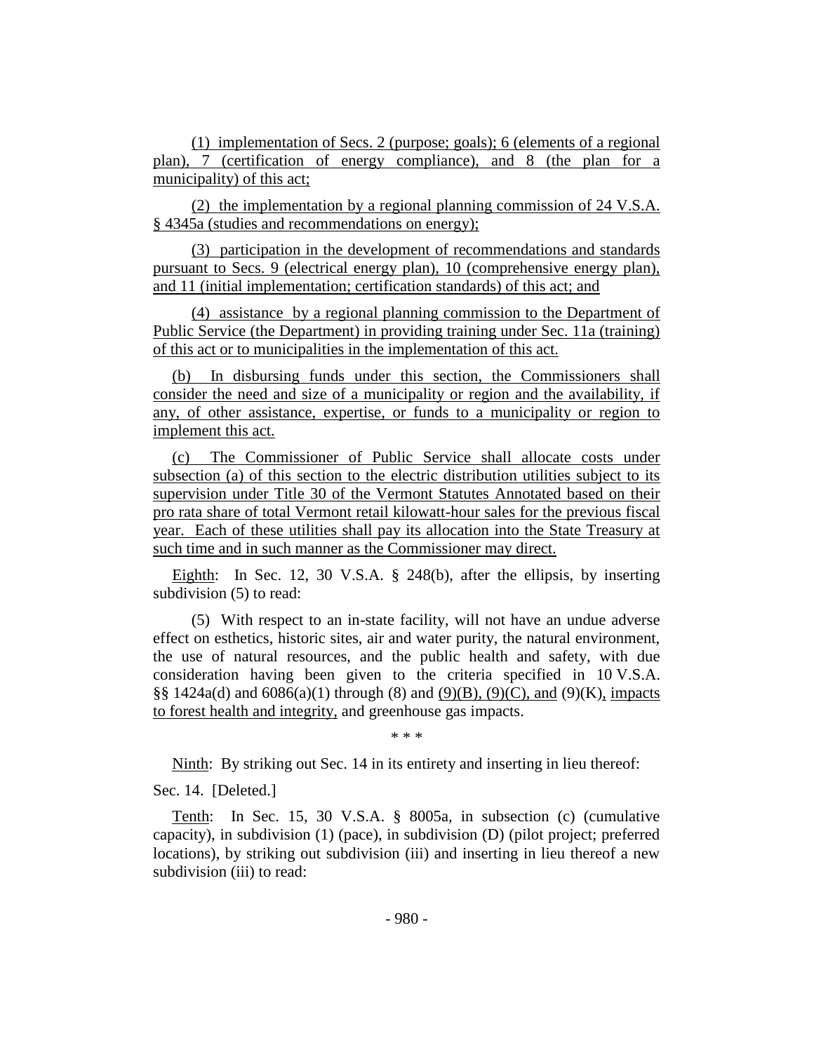(1) implementation of Secs. 2 (purpose; goals); 6 (elements of a regional plan), 7 (certification of energy compliance), and 8 (the plan for a municipality) of this act;

(2) the implementation by a regional planning commission of 24 V.S.A. § 4345a (studies and recommendations on energy);

(3) participation in the development of recommendations and standards pursuant to Secs. 9 (electrical energy plan), 10 (comprehensive energy plan), and 11 (initial implementation; certification standards) of this act; and

(4) assistance by a regional planning commission to the Department of Public Service (the Department) in providing training under Sec. 11a (training) of this act or to municipalities in the implementation of this act.

(b) In disbursing funds under this section, the Commissioners shall consider the need and size of a municipality or region and the availability, if any, of other assistance, expertise, or funds to a municipality or region to implement this act.

(c) The Commissioner of Public Service shall allocate costs under subsection (a) of this section to the electric distribution utilities subject to its supervision under Title 30 of the Vermont Statutes Annotated based on their pro rata share of total Vermont retail kilowatt-hour sales for the previous fiscal year. Each of these utilities shall pay its allocation into the State Treasury at such time and in such manner as the Commissioner may direct.

Eighth: In Sec. 12, 30 V.S.A. § 248(b), after the ellipsis, by inserting subdivision (5) to read:

(5) With respect to an in-state facility, will not have an undue adverse effect on esthetics, historic sites, air and water purity, the natural environment, the use of natural resources, and the public health and safety, with due consideration having been given to the criteria specified in 10 V.S.A. §§ 1424a(d) and 6086(a)(1) through (8) and (9)(B), (9)(C), and (9)(K), impacts to forest health and integrity, and greenhouse gas impacts.

\* \* \*

Ninth: By striking out Sec. 14 in its entirety and inserting in lieu thereof:

Sec. 14. [Deleted.]

Tenth: In Sec. 15, 30 V.S.A. § 8005a, in subsection (c) (cumulative capacity), in subdivision (1) (pace), in subdivision (D) (pilot project; preferred locations), by striking out subdivision (iii) and inserting in lieu thereof a new subdivision (iii) to read: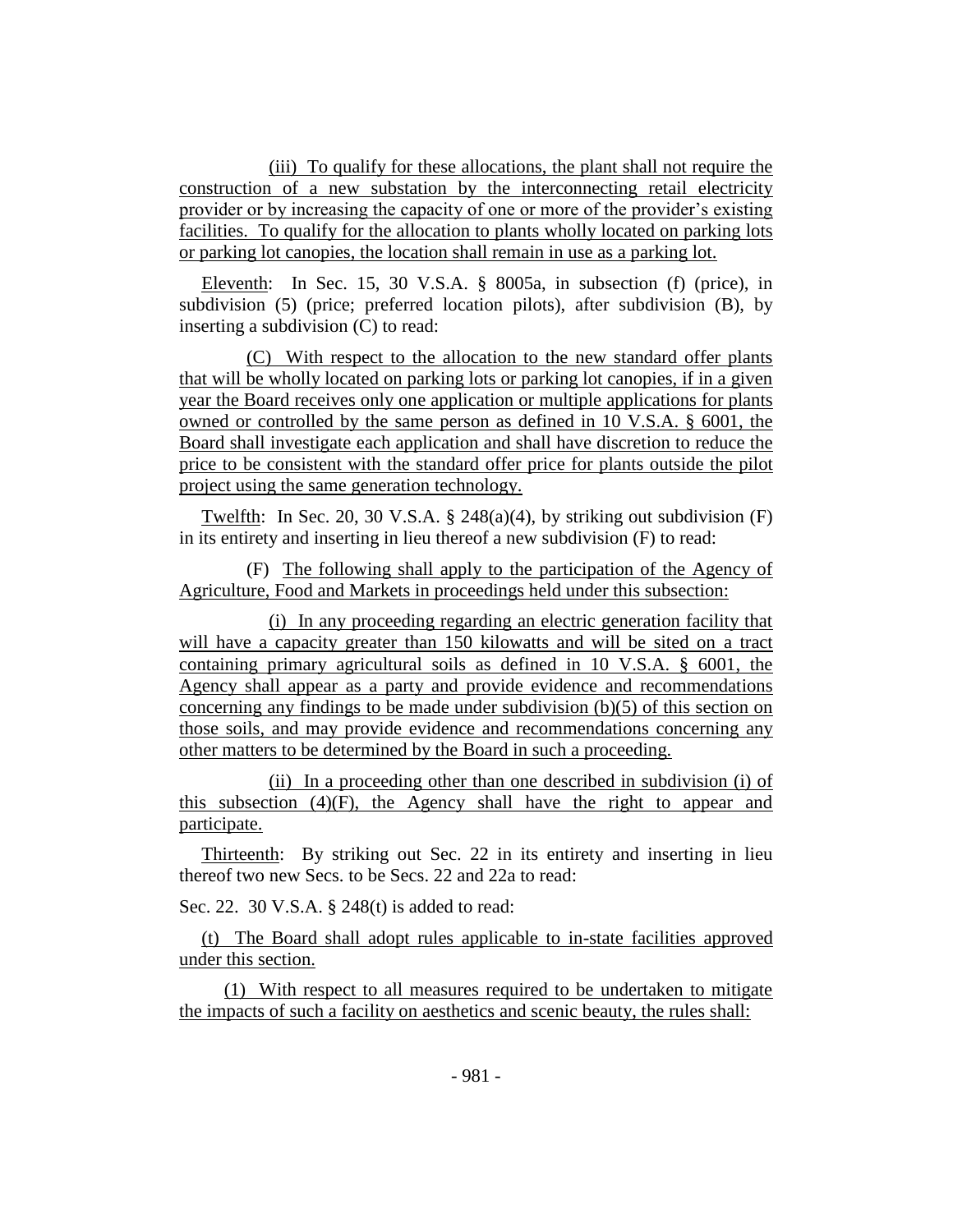(iii) To qualify for these allocations, the plant shall not require the construction of a new substation by the interconnecting retail electricity provider or by increasing the capacity of one or more of the provider's existing facilities. To qualify for the allocation to plants wholly located on parking lots or parking lot canopies, the location shall remain in use as a parking lot.

Eleventh: In Sec. 15, 30 V.S.A. § 8005a, in subsection (f) (price), in subdivision (5) (price; preferred location pilots), after subdivision (B), by inserting a subdivision (C) to read:

(C) With respect to the allocation to the new standard offer plants that will be wholly located on parking lots or parking lot canopies, if in a given year the Board receives only one application or multiple applications for plants owned or controlled by the same person as defined in 10 V.S.A. § 6001, the Board shall investigate each application and shall have discretion to reduce the price to be consistent with the standard offer price for plants outside the pilot project using the same generation technology.

Twelfth: In Sec. 20, 30 V.S.A. § 248(a)(4), by striking out subdivision (F) in its entirety and inserting in lieu thereof a new subdivision (F) to read:

(F) The following shall apply to the participation of the Agency of Agriculture, Food and Markets in proceedings held under this subsection:

(i) In any proceeding regarding an electric generation facility that will have a capacity greater than 150 kilowatts and will be sited on a tract containing primary agricultural soils as defined in 10 V.S.A. § 6001, the Agency shall appear as a party and provide evidence and recommendations concerning any findings to be made under subdivision (b)(5) of this section on those soils, and may provide evidence and recommendations concerning any other matters to be determined by the Board in such a proceeding.

(ii) In a proceeding other than one described in subdivision (i) of this subsection (4)(F), the Agency shall have the right to appear and participate.

Thirteenth: By striking out Sec. 22 in its entirety and inserting in lieu thereof two new Secs. to be Secs. 22 and 22a to read:

Sec. 22. 30 V.S.A. § 248(t) is added to read:

(t) The Board shall adopt rules applicable to in-state facilities approved under this section.

(1) With respect to all measures required to be undertaken to mitigate the impacts of such a facility on aesthetics and scenic beauty, the rules shall: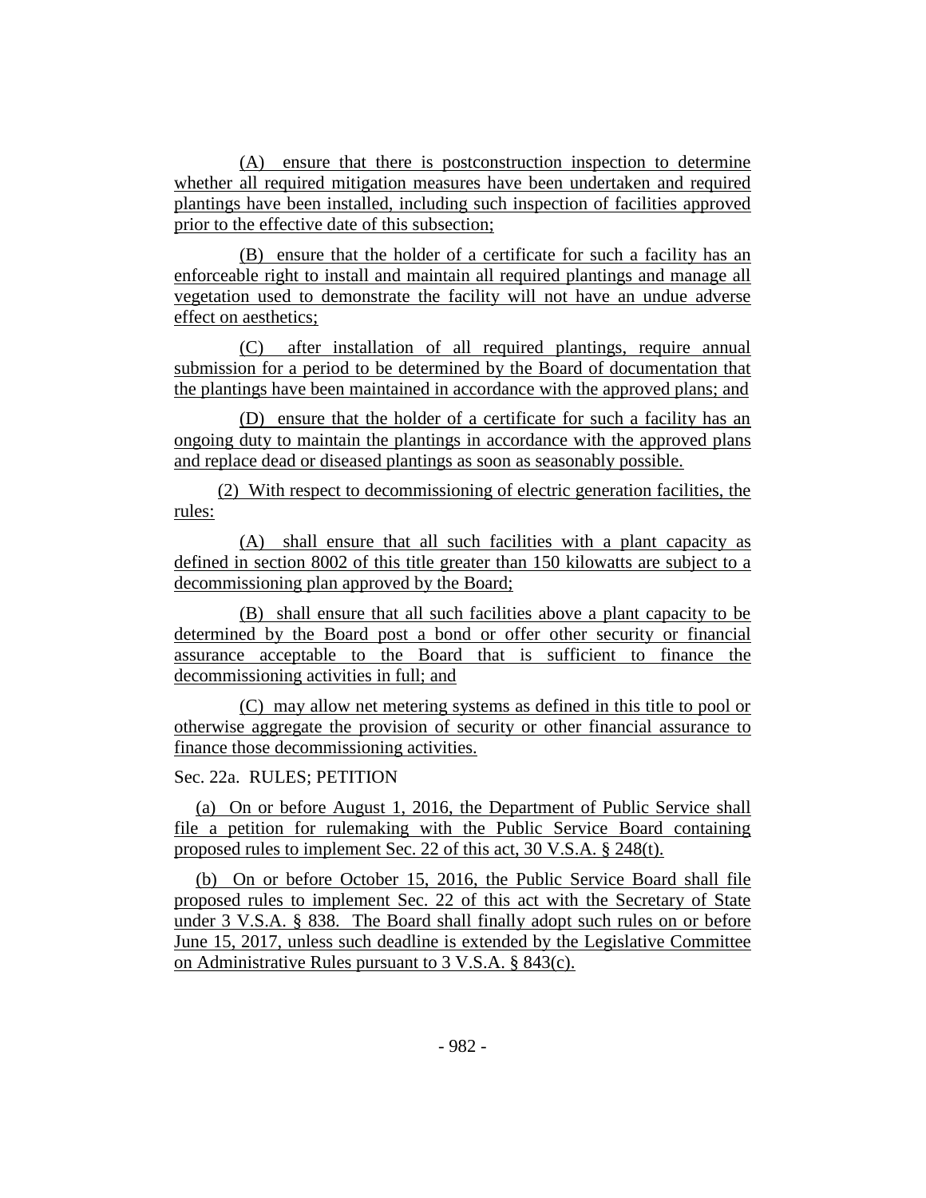(A) ensure that there is postconstruction inspection to determine whether all required mitigation measures have been undertaken and required plantings have been installed, including such inspection of facilities approved prior to the effective date of this subsection;

(B) ensure that the holder of a certificate for such a facility has an enforceable right to install and maintain all required plantings and manage all vegetation used to demonstrate the facility will not have an undue adverse effect on aesthetics;

(C) after installation of all required plantings, require annual submission for a period to be determined by the Board of documentation that the plantings have been maintained in accordance with the approved plans; and

(D) ensure that the holder of a certificate for such a facility has an ongoing duty to maintain the plantings in accordance with the approved plans and replace dead or diseased plantings as soon as seasonably possible.

(2) With respect to decommissioning of electric generation facilities, the rules:

(A) shall ensure that all such facilities with a plant capacity as defined in section 8002 of this title greater than 150 kilowatts are subject to a decommissioning plan approved by the Board;

(B) shall ensure that all such facilities above a plant capacity to be determined by the Board post a bond or offer other security or financial assurance acceptable to the Board that is sufficient to finance the decommissioning activities in full; and

(C) may allow net metering systems as defined in this title to pool or otherwise aggregate the provision of security or other financial assurance to finance those decommissioning activities.

Sec. 22a. RULES; PETITION

(a) On or before August 1, 2016, the Department of Public Service shall file a petition for rulemaking with the Public Service Board containing proposed rules to implement Sec. 22 of this act, 30 V.S.A. § 248(t).

(b) On or before October 15, 2016, the Public Service Board shall file proposed rules to implement Sec. 22 of this act with the Secretary of State under 3 V.S.A. § 838. The Board shall finally adopt such rules on or before June 15, 2017, unless such deadline is extended by the Legislative Committee on Administrative Rules pursuant to 3 V.S.A. § 843(c).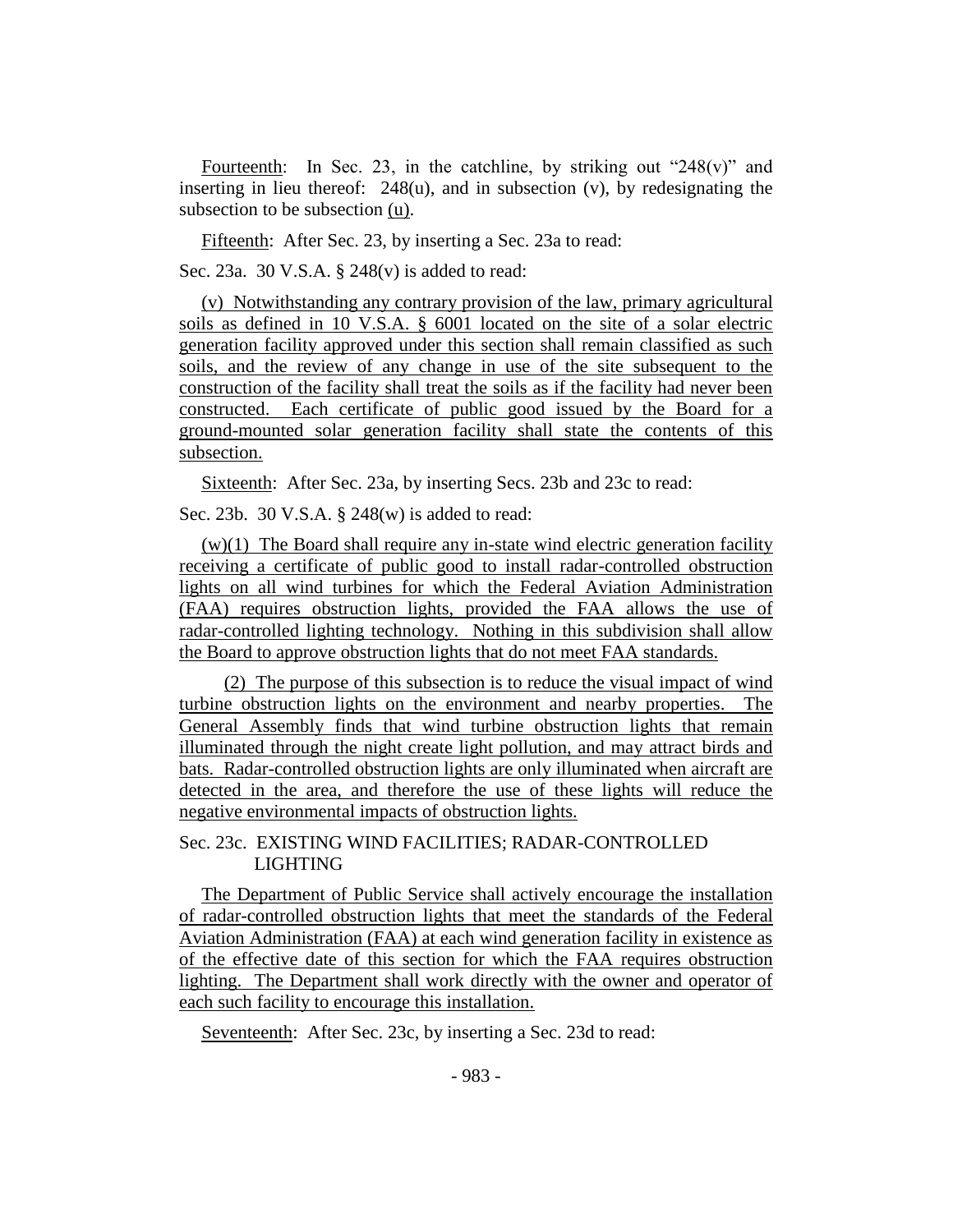Fourteenth: In Sec. 23, in the catchline, by striking out "248(v)" and inserting in lieu thereof: 248(u), and in subsection (v), by redesignating the subsection to be subsection (u).

Fifteenth: After Sec. 23, by inserting a Sec. 23a to read:

Sec. 23a. 30 V.S.A. § 248(v) is added to read:

(v) Notwithstanding any contrary provision of the law, primary agricultural soils as defined in 10 V.S.A. § 6001 located on the site of a solar electric generation facility approved under this section shall remain classified as such soils, and the review of any change in use of the site subsequent to the construction of the facility shall treat the soils as if the facility had never been constructed. Each certificate of public good issued by the Board for a ground-mounted solar generation facility shall state the contents of this subsection.

Sixteenth: After Sec. 23a, by inserting Secs. 23b and 23c to read:

Sec. 23b. 30 V.S.A. § 248(w) is added to read:

(w)(1) The Board shall require any in-state wind electric generation facility receiving a certificate of public good to install radar-controlled obstruction lights on all wind turbines for which the Federal Aviation Administration (FAA) requires obstruction lights, provided the FAA allows the use of radar-controlled lighting technology. Nothing in this subdivision shall allow the Board to approve obstruction lights that do not meet FAA standards.

(2) The purpose of this subsection is to reduce the visual impact of wind turbine obstruction lights on the environment and nearby properties. The General Assembly finds that wind turbine obstruction lights that remain illuminated through the night create light pollution, and may attract birds and bats. Radar-controlled obstruction lights are only illuminated when aircraft are detected in the area, and therefore the use of these lights will reduce the negative environmental impacts of obstruction lights.

Sec. 23c. EXISTING WIND FACILITIES; RADAR-CONTROLLED LIGHTING

The Department of Public Service shall actively encourage the installation of radar-controlled obstruction lights that meet the standards of the Federal Aviation Administration (FAA) at each wind generation facility in existence as of the effective date of this section for which the FAA requires obstruction lighting. The Department shall work directly with the owner and operator of each such facility to encourage this installation.

Seventeenth: After Sec. 23c, by inserting a Sec. 23d to read: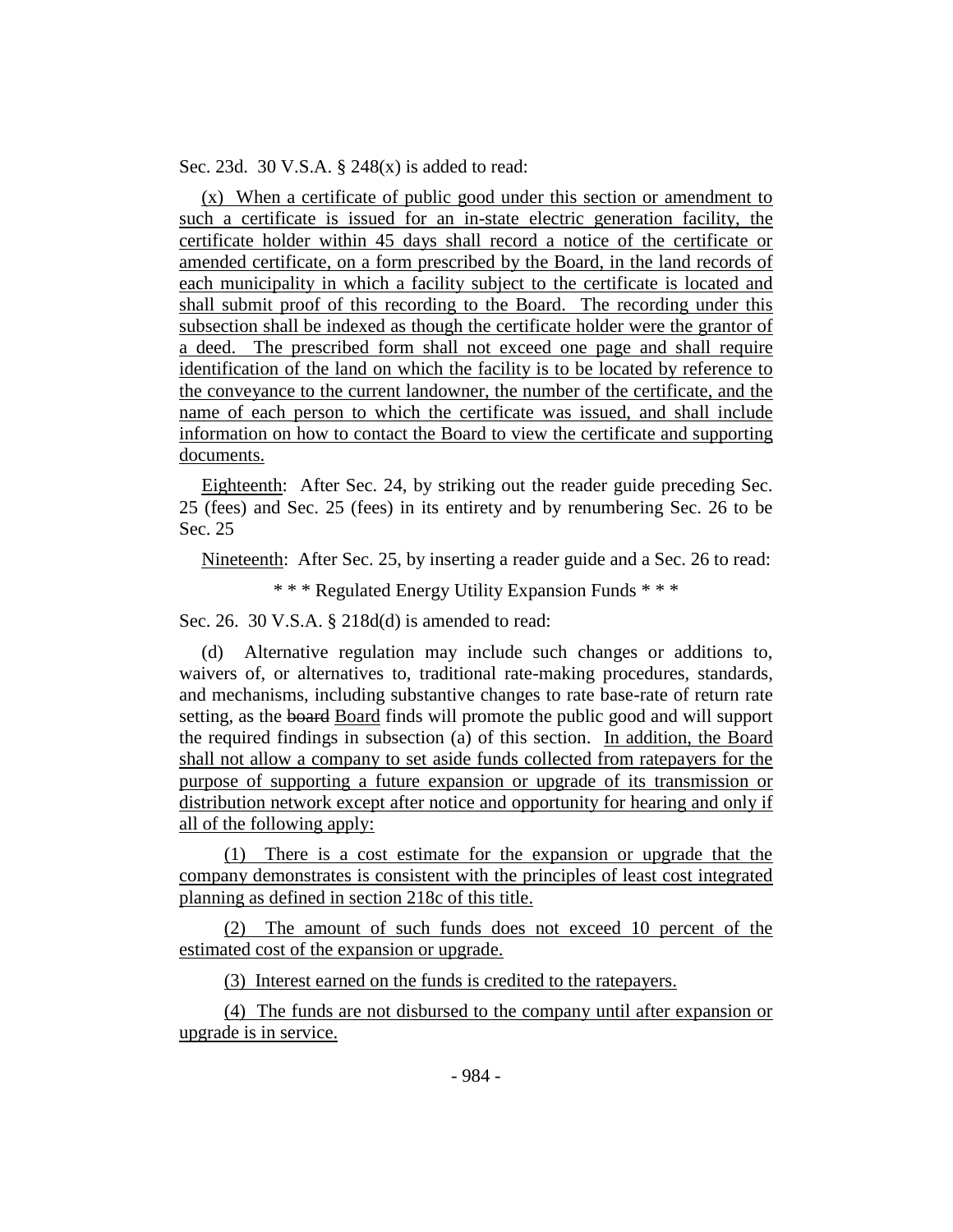Sec. 23d. 30 V.S.A. § 248(x) is added to read:

(x) When a certificate of public good under this section or amendment to such a certificate is issued for an in-state electric generation facility, the certificate holder within 45 days shall record a notice of the certificate or amended certificate, on a form prescribed by the Board, in the land records of each municipality in which a facility subject to the certificate is located and shall submit proof of this recording to the Board. The recording under this subsection shall be indexed as though the certificate holder were the grantor of a deed. The prescribed form shall not exceed one page and shall require identification of the land on which the facility is to be located by reference to the conveyance to the current landowner, the number of the certificate, and the name of each person to which the certificate was issued, and shall include information on how to contact the Board to view the certificate and supporting documents.

Eighteenth: After Sec. 24, by striking out the reader guide preceding Sec. 25 (fees) and Sec. 25 (fees) in its entirety and by renumbering Sec. 26 to be Sec. 25

Nineteenth: After Sec. 25, by inserting a reader guide and a Sec. 26 to read:

\* \* \* Regulated Energy Utility Expansion Funds \* \* \*

Sec. 26. 30 V.S.A. § 218d(d) is amended to read:

(d) Alternative regulation may include such changes or additions to, waivers of, or alternatives to, traditional rate-making procedures, standards, and mechanisms, including substantive changes to rate base-rate of return rate setting, as the ~~board~~ Board finds will promote the public good and will support the required findings in subsection (a) of this section. In addition, the Board shall not allow a company to set aside funds collected from ratepayers for the purpose of supporting a future expansion or upgrade of its transmission or distribution network except after notice and opportunity for hearing and only if all of the following apply:

(1) There is a cost estimate for the expansion or upgrade that the company demonstrates is consistent with the principles of least cost integrated planning as defined in section 218c of this title.

(2) The amount of such funds does not exceed 10 percent of the estimated cost of the expansion or upgrade.

(3) Interest earned on the funds is credited to the ratepayers.

(4) The funds are not disbursed to the company until after expansion or upgrade is in service.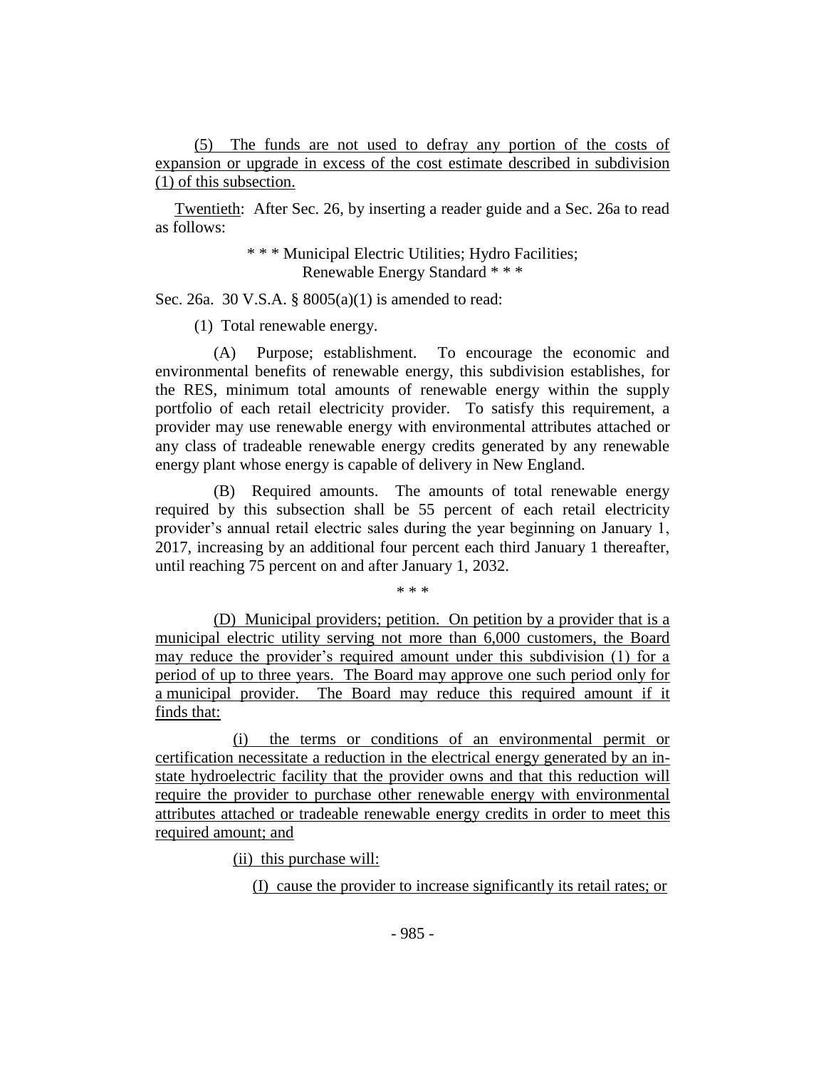(5) The funds are not used to defray any portion of the costs of expansion or upgrade in excess of the cost estimate described in subdivision (1) of this subsection.

Twentieth: After Sec. 26, by inserting a reader guide and a Sec. 26a to read as follows:

\* \* \* Municipal Electric Utilities; Hydro Facilities; Renewable Energy Standard \* \* \*

Sec. 26a. 30 V.S.A. § 8005(a)(1) is amended to read:

(1) Total renewable energy.

(A) Purpose; establishment. To encourage the economic and environmental benefits of renewable energy, this subdivision establishes, for the RES, minimum total amounts of renewable energy within the supply portfolio of each retail electricity provider. To satisfy this requirement, a provider may use renewable energy with environmental attributes attached or any class of tradeable renewable energy credits generated by any renewable energy plant whose energy is capable of delivery in New England.

(B) Required amounts. The amounts of total renewable energy required by this subsection shall be 55 percent of each retail electricity provider's annual retail electric sales during the year beginning on January 1, 2017, increasing by an additional four percent each third January 1 thereafter, until reaching 75 percent on and after January 1, 2032.

\* \* \*

(D) Municipal providers; petition. On petition by a provider that is a municipal electric utility serving not more than 6,000 customers, the Board may reduce the provider's required amount under this subdivision (1) for a period of up to three years. The Board may approve one such period only for a municipal provider. The Board may reduce this required amount if it finds that:

(i) the terms or conditions of an environmental permit or certification necessitate a reduction in the electrical energy generated by an in-state hydroelectric facility that the provider owns and that this reduction will require the provider to purchase other renewable energy with environmental attributes attached or tradeable renewable energy credits in order to meet this required amount; and

(ii) this purchase will:

(I) cause the provider to increase significantly its retail rates; or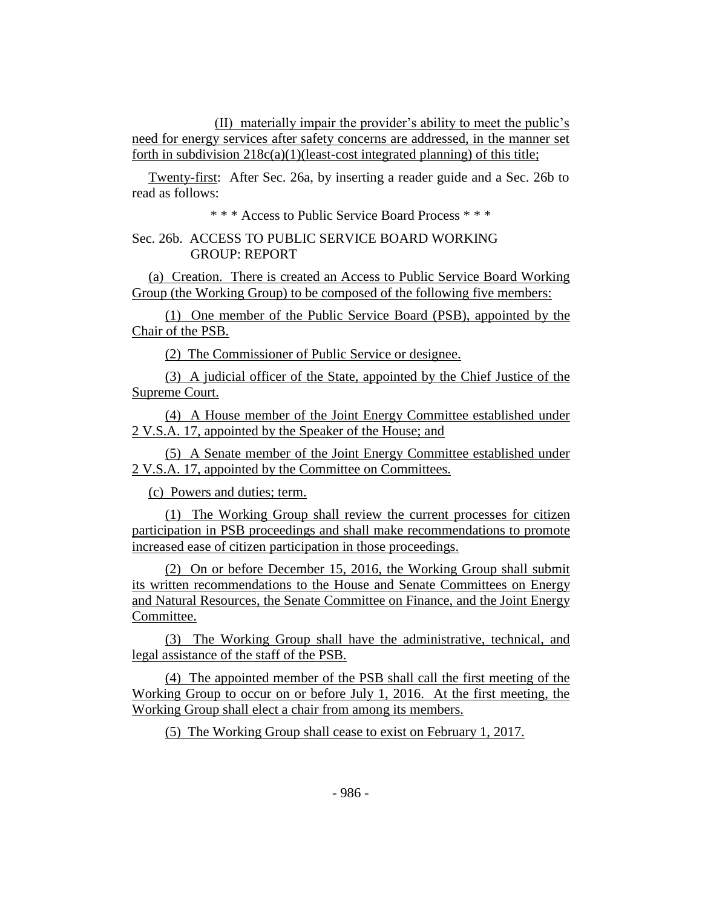(II) materially impair the provider's ability to meet the public's need for energy services after safety concerns are addressed, in the manner set forth in subdivision 218c(a)(1)(least-cost integrated planning) of this title;

Twenty-first: After Sec. 26a, by inserting a reader guide and a Sec. 26b to read as follows:

\* \* \* Access to Public Service Board Process \* \* \*

Sec. 26b. ACCESS TO PUBLIC SERVICE BOARD WORKING GROUP: REPORT

(a) Creation. There is created an Access to Public Service Board Working Group (the Working Group) to be composed of the following five members:

(1) One member of the Public Service Board (PSB), appointed by the Chair of the PSB.

(2) The Commissioner of Public Service or designee.

(3) A judicial officer of the State, appointed by the Chief Justice of the Supreme Court.

(4) A House member of the Joint Energy Committee established under 2 V.S.A. 17, appointed by the Speaker of the House; and

(5) A Senate member of the Joint Energy Committee established under 2 V.S.A. 17, appointed by the Committee on Committees.

(c) Powers and duties; term.

(1) The Working Group shall review the current processes for citizen participation in PSB proceedings and shall make recommendations to promote increased ease of citizen participation in those proceedings.

(2) On or before December 15, 2016, the Working Group shall submit its written recommendations to the House and Senate Committees on Energy and Natural Resources, the Senate Committee on Finance, and the Joint Energy Committee.

(3) The Working Group shall have the administrative, technical, and legal assistance of the staff of the PSB.

(4) The appointed member of the PSB shall call the first meeting of the Working Group to occur on or before July 1, 2016. At the first meeting, the Working Group shall elect a chair from among its members.

(5) The Working Group shall cease to exist on February 1, 2017.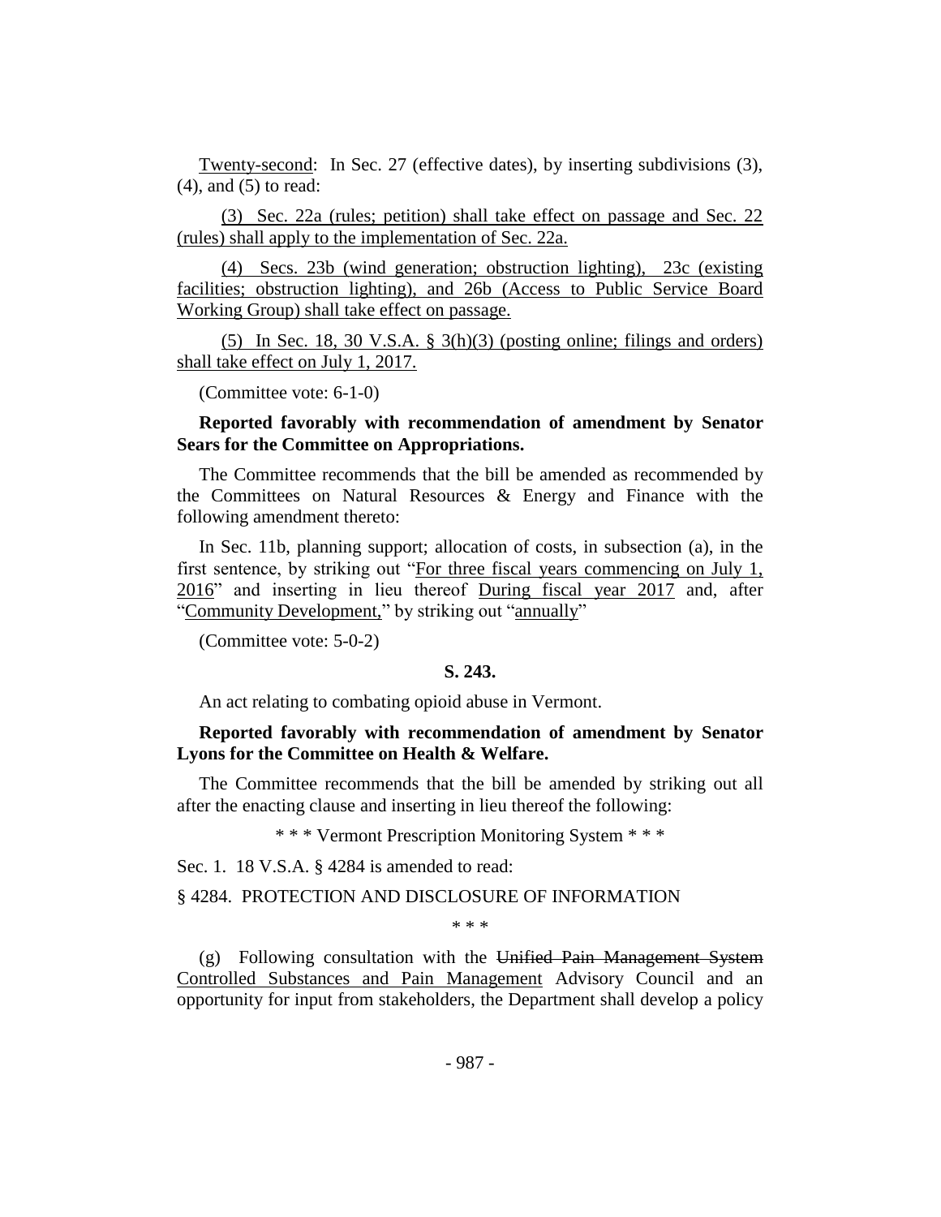Twenty-second: In Sec. 27 (effective dates), by inserting subdivisions (3), (4), and (5) to read:

(3) Sec. 22a (rules; petition) shall take effect on passage and Sec. 22 (rules) shall apply to the implementation of Sec. 22a.

(4) Secs. 23b (wind generation; obstruction lighting), 23c (existing facilities; obstruction lighting), and 26b (Access to Public Service Board Working Group) shall take effect on passage.

(5) In Sec. 18, 30 V.S.A. § 3(h)(3) (posting online; filings and orders) shall take effect on July 1, 2017.

(Committee vote: 6-1-0)

**Reported favorably with recommendation of amendment by Senator Sears for the Committee on Appropriations.**

The Committee recommends that the bill be amended as recommended by the Committees on Natural Resources & Energy and Finance with the following amendment thereto:

In Sec. 11b, planning support; allocation of costs, in subsection (a), in the first sentence, by striking out "For three fiscal years commencing on July 1, 2016" and inserting in lieu thereof During fiscal year 2017 and, after "Community Development," by striking out "annually"

(Committee vote: 5-0-2)

**S. 243.**

An act relating to combating opioid abuse in Vermont.

**Reported favorably with recommendation of amendment by Senator Lyons for the Committee on Health & Welfare.**

The Committee recommends that the bill be amended by striking out all after the enacting clause and inserting in lieu thereof the following:

\* \* \* Vermont Prescription Monitoring System \* \* \*

Sec. 1. 18 V.S.A. § 4284 is amended to read:

§ 4284. PROTECTION AND DISCLOSURE OF INFORMATION

\* \* \*

(g) Following consultation with the ~~Unified Pain Management System~~ Controlled Substances and Pain Management Advisory Council and an opportunity for input from stakeholders, the Department shall develop a policy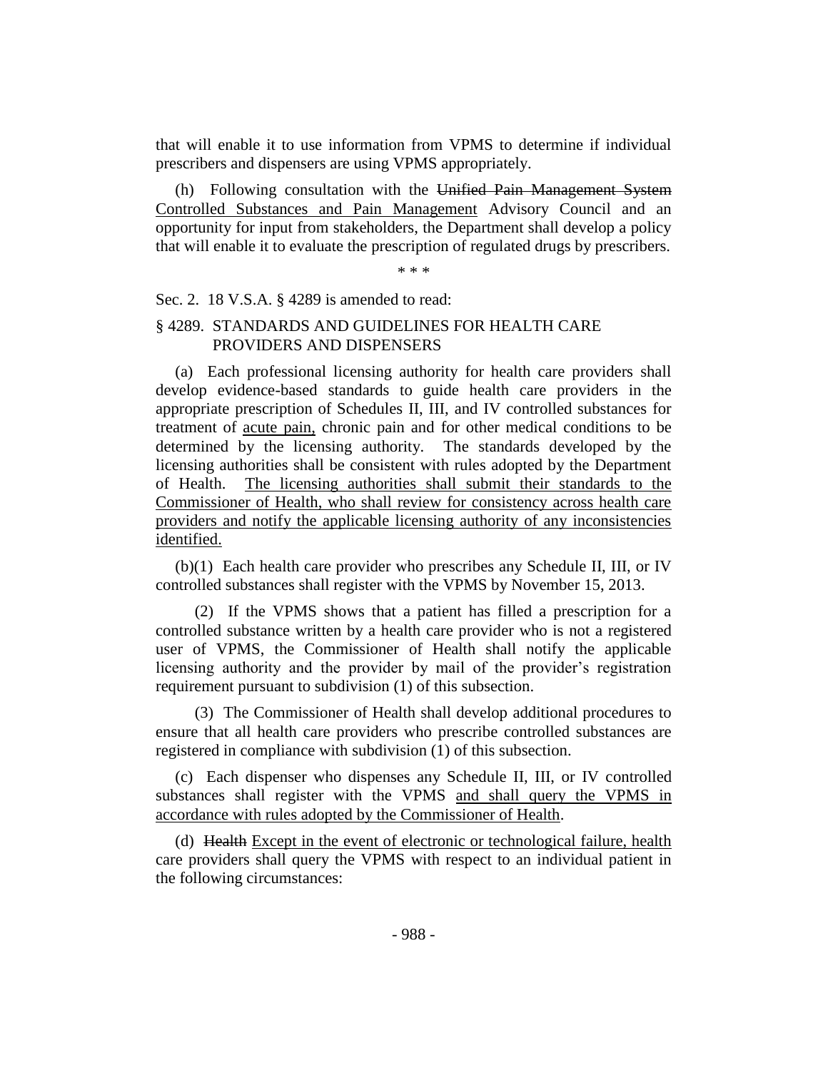that will enable it to use information from VPMS to determine if individual prescribers and dispensers are using VPMS appropriately.

(h) Following consultation with the ~~Unified Pain Management System~~ <u>Controlled Substances and Pain Management</u> Advisory Council and an opportunity for input from stakeholders, the Department shall develop a policy that will enable it to evaluate the prescription of regulated drugs by prescribers.

\* \* \*

Sec. 2. 18 V.S.A. § 4289 is amended to read:

§ 4289. STANDARDS AND GUIDELINES FOR HEALTH CARE PROVIDERS AND DISPENSERS

(a) Each professional licensing authority for health care providers shall develop evidence-based standards to guide health care providers in the appropriate prescription of Schedules II, III, and IV controlled substances for treatment of <u>acute pain,</u> chronic pain and for other medical conditions to be determined by the licensing authority. The standards developed by the licensing authorities shall be consistent with rules adopted by the Department of Health. <u>The licensing authorities shall submit their standards to the Commissioner of Health, who shall review for consistency across health care providers and notify the applicable licensing authority of any inconsistencies identified.</u>

(b)(1) Each health care provider who prescribes any Schedule II, III, or IV controlled substances shall register with the VPMS by November 15, 2013.

(2) If the VPMS shows that a patient has filled a prescription for a controlled substance written by a health care provider who is not a registered user of VPMS, the Commissioner of Health shall notify the applicable licensing authority and the provider by mail of the provider's registration requirement pursuant to subdivision (1) of this subsection.

(3) The Commissioner of Health shall develop additional procedures to ensure that all health care providers who prescribe controlled substances are registered in compliance with subdivision (1) of this subsection.

(c) Each dispenser who dispenses any Schedule II, III, or IV controlled substances shall register with the VPMS <u>and shall query the VPMS in accordance with rules adopted by the Commissioner of Health</u>.

(d) ~~Health~~ <u>Except in the event of electronic or technological failure, health</u> care providers shall query the VPMS with respect to an individual patient in the following circumstances: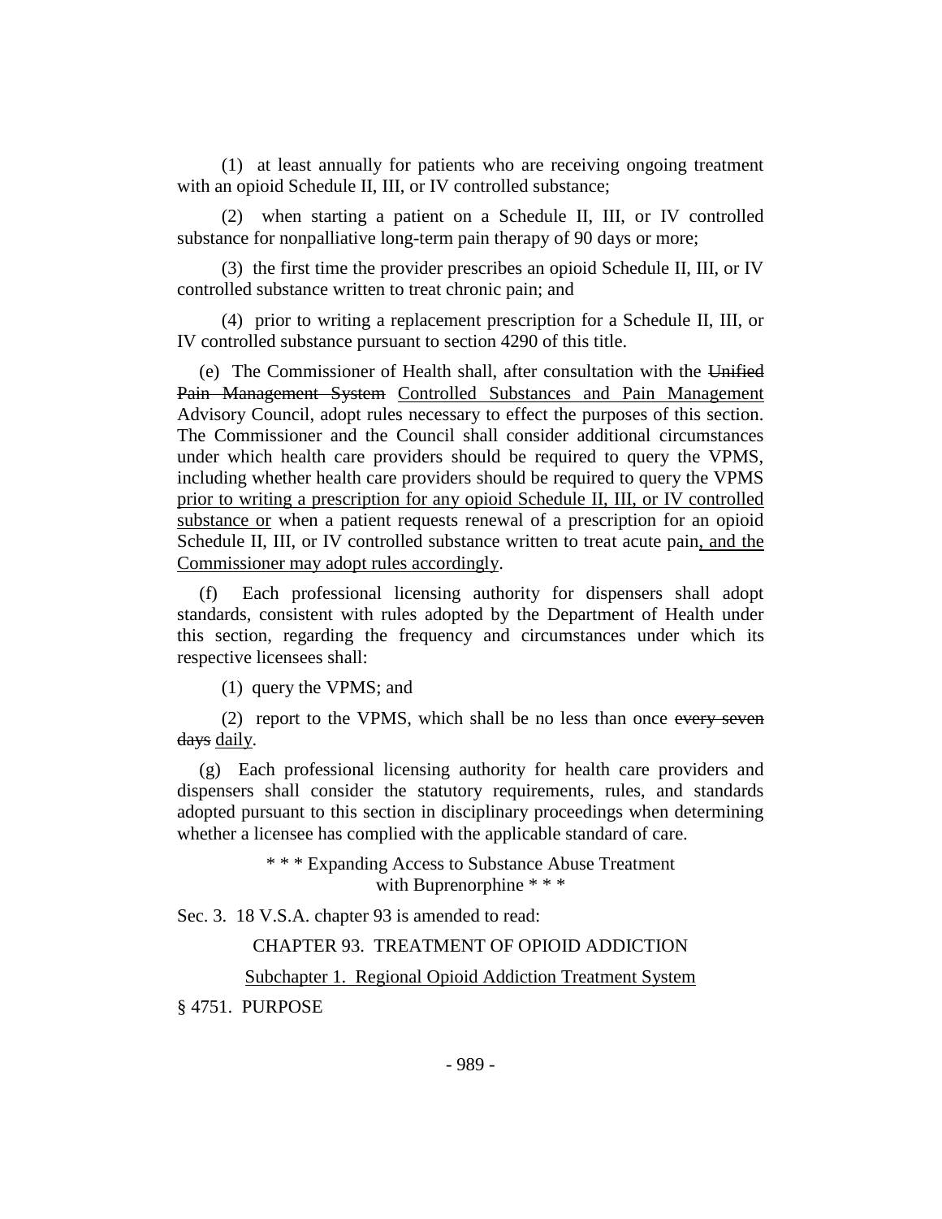(1) at least annually for patients who are receiving ongoing treatment with an opioid Schedule II, III, or IV controlled substance;

(2) when starting a patient on a Schedule II, III, or IV controlled substance for nonpalliative long-term pain therapy of 90 days or more;

(3) the first time the provider prescribes an opioid Schedule II, III, or IV controlled substance written to treat chronic pain; and

(4) prior to writing a replacement prescription for a Schedule II, III, or IV controlled substance pursuant to section 4290 of this title.

(e) The Commissioner of Health shall, after consultation with the ~~Unified Pain Management System~~ Controlled Substances and Pain Management Advisory Council, adopt rules necessary to effect the purposes of this section. The Commissioner and the Council shall consider additional circumstances under which health care providers should be required to query the VPMS, including whether health care providers should be required to query the VPMS prior to writing a prescription for any opioid Schedule II, III, or IV controlled substance or when a patient requests renewal of a prescription for an opioid Schedule II, III, or IV controlled substance written to treat acute pain, and the Commissioner may adopt rules accordingly.

(f) Each professional licensing authority for dispensers shall adopt standards, consistent with rules adopted by the Department of Health under this section, regarding the frequency and circumstances under which its respective licensees shall:

(1) query the VPMS; and

(2) report to the VPMS, which shall be no less than once ~~every seven days~~ daily.

(g) Each professional licensing authority for health care providers and dispensers shall consider the statutory requirements, rules, and standards adopted pursuant to this section in disciplinary proceedings when determining whether a licensee has complied with the applicable standard of care.

\* \* \* Expanding Access to Substance Abuse Treatment with Buprenorphine \* \* \*

Sec. 3. 18 V.S.A. chapter 93 is amended to read:

CHAPTER 93. TREATMENT OF OPIOID ADDICTION

Subchapter 1. Regional Opioid Addiction Treatment System

§ 4751. PURPOSE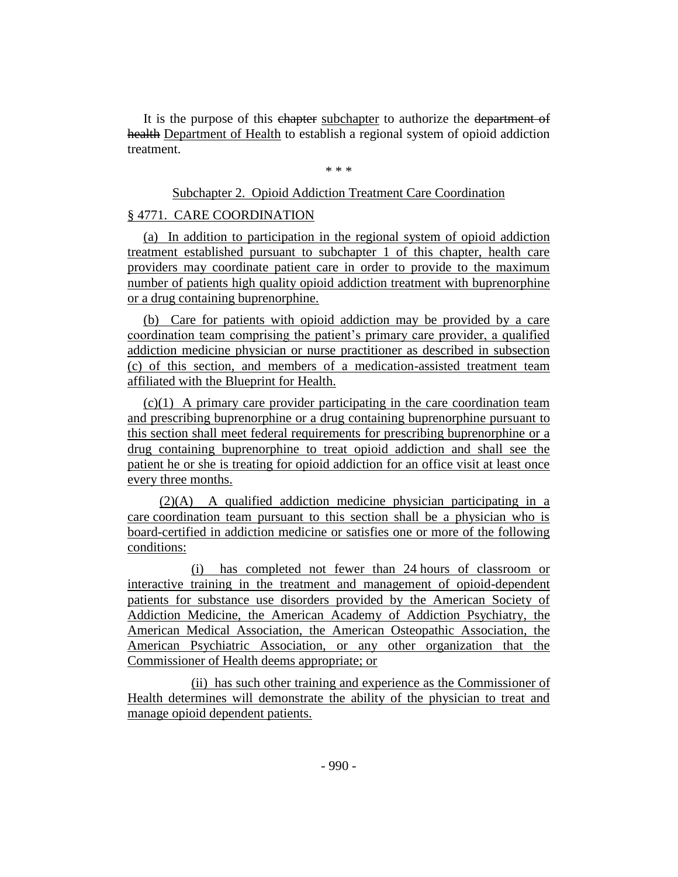It is the purpose of this ~~chapter~~ subchapter to authorize the ~~department of health~~ Department of Health to establish a regional system of opioid addiction treatment.

\* \* \*

Subchapter 2. Opioid Addiction Treatment Care Coordination

§ 4771. CARE COORDINATION

(a) In addition to participation in the regional system of opioid addiction treatment established pursuant to subchapter 1 of this chapter, health care providers may coordinate patient care in order to provide to the maximum number of patients high quality opioid addiction treatment with buprenorphine or a drug containing buprenorphine.

(b) Care for patients with opioid addiction may be provided by a care coordination team comprising the patient's primary care provider, a qualified addiction medicine physician or nurse practitioner as described in subsection (c) of this section, and members of a medication-assisted treatment team affiliated with the Blueprint for Health.

(c)(1) A primary care provider participating in the care coordination team and prescribing buprenorphine or a drug containing buprenorphine pursuant to this section shall meet federal requirements for prescribing buprenorphine or a drug containing buprenorphine to treat opioid addiction and shall see the patient he or she is treating for opioid addiction for an office visit at least once every three months.

(2)(A) A qualified addiction medicine physician participating in a care coordination team pursuant to this section shall be a physician who is board-certified in addiction medicine or satisfies one or more of the following conditions:

(i) has completed not fewer than 24 hours of classroom or interactive training in the treatment and management of opioid-dependent patients for substance use disorders provided by the American Society of Addiction Medicine, the American Academy of Addiction Psychiatry, the American Medical Association, the American Osteopathic Association, the American Psychiatric Association, or any other organization that the Commissioner of Health deems appropriate; or

(ii) has such other training and experience as the Commissioner of Health determines will demonstrate the ability of the physician to treat and manage opioid dependent patients.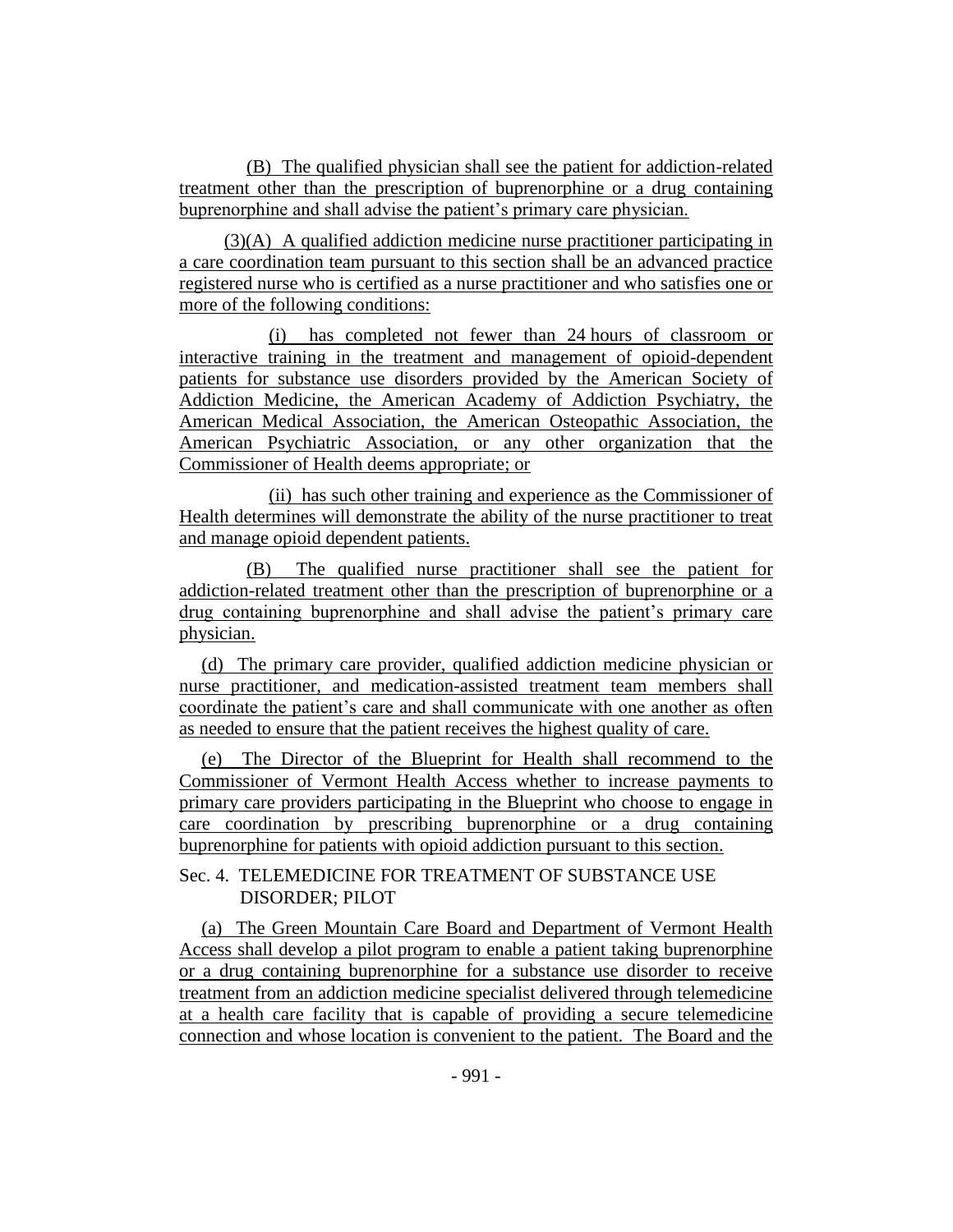(B) The qualified physician shall see the patient for addiction-related treatment other than the prescription of buprenorphine or a drug containing buprenorphine and shall advise the patient's primary care physician.

(3)(A) A qualified addiction medicine nurse practitioner participating in a care coordination team pursuant to this section shall be an advanced practice registered nurse who is certified as a nurse practitioner and who satisfies one or more of the following conditions:

(i) has completed not fewer than 24 hours of classroom or interactive training in the treatment and management of opioid-dependent patients for substance use disorders provided by the American Society of Addiction Medicine, the American Academy of Addiction Psychiatry, the American Medical Association, the American Osteopathic Association, the American Psychiatric Association, or any other organization that the Commissioner of Health deems appropriate; or

(ii) has such other training and experience as the Commissioner of Health determines will demonstrate the ability of the nurse practitioner to treat and manage opioid dependent patients.

(B) The qualified nurse practitioner shall see the patient for addiction-related treatment other than the prescription of buprenorphine or a drug containing buprenorphine and shall advise the patient's primary care physician.

(d) The primary care provider, qualified addiction medicine physician or nurse practitioner, and medication-assisted treatment team members shall coordinate the patient's care and shall communicate with one another as often as needed to ensure that the patient receives the highest quality of care.

(e) The Director of the Blueprint for Health shall recommend to the Commissioner of Vermont Health Access whether to increase payments to primary care providers participating in the Blueprint who choose to engage in care coordination by prescribing buprenorphine or a drug containing buprenorphine for patients with opioid addiction pursuant to this section.

Sec. 4. TELEMEDICINE FOR TREATMENT OF SUBSTANCE USE DISORDER; PILOT

(a) The Green Mountain Care Board and Department of Vermont Health Access shall develop a pilot program to enable a patient taking buprenorphine or a drug containing buprenorphine for a substance use disorder to receive treatment from an addiction medicine specialist delivered through telemedicine at a health care facility that is capable of providing a secure telemedicine connection and whose location is convenient to the patient. The Board and the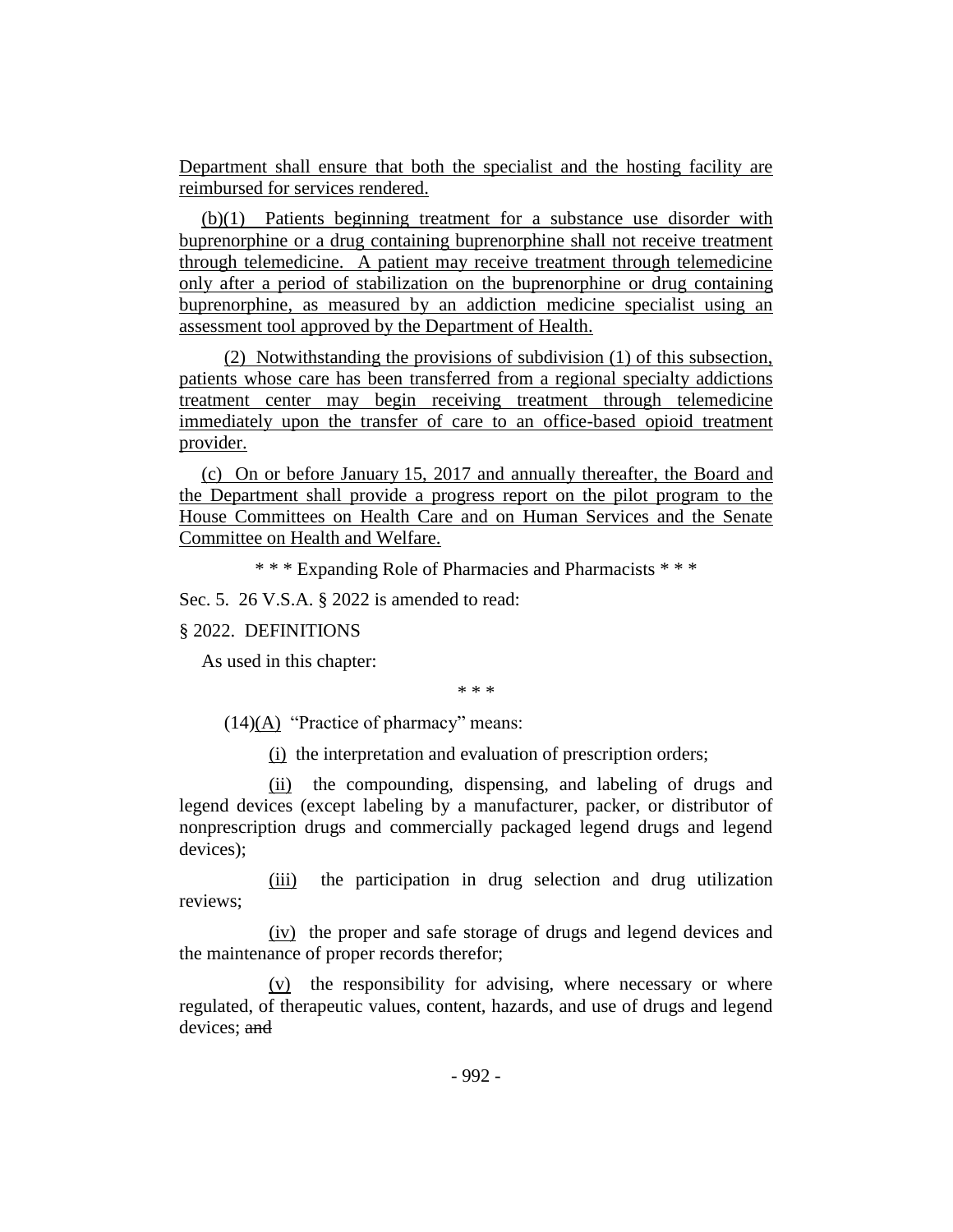Department shall ensure that both the specialist and the hosting facility are reimbursed for services rendered.

(b)(1) Patients beginning treatment for a substance use disorder with buprenorphine or a drug containing buprenorphine shall not receive treatment through telemedicine. A patient may receive treatment through telemedicine only after a period of stabilization on the buprenorphine or drug containing buprenorphine, as measured by an addiction medicine specialist using an assessment tool approved by the Department of Health.

(2) Notwithstanding the provisions of subdivision (1) of this subsection, patients whose care has been transferred from a regional specialty addictions treatment center may begin receiving treatment through telemedicine immediately upon the transfer of care to an office-based opioid treatment provider.

(c) On or before January 15, 2017 and annually thereafter, the Board and the Department shall provide a progress report on the pilot program to the House Committees on Health Care and on Human Services and the Senate Committee on Health and Welfare.

\* \* \* Expanding Role of Pharmacies and Pharmacists \* \* \*

Sec. 5. 26 V.S.A. § 2022 is amended to read:

§ 2022. DEFINITIONS

As used in this chapter:

\* \* \*

(14)(A) "Practice of pharmacy" means:

(i) the interpretation and evaluation of prescription orders;

(ii) the compounding, dispensing, and labeling of drugs and legend devices (except labeling by a manufacturer, packer, or distributor of nonprescription drugs and commercially packaged legend drugs and legend devices);

(iii) the participation in drug selection and drug utilization reviews;

(iv) the proper and safe storage of drugs and legend devices and the maintenance of proper records therefor;

(v) the responsibility for advising, where necessary or where regulated, of therapeutic values, content, hazards, and use of drugs and legend devices; ~~and~~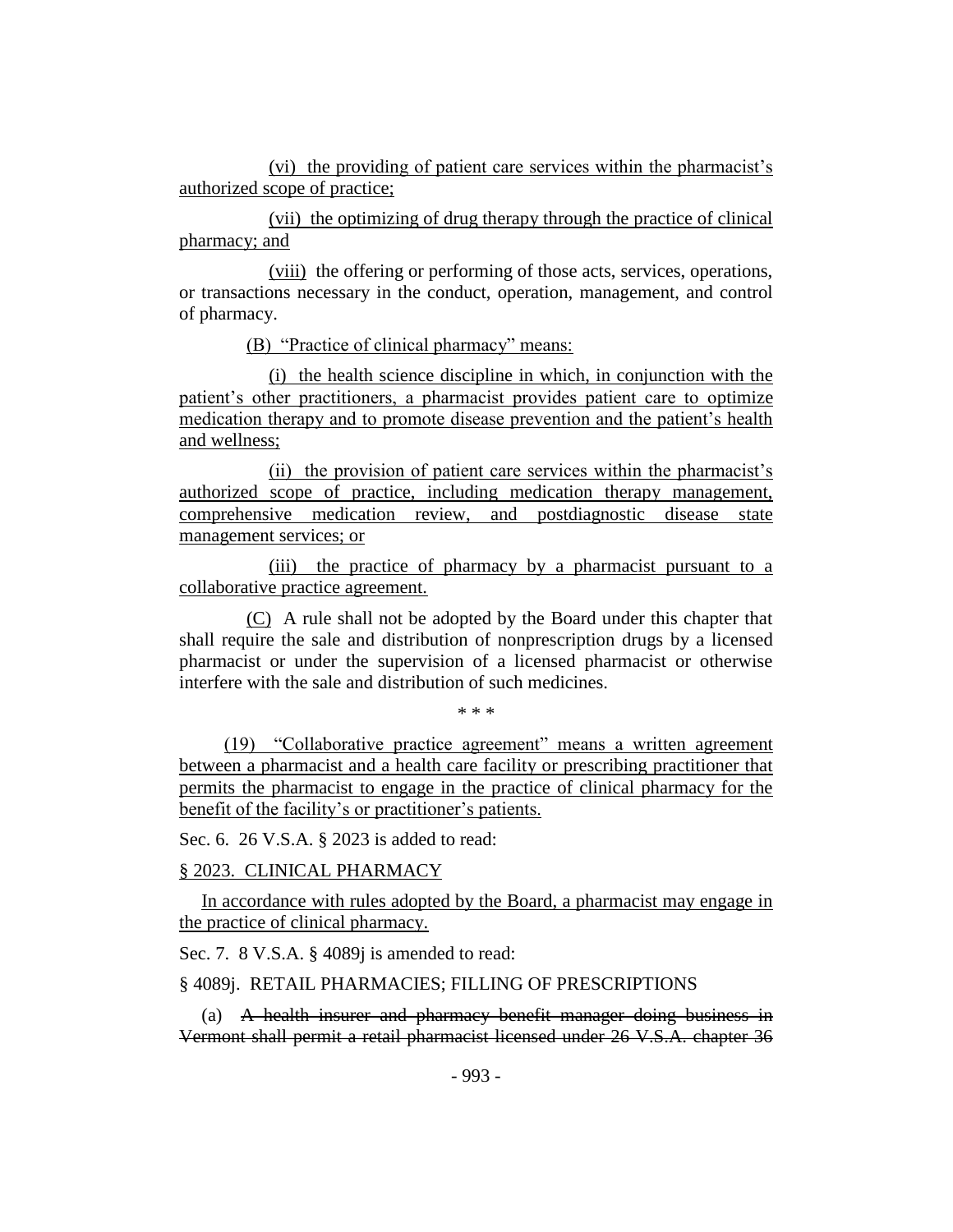(vi) the providing of patient care services within the pharmacist's authorized scope of practice;

(vii) the optimizing of drug therapy through the practice of clinical pharmacy; and

(viii) the offering or performing of those acts, services, operations, or transactions necessary in the conduct, operation, management, and control of pharmacy.

(B) "Practice of clinical pharmacy" means:

(i) the health science discipline in which, in conjunction with the patient's other practitioners, a pharmacist provides patient care to optimize medication therapy and to promote disease prevention and the patient's health and wellness;

(ii) the provision of patient care services within the pharmacist's authorized scope of practice, including medication therapy management, comprehensive medication review, and postdiagnostic disease state management services; or

(iii) the practice of pharmacy by a pharmacist pursuant to a collaborative practice agreement.

(C) A rule shall not be adopted by the Board under this chapter that shall require the sale and distribution of nonprescription drugs by a licensed pharmacist or under the supervision of a licensed pharmacist or otherwise interfere with the sale and distribution of such medicines.

\* \* \*

(19) "Collaborative practice agreement" means a written agreement between a pharmacist and a health care facility or prescribing practitioner that permits the pharmacist to engage in the practice of clinical pharmacy for the benefit of the facility's or practitioner's patients.

Sec. 6. 26 V.S.A. § 2023 is added to read:

§ 2023. CLINICAL PHARMACY

In accordance with rules adopted by the Board, a pharmacist may engage in the practice of clinical pharmacy.

Sec. 7. 8 V.S.A. § 4089j is amended to read:

§ 4089j. RETAIL PHARMACIES; FILLING OF PRESCRIPTIONS

(a) ~~A health insurer and pharmacy benefit manager doing business in Vermont shall permit a retail pharmacist licensed under 26 V.S.A. chapter 36~~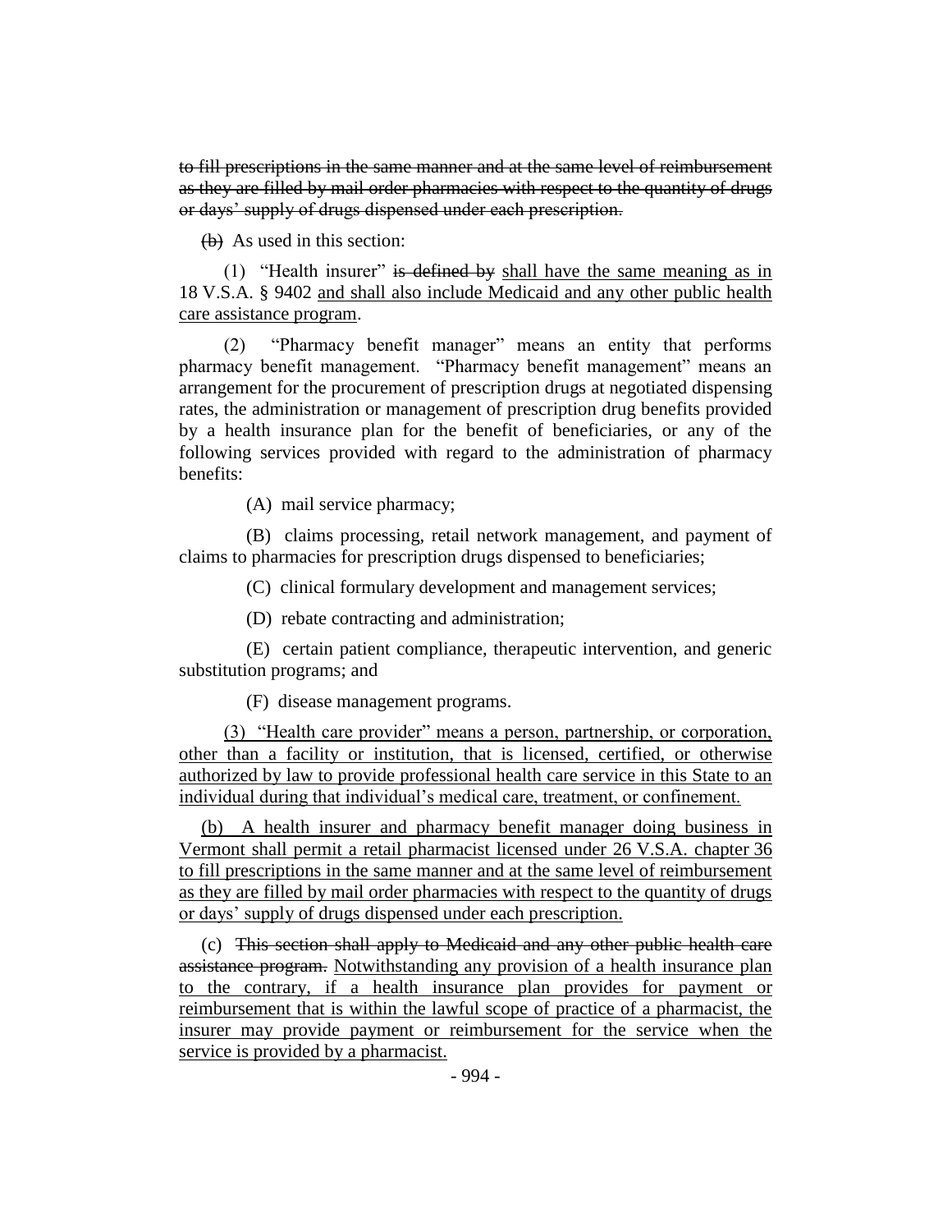~~to fill prescriptions in the same manner and at the same level of reimbursement as they are filled by mail order pharmacies with respect to the quantity of drugs or days' supply of drugs dispensed under each prescription.~~

~~(b)~~ As used in this section:

(1) "Health insurer" ~~is defined by~~ shall have the same meaning as in 18 V.S.A. § 9402 and shall also include Medicaid and any other public health care assistance program.

(2) "Pharmacy benefit manager" means an entity that performs pharmacy benefit management. "Pharmacy benefit management" means an arrangement for the procurement of prescription drugs at negotiated dispensing rates, the administration or management of prescription drug benefits provided by a health insurance plan for the benefit of beneficiaries, or any of the following services provided with regard to the administration of pharmacy benefits:

(A) mail service pharmacy;

(B) claims processing, retail network management, and payment of claims to pharmacies for prescription drugs dispensed to beneficiaries;

(C) clinical formulary development and management services;

(D) rebate contracting and administration;

(E) certain patient compliance, therapeutic intervention, and generic substitution programs; and

(F) disease management programs.

(3) "Health care provider" means a person, partnership, or corporation, other than a facility or institution, that is licensed, certified, or otherwise authorized by law to provide professional health care service in this State to an individual during that individual's medical care, treatment, or confinement.

(b) A health insurer and pharmacy benefit manager doing business in Vermont shall permit a retail pharmacist licensed under 26 V.S.A. chapter 36 to fill prescriptions in the same manner and at the same level of reimbursement as they are filled by mail order pharmacies with respect to the quantity of drugs or days' supply of drugs dispensed under each prescription.

(c) ~~This section shall apply to Medicaid and any other public health care assistance program.~~ Notwithstanding any provision of a health insurance plan to the contrary, if a health insurance plan provides for payment or reimbursement that is within the lawful scope of practice of a pharmacist, the insurer may provide payment or reimbursement for the service when the service is provided by a pharmacist.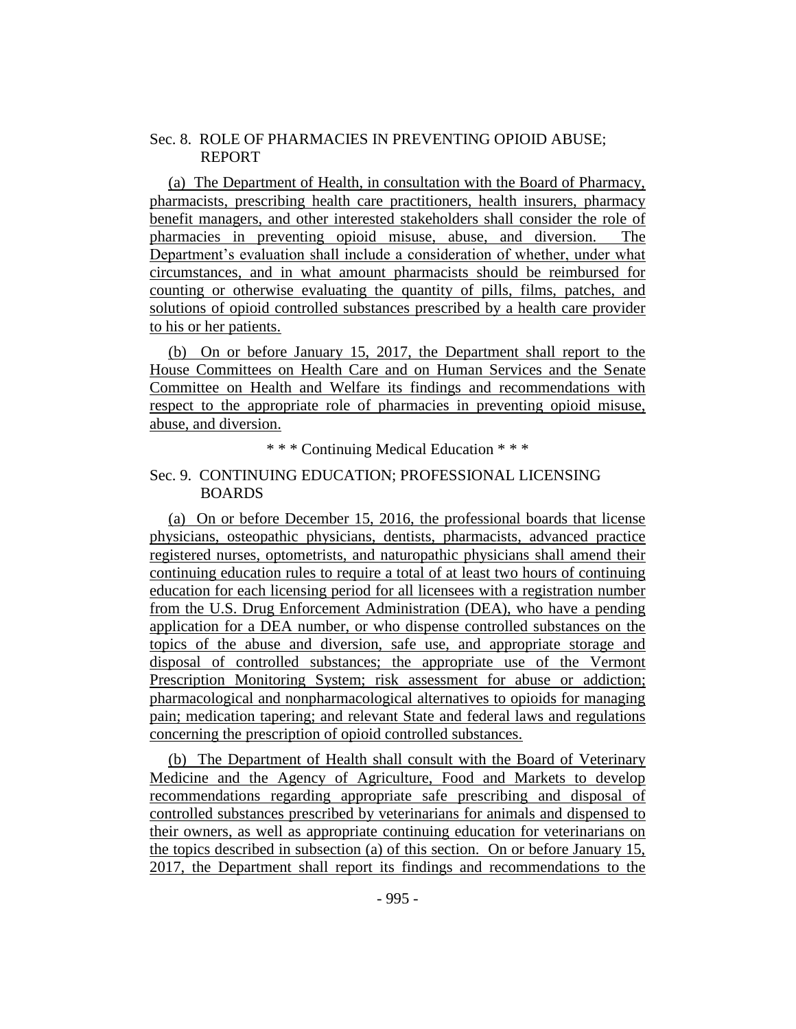Sec. 8. ROLE OF PHARMACIES IN PREVENTING OPIOID ABUSE; REPORT

(a) The Department of Health, in consultation with the Board of Pharmacy, pharmacists, prescribing health care practitioners, health insurers, pharmacy benefit managers, and other interested stakeholders shall consider the role of pharmacies in preventing opioid misuse, abuse, and diversion. The Department's evaluation shall include a consideration of whether, under what circumstances, and in what amount pharmacists should be reimbursed for counting or otherwise evaluating the quantity of pills, films, patches, and solutions of opioid controlled substances prescribed by a health care provider to his or her patients.

(b) On or before January 15, 2017, the Department shall report to the House Committees on Health Care and on Human Services and the Senate Committee on Health and Welfare its findings and recommendations with respect to the appropriate role of pharmacies in preventing opioid misuse, abuse, and diversion.

\* \* \* Continuing Medical Education \* \* \*

Sec. 9. CONTINUING EDUCATION; PROFESSIONAL LICENSING BOARDS

(a) On or before December 15, 2016, the professional boards that license physicians, osteopathic physicians, dentists, pharmacists, advanced practice registered nurses, optometrists, and naturopathic physicians shall amend their continuing education rules to require a total of at least two hours of continuing education for each licensing period for all licensees with a registration number from the U.S. Drug Enforcement Administration (DEA), who have a pending application for a DEA number, or who dispense controlled substances on the topics of the abuse and diversion, safe use, and appropriate storage and disposal of controlled substances; the appropriate use of the Vermont Prescription Monitoring System; risk assessment for abuse or addiction; pharmacological and nonpharmacological alternatives to opioids for managing pain; medication tapering; and relevant State and federal laws and regulations concerning the prescription of opioid controlled substances.

(b) The Department of Health shall consult with the Board of Veterinary Medicine and the Agency of Agriculture, Food and Markets to develop recommendations regarding appropriate safe prescribing and disposal of controlled substances prescribed by veterinarians for animals and dispensed to their owners, as well as appropriate continuing education for veterinarians on the topics described in subsection (a) of this section. On or before January 15, 2017, the Department shall report its findings and recommendations to the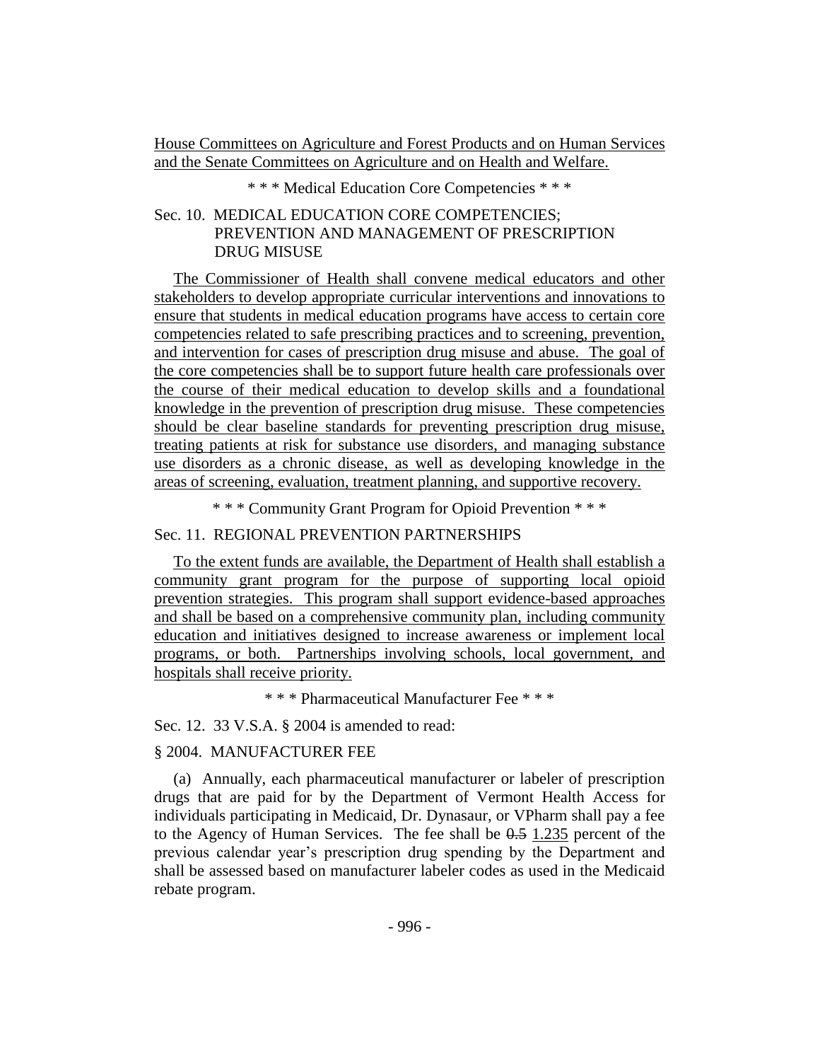House Committees on Agriculture and Forest Products and on Human Services and the Senate Committees on Agriculture and on Health and Welfare.

\* \* \* Medical Education Core Competencies \* \* \*

Sec. 10. MEDICAL EDUCATION CORE COMPETENCIES; PREVENTION AND MANAGEMENT OF PRESCRIPTION DRUG MISUSE

The Commissioner of Health shall convene medical educators and other stakeholders to develop appropriate curricular interventions and innovations to ensure that students in medical education programs have access to certain core competencies related to safe prescribing practices and to screening, prevention, and intervention for cases of prescription drug misuse and abuse. The goal of the core competencies shall be to support future health care professionals over the course of their medical education to develop skills and a foundational knowledge in the prevention of prescription drug misuse. These competencies should be clear baseline standards for preventing prescription drug misuse, treating patients at risk for substance use disorders, and managing substance use disorders as a chronic disease, as well as developing knowledge in the areas of screening, evaluation, treatment planning, and supportive recovery.

\* \* \* Community Grant Program for Opioid Prevention \* \* \*

Sec. 11. REGIONAL PREVENTION PARTNERSHIPS

To the extent funds are available, the Department of Health shall establish a community grant program for the purpose of supporting local opioid prevention strategies. This program shall support evidence-based approaches and shall be based on a comprehensive community plan, including community education and initiatives designed to increase awareness or implement local programs, or both. Partnerships involving schools, local government, and hospitals shall receive priority.

\* \* \* Pharmaceutical Manufacturer Fee \* \* \*

Sec. 12. 33 V.S.A. § 2004 is amended to read:

§ 2004. MANUFACTURER FEE

(a) Annually, each pharmaceutical manufacturer or labeler of prescription drugs that are paid for by the Department of Vermont Health Access for individuals participating in Medicaid, Dr. Dynasaur, or VPharm shall pay a fee to the Agency of Human Services. The fee shall be ~~0.5~~ 1.235 percent of the previous calendar year's prescription drug spending by the Department and shall be assessed based on manufacturer labeler codes as used in the Medicaid rebate program.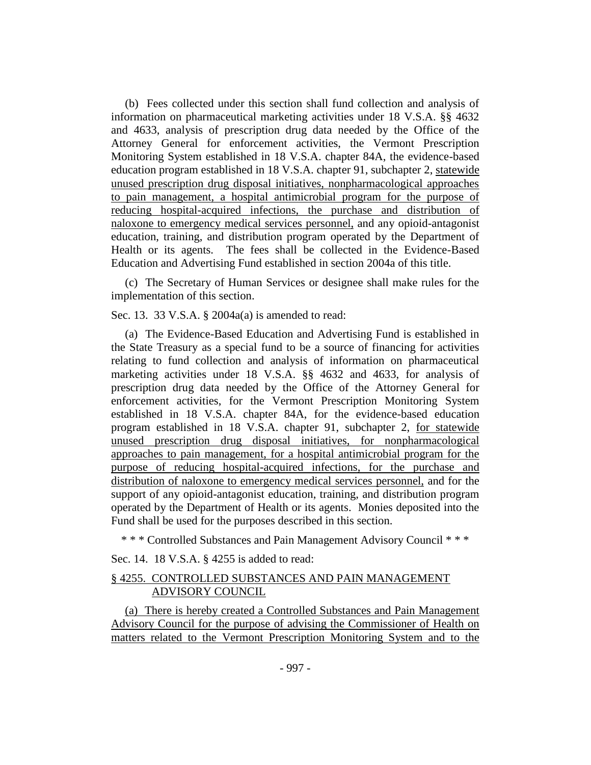(b) Fees collected under this section shall fund collection and analysis of information on pharmaceutical marketing activities under 18 V.S.A. §§ 4632 and 4633, analysis of prescription drug data needed by the Office of the Attorney General for enforcement activities, the Vermont Prescription Monitoring System established in 18 V.S.A. chapter 84A, the evidence-based education program established in 18 V.S.A. chapter 91, subchapter 2, statewide unused prescription drug disposal initiatives, nonpharmacological approaches to pain management, a hospital antimicrobial program for the purpose of reducing hospital-acquired infections, the purchase and distribution of naloxone to emergency medical services personnel, and any opioid-antagonist education, training, and distribution program operated by the Department of Health or its agents. The fees shall be collected in the Evidence-Based Education and Advertising Fund established in section 2004a of this title.

(c) The Secretary of Human Services or designee shall make rules for the implementation of this section.

Sec. 13. 33 V.S.A. § 2004a(a) is amended to read:

(a) The Evidence-Based Education and Advertising Fund is established in the State Treasury as a special fund to be a source of financing for activities relating to fund collection and analysis of information on pharmaceutical marketing activities under 18 V.S.A. §§ 4632 and 4633, for analysis of prescription drug data needed by the Office of the Attorney General for enforcement activities, for the Vermont Prescription Monitoring System established in 18 V.S.A. chapter 84A, for the evidence-based education program established in 18 V.S.A. chapter 91, subchapter 2, for statewide unused prescription drug disposal initiatives, for nonpharmacological approaches to pain management, for a hospital antimicrobial program for the purpose of reducing hospital-acquired infections, for the purchase and distribution of naloxone to emergency medical services personnel, and for the support of any opioid-antagonist education, training, and distribution program operated by the Department of Health or its agents. Monies deposited into the Fund shall be used for the purposes described in this section.

\* \* \* Controlled Substances and Pain Management Advisory Council \* \* \*

Sec. 14. 18 V.S.A. § 4255 is added to read:

§ 4255. CONTROLLED SUBSTANCES AND PAIN MANAGEMENT ADVISORY COUNCIL

(a) There is hereby created a Controlled Substances and Pain Management Advisory Council for the purpose of advising the Commissioner of Health on matters related to the Vermont Prescription Monitoring System and to the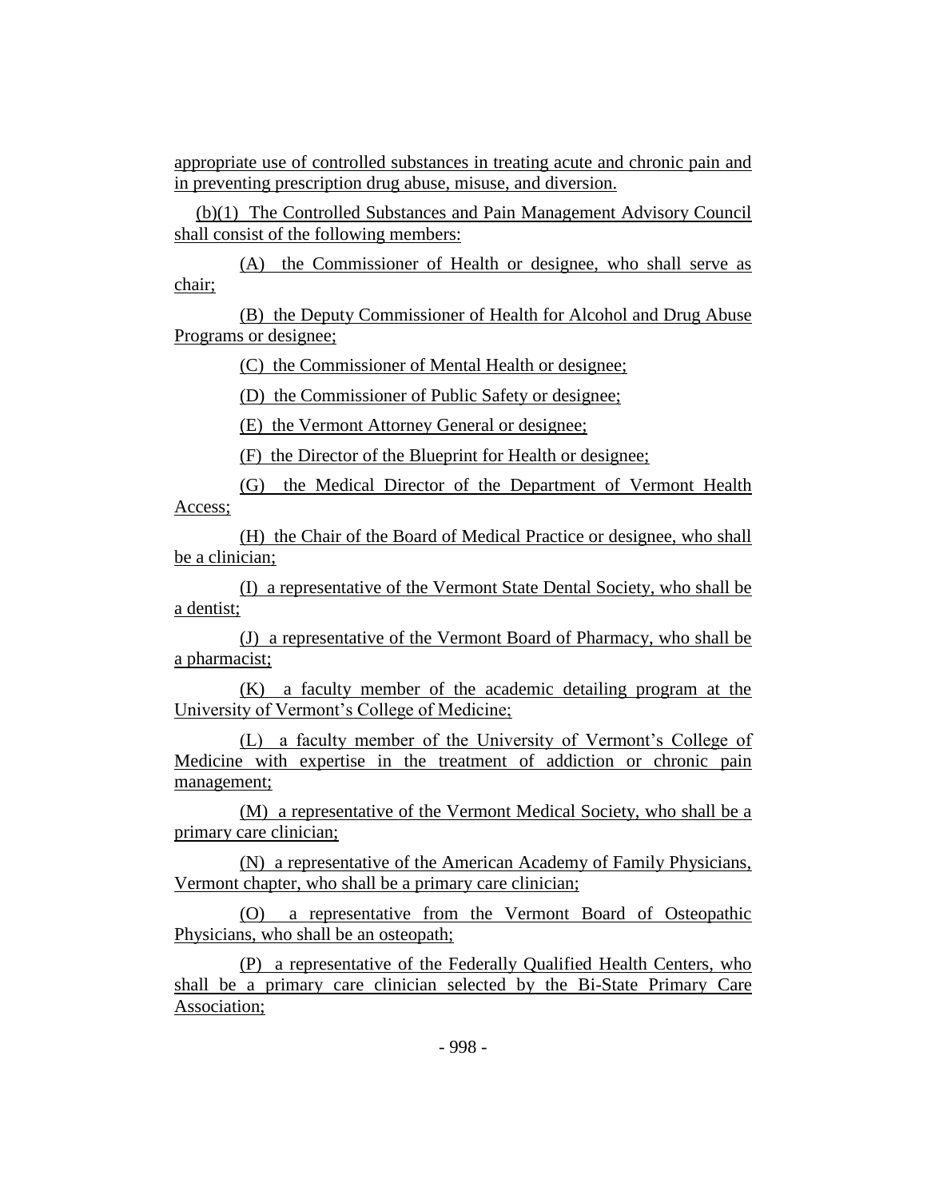appropriate use of controlled substances in treating acute and chronic pain and in preventing prescription drug abuse, misuse, and diversion.

(b)(1) The Controlled Substances and Pain Management Advisory Council shall consist of the following members:

(A) the Commissioner of Health or designee, who shall serve as chair;

(B) the Deputy Commissioner of Health for Alcohol and Drug Abuse Programs or designee;

(C) the Commissioner of Mental Health or designee;

(D) the Commissioner of Public Safety or designee;

(E) the Vermont Attorney General or designee;

(F) the Director of the Blueprint for Health or designee;

(G) the Medical Director of the Department of Vermont Health Access;

(H) the Chair of the Board of Medical Practice or designee, who shall be a clinician;

(I) a representative of the Vermont State Dental Society, who shall be a dentist;

(J) a representative of the Vermont Board of Pharmacy, who shall be a pharmacist;

(K) a faculty member of the academic detailing program at the University of Vermont's College of Medicine;

(L) a faculty member of the University of Vermont's College of Medicine with expertise in the treatment of addiction or chronic pain management;

(M) a representative of the Vermont Medical Society, who shall be a primary care clinician;

(N) a representative of the American Academy of Family Physicians, Vermont chapter, who shall be a primary care clinician;

(O) a representative from the Vermont Board of Osteopathic Physicians, who shall be an osteopath;

(P) a representative of the Federally Qualified Health Centers, who shall be a primary care clinician selected by the Bi-State Primary Care Association;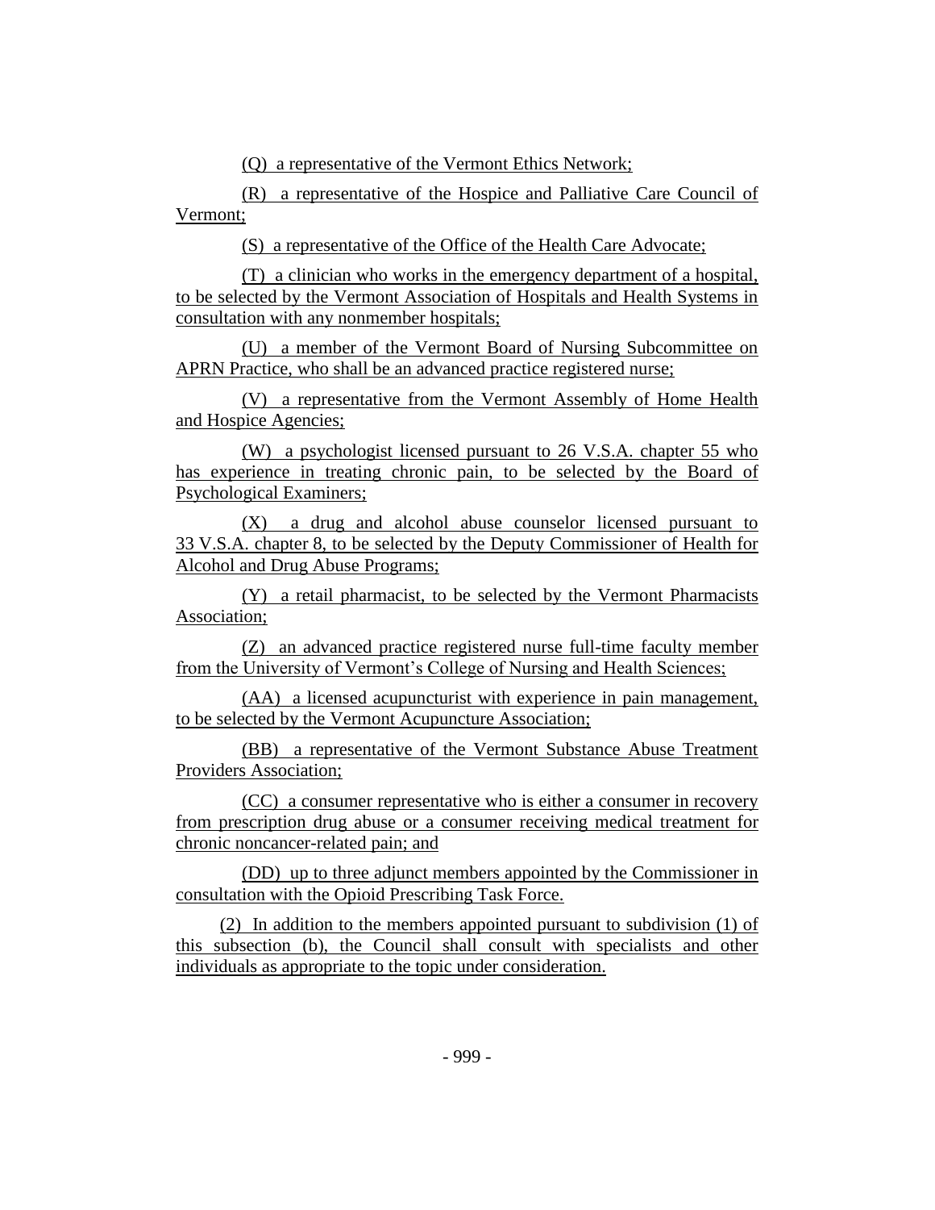(Q) a representative of the Vermont Ethics Network;

(R) a representative of the Hospice and Palliative Care Council of Vermont;

(S) a representative of the Office of the Health Care Advocate;

(T) a clinician who works in the emergency department of a hospital, to be selected by the Vermont Association of Hospitals and Health Systems in consultation with any nonmember hospitals;

(U) a member of the Vermont Board of Nursing Subcommittee on APRN Practice, who shall be an advanced practice registered nurse;

(V) a representative from the Vermont Assembly of Home Health and Hospice Agencies;

(W) a psychologist licensed pursuant to 26 V.S.A. chapter 55 who has experience in treating chronic pain, to be selected by the Board of Psychological Examiners;

(X) a drug and alcohol abuse counselor licensed pursuant to 33 V.S.A. chapter 8, to be selected by the Deputy Commissioner of Health for Alcohol and Drug Abuse Programs;

(Y) a retail pharmacist, to be selected by the Vermont Pharmacists Association;

(Z) an advanced practice registered nurse full-time faculty member from the University of Vermont's College of Nursing and Health Sciences;

(AA) a licensed acupuncturist with experience in pain management, to be selected by the Vermont Acupuncture Association;

(BB) a representative of the Vermont Substance Abuse Treatment Providers Association;

(CC) a consumer representative who is either a consumer in recovery from prescription drug abuse or a consumer receiving medical treatment for chronic noncancer-related pain; and

(DD) up to three adjunct members appointed by the Commissioner in consultation with the Opioid Prescribing Task Force.

(2) In addition to the members appointed pursuant to subdivision (1) of this subsection (b), the Council shall consult with specialists and other individuals as appropriate to the topic under consideration.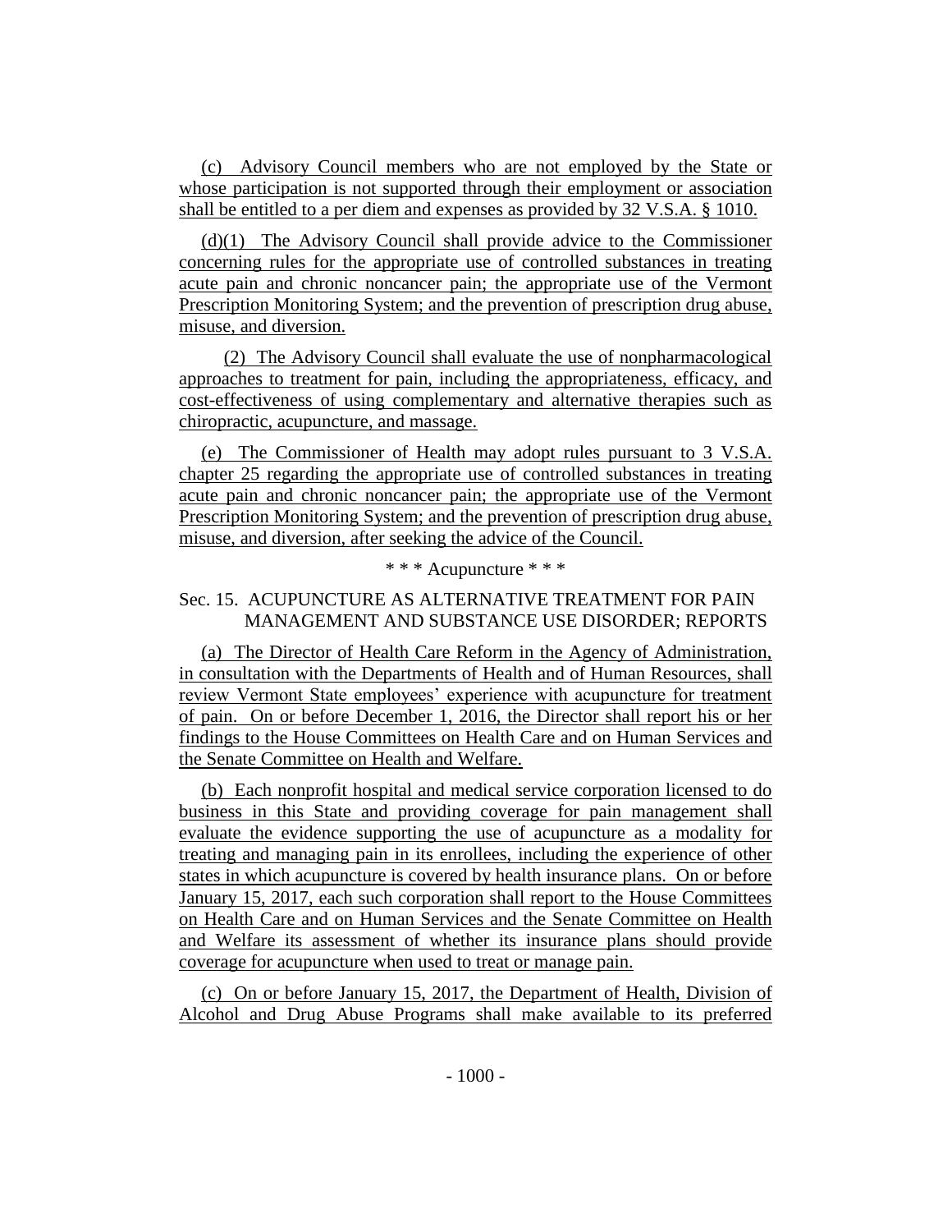(c) Advisory Council members who are not employed by the State or whose participation is not supported through their employment or association shall be entitled to a per diem and expenses as provided by 32 V.S.A. § 1010.

(d)(1) The Advisory Council shall provide advice to the Commissioner concerning rules for the appropriate use of controlled substances in treating acute pain and chronic noncancer pain; the appropriate use of the Vermont Prescription Monitoring System; and the prevention of prescription drug abuse, misuse, and diversion.

(2) The Advisory Council shall evaluate the use of nonpharmacological approaches to treatment for pain, including the appropriateness, efficacy, and cost-effectiveness of using complementary and alternative therapies such as chiropractic, acupuncture, and massage.

(e) The Commissioner of Health may adopt rules pursuant to 3 V.S.A. chapter 25 regarding the appropriate use of controlled substances in treating acute pain and chronic noncancer pain; the appropriate use of the Vermont Prescription Monitoring System; and the prevention of prescription drug abuse, misuse, and diversion, after seeking the advice of the Council.

\* \* \* Acupuncture \* \* \*

Sec. 15. ACUPUNCTURE AS ALTERNATIVE TREATMENT FOR PAIN MANAGEMENT AND SUBSTANCE USE DISORDER; REPORTS

(a) The Director of Health Care Reform in the Agency of Administration, in consultation with the Departments of Health and of Human Resources, shall review Vermont State employees' experience with acupuncture for treatment of pain. On or before December 1, 2016, the Director shall report his or her findings to the House Committees on Health Care and on Human Services and the Senate Committee on Health and Welfare.

(b) Each nonprofit hospital and medical service corporation licensed to do business in this State and providing coverage for pain management shall evaluate the evidence supporting the use of acupuncture as a modality for treating and managing pain in its enrollees, including the experience of other states in which acupuncture is covered by health insurance plans. On or before January 15, 2017, each such corporation shall report to the House Committees on Health Care and on Human Services and the Senate Committee on Health and Welfare its assessment of whether its insurance plans should provide coverage for acupuncture when used to treat or manage pain.

(c) On or before January 15, 2017, the Department of Health, Division of Alcohol and Drug Abuse Programs shall make available to its preferred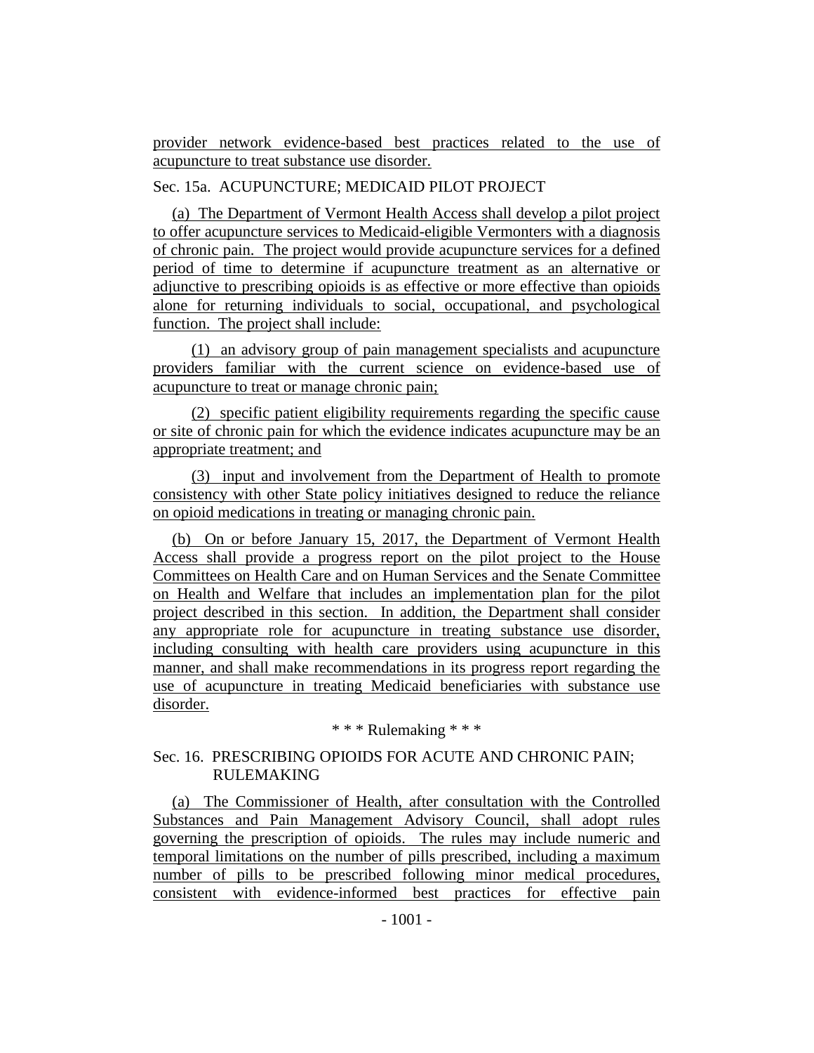provider network evidence-based best practices related to the use of acupuncture to treat substance use disorder.

Sec. 15a. ACUPUNCTURE; MEDICAID PILOT PROJECT

(a) The Department of Vermont Health Access shall develop a pilot project to offer acupuncture services to Medicaid-eligible Vermonters with a diagnosis of chronic pain. The project would provide acupuncture services for a defined period of time to determine if acupuncture treatment as an alternative or adjunctive to prescribing opioids is as effective or more effective than opioids alone for returning individuals to social, occupational, and psychological function. The project shall include:

(1) an advisory group of pain management specialists and acupuncture providers familiar with the current science on evidence-based use of acupuncture to treat or manage chronic pain;

(2) specific patient eligibility requirements regarding the specific cause or site of chronic pain for which the evidence indicates acupuncture may be an appropriate treatment; and

(3) input and involvement from the Department of Health to promote consistency with other State policy initiatives designed to reduce the reliance on opioid medications in treating or managing chronic pain.

(b) On or before January 15, 2017, the Department of Vermont Health Access shall provide a progress report on the pilot project to the House Committees on Health Care and on Human Services and the Senate Committee on Health and Welfare that includes an implementation plan for the pilot project described in this section. In addition, the Department shall consider any appropriate role for acupuncture in treating substance use disorder, including consulting with health care providers using acupuncture in this manner, and shall make recommendations in its progress report regarding the use of acupuncture in treating Medicaid beneficiaries with substance use disorder.

\* \* \* Rulemaking \* \* \*

Sec. 16. PRESCRIBING OPIOIDS FOR ACUTE AND CHRONIC PAIN; RULEMAKING

(a) The Commissioner of Health, after consultation with the Controlled Substances and Pain Management Advisory Council, shall adopt rules governing the prescription of opioids. The rules may include numeric and temporal limitations on the number of pills prescribed, including a maximum number of pills to be prescribed following minor medical procedures, consistent with evidence-informed best practices for effective pain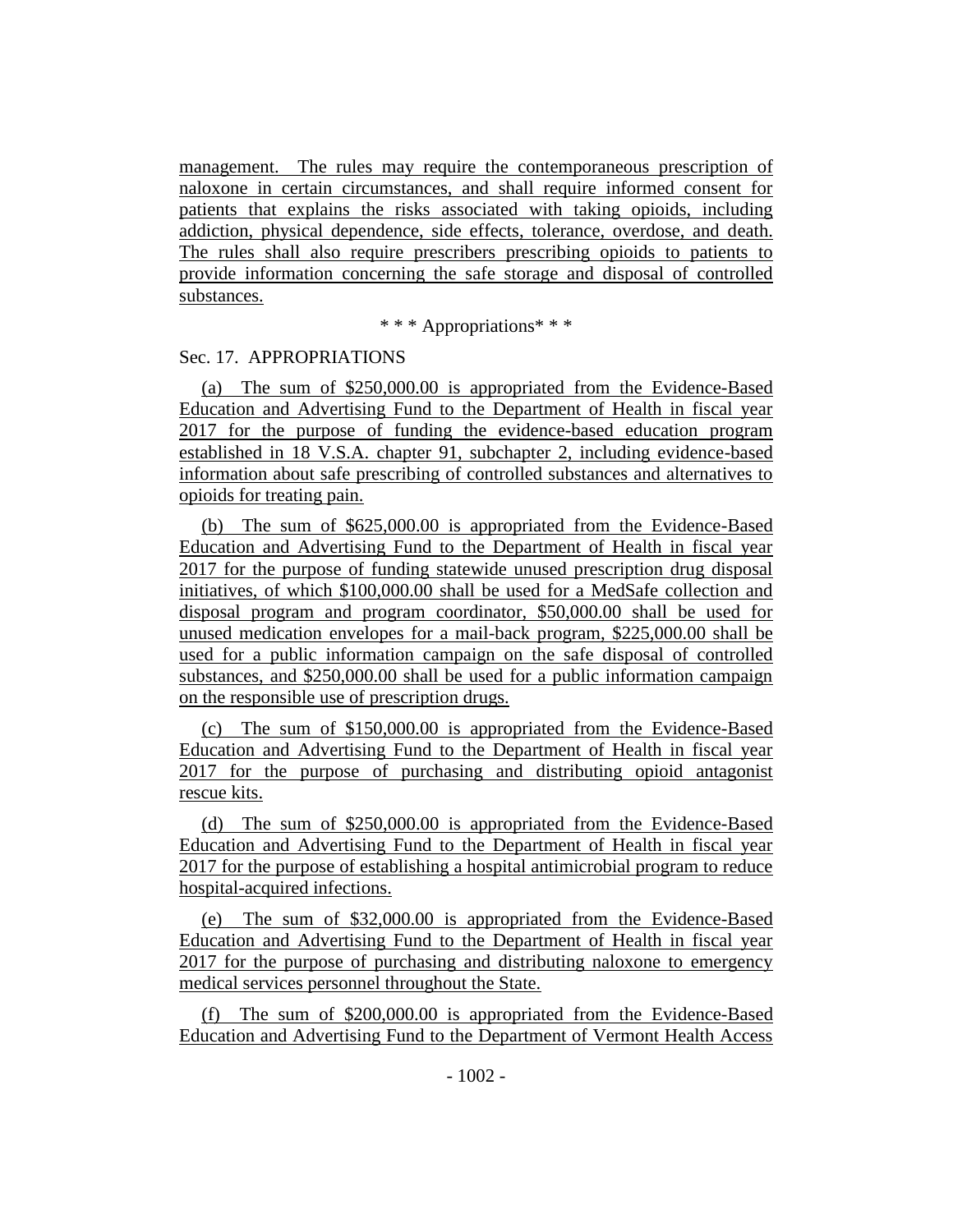management. The rules may require the contemporaneous prescription of naloxone in certain circumstances, and shall require informed consent for patients that explains the risks associated with taking opioids, including addiction, physical dependence, side effects, tolerance, overdose, and death. The rules shall also require prescribers prescribing opioids to patients to provide information concerning the safe storage and disposal of controlled substances.

\* \* \* Appropriations\* \* \*

Sec. 17. APPROPRIATIONS

(a) The sum of $250,000.00 is appropriated from the Evidence-Based Education and Advertising Fund to the Department of Health in fiscal year 2017 for the purpose of funding the evidence-based education program established in 18 V.S.A. chapter 91, subchapter 2, including evidence-based information about safe prescribing of controlled substances and alternatives to opioids for treating pain.

(b) The sum of $625,000.00 is appropriated from the Evidence-Based Education and Advertising Fund to the Department of Health in fiscal year 2017 for the purpose of funding statewide unused prescription drug disposal initiatives, of which $100,000.00 shall be used for a MedSafe collection and disposal program and program coordinator, $50,000.00 shall be used for unused medication envelopes for a mail-back program, $225,000.00 shall be used for a public information campaign on the safe disposal of controlled substances, and $250,000.00 shall be used for a public information campaign on the responsible use of prescription drugs.

(c) The sum of $150,000.00 is appropriated from the Evidence-Based Education and Advertising Fund to the Department of Health in fiscal year 2017 for the purpose of purchasing and distributing opioid antagonist rescue kits.

(d) The sum of $250,000.00 is appropriated from the Evidence-Based Education and Advertising Fund to the Department of Health in fiscal year 2017 for the purpose of establishing a hospital antimicrobial program to reduce hospital-acquired infections.

(e) The sum of $32,000.00 is appropriated from the Evidence-Based Education and Advertising Fund to the Department of Health in fiscal year 2017 for the purpose of purchasing and distributing naloxone to emergency medical services personnel throughout the State.

(f) The sum of $200,000.00 is appropriated from the Evidence-Based Education and Advertising Fund to the Department of Vermont Health Access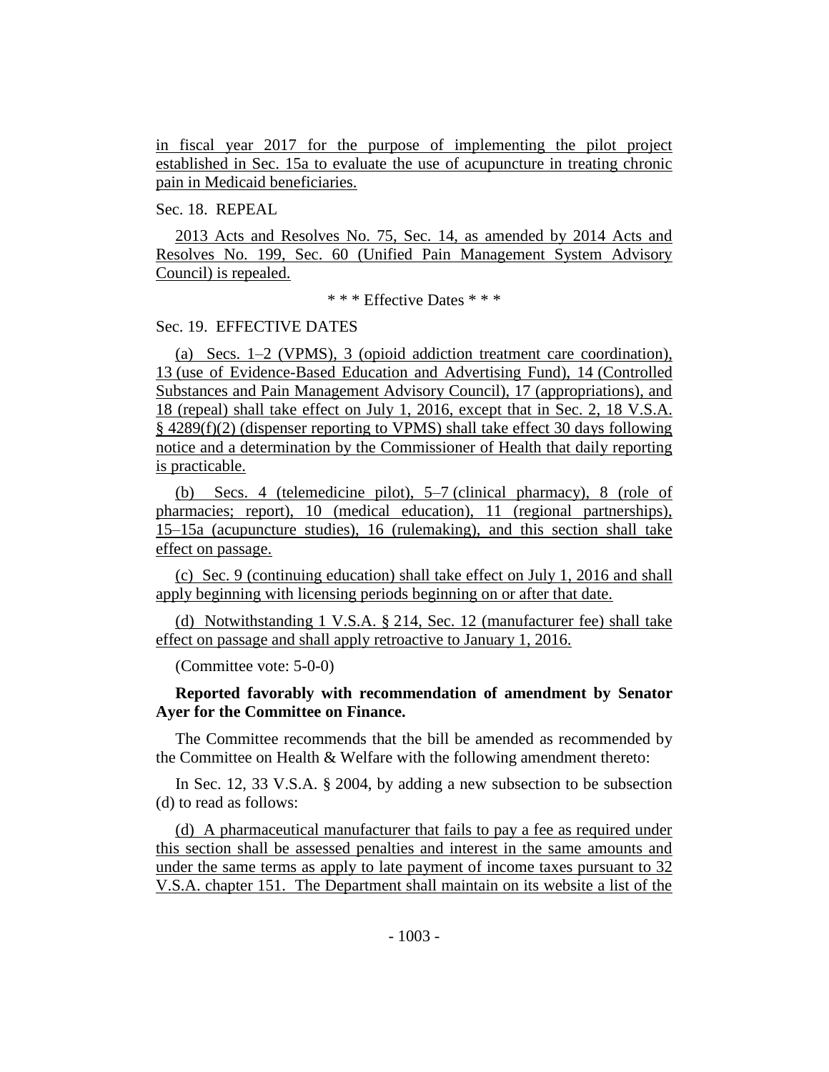in fiscal year 2017 for the purpose of implementing the pilot project established in Sec. 15a to evaluate the use of acupuncture in treating chronic pain in Medicaid beneficiaries.

Sec. 18. REPEAL

2013 Acts and Resolves No. 75, Sec. 14, as amended by 2014 Acts and Resolves No. 199, Sec. 60 (Unified Pain Management System Advisory Council) is repealed.

\* \* \* Effective Dates \* \* \*

Sec. 19. EFFECTIVE DATES

(a) Secs. 1–2 (VPMS), 3 (opioid addiction treatment care coordination), 13 (use of Evidence-Based Education and Advertising Fund), 14 (Controlled Substances and Pain Management Advisory Council), 17 (appropriations), and 18 (repeal) shall take effect on July 1, 2016, except that in Sec. 2, 18 V.S.A. § 4289(f)(2) (dispenser reporting to VPMS) shall take effect 30 days following notice and a determination by the Commissioner of Health that daily reporting is practicable.

(b) Secs. 4 (telemedicine pilot), 5–7 (clinical pharmacy), 8 (role of pharmacies; report), 10 (medical education), 11 (regional partnerships), 15–15a (acupuncture studies), 16 (rulemaking), and this section shall take effect on passage.

(c) Sec. 9 (continuing education) shall take effect on July 1, 2016 and shall apply beginning with licensing periods beginning on or after that date.

(d) Notwithstanding 1 V.S.A. § 214, Sec. 12 (manufacturer fee) shall take effect on passage and shall apply retroactive to January 1, 2016.

(Committee vote: 5-0-0)

**Reported favorably with recommendation of amendment by Senator Ayer for the Committee on Finance.**

The Committee recommends that the bill be amended as recommended by the Committee on Health & Welfare with the following amendment thereto:

In Sec. 12, 33 V.S.A. § 2004, by adding a new subsection to be subsection (d) to read as follows:

(d) A pharmaceutical manufacturer that fails to pay a fee as required under this section shall be assessed penalties and interest in the same amounts and under the same terms as apply to late payment of income taxes pursuant to 32 V.S.A. chapter 151. The Department shall maintain on its website a list of the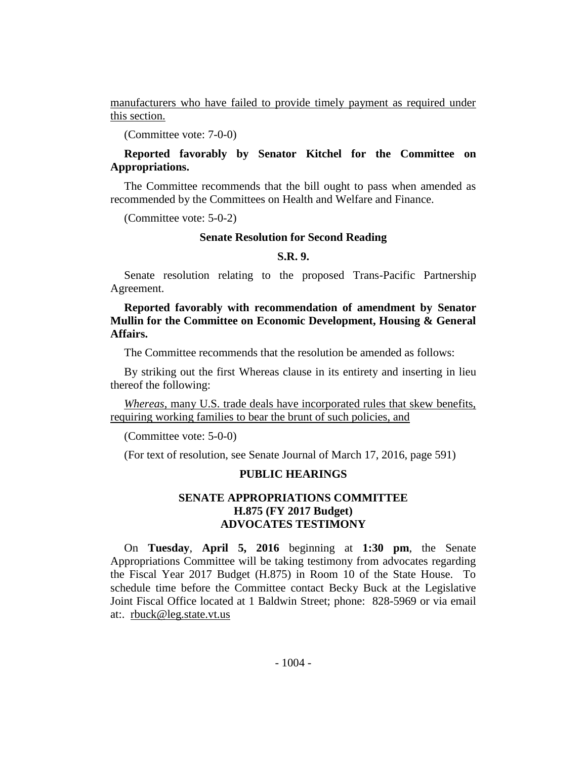<u>manufacturers who have failed to provide timely payment as required under this section.</u>

(Committee vote: 7-0-0)

**Reported favorably by Senator Kitchel for the Committee on Appropriations.**

The Committee recommends that the bill ought to pass when amended as recommended by the Committees on Health and Welfare and Finance.

(Committee vote: 5-0-2)

### Senate Resolution for Second Reading

### S.R. 9.

Senate resolution relating to the proposed Trans-Pacific Partnership Agreement.

**Reported favorably with recommendation of amendment by Senator Mullin for the Committee on Economic Development, Housing & General Affairs.**

The Committee recommends that the resolution be amended as follows:

By striking out the first Whereas clause in its entirety and inserting in lieu thereof the following:

<u>*Whereas*, many U.S. trade deals have incorporated rules that skew benefits, requiring working families to bear the brunt of such policies, and</u>

(Committee vote: 5-0-0)

(For text of resolution, see Senate Journal of March 17, 2016, page 591)

## PUBLIC HEARINGS

### SENATE APPROPRIATIONS COMMITTEE
### H.875 (FY 2017 Budget)
### ADVOCATES TESTIMONY

On **Tuesday**, **April 5, 2016** beginning at **1:30 pm**, the Senate Appropriations Committee will be taking testimony from advocates regarding the Fiscal Year 2017 Budget (H.875) in Room 10 of the State House. To schedule time before the Committee contact Becky Buck at the Legislative Joint Fiscal Office located at 1 Baldwin Street; phone: 828-5969 or via email at:. rbuck@leg.state.vt.us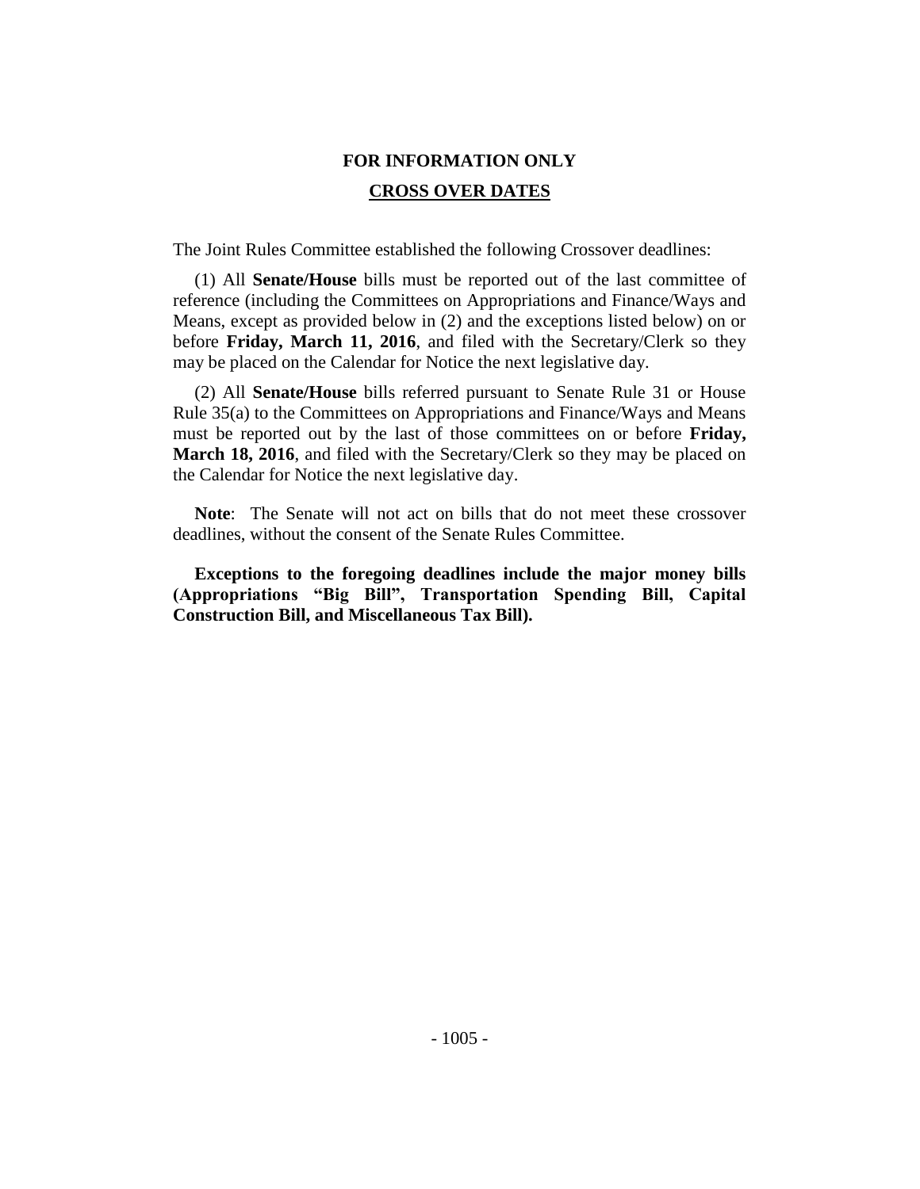# FOR INFORMATION ONLY

## CROSS OVER DATES

The Joint Rules Committee established the following Crossover deadlines:

(1) All **Senate/House** bills must be reported out of the last committee of reference (including the Committees on Appropriations and Finance/Ways and Means, except as provided below in (2) and the exceptions listed below) on or before **Friday, March 11, 2016**, and filed with the Secretary/Clerk so they may be placed on the Calendar for Notice the next legislative day.

(2) All **Senate/House** bills referred pursuant to Senate Rule 31 or House Rule 35(a) to the Committees on Appropriations and Finance/Ways and Means must be reported out by the last of those committees on or before **Friday, March 18, 2016**, and filed with the Secretary/Clerk so they may be placed on the Calendar for Notice the next legislative day.

**Note**: The Senate will not act on bills that do not meet these crossover deadlines, without the consent of the Senate Rules Committee.

**Exceptions to the foregoing deadlines include the major money bills (Appropriations "Big Bill", Transportation Spending Bill, Capital Construction Bill, and Miscellaneous Tax Bill).**